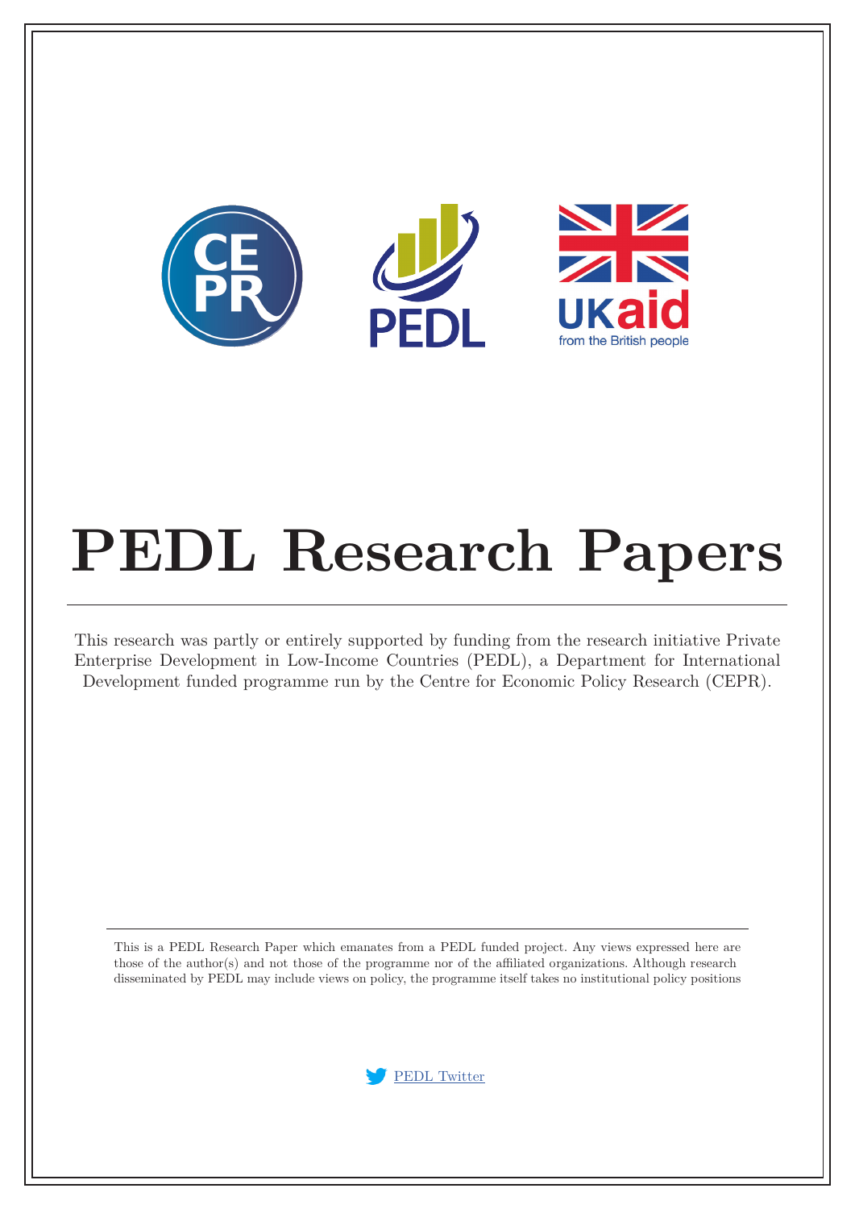# PEDL Research Papers

This research was partly or entirely supported by funding from the research initiative Private Enterprise Development in Low-Income Countries (PEDL), a Department for International Development funded programme run by the Centre for Economic Policy Research (CEPR).

This is a PEDL Research Paper which emanates from a PEDL funded project. Any views expressed here are those of the author(s) and not those of the programme nor of the affiliated organizations. Although research disseminated by PEDL may include views on policy, the programme itself takes no institutional policy positions

PEDL Twitter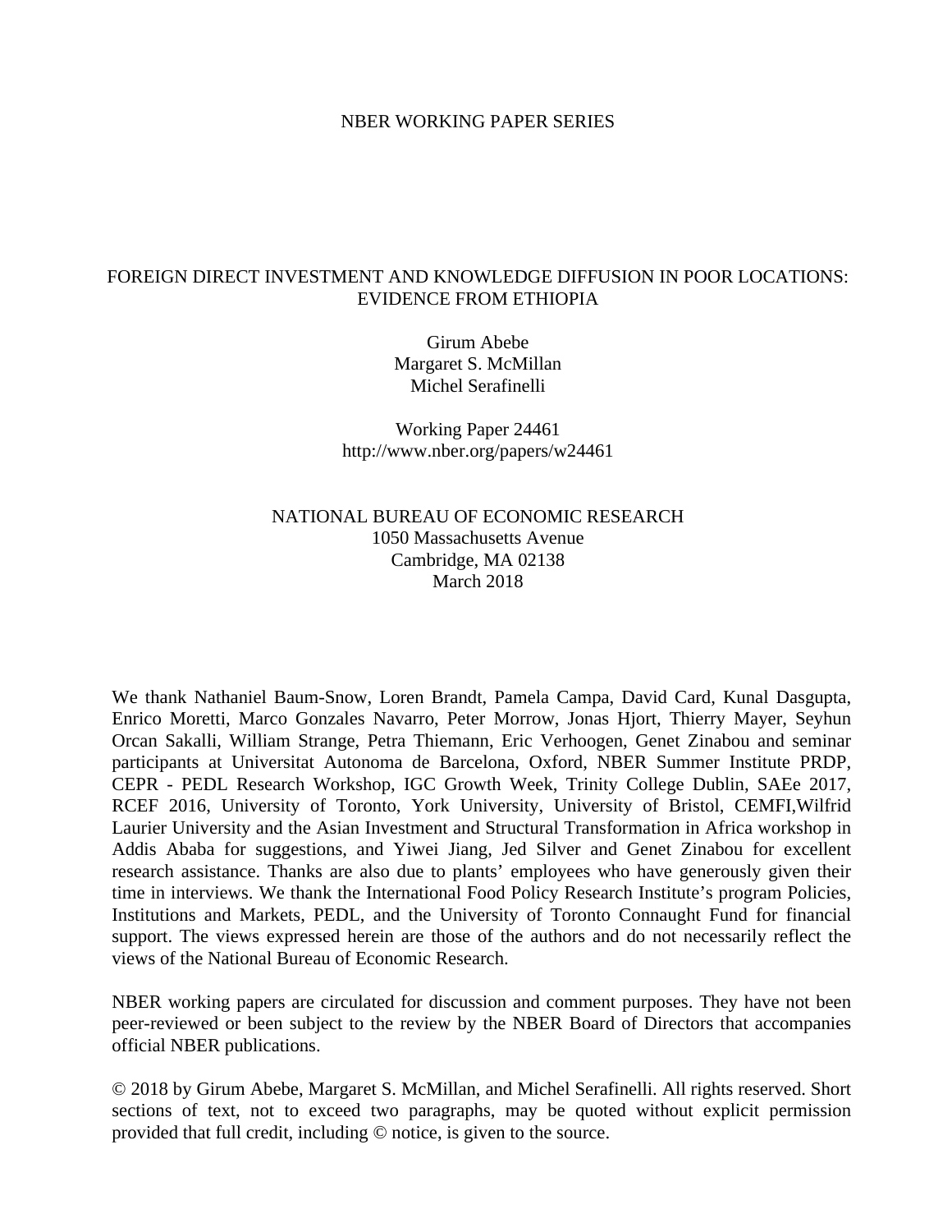NBER WORKING PAPER SERIES

# FOREIGN DIRECT INVESTMENT AND KNOWLEDGE DIFFUSION IN POOR LOCATIONS: EVIDENCE FROM ETHIOPIA

Girum Abebe
Margaret S. McMillan
Michel Serafinelli

Working Paper 24461
http://www.nber.org/papers/w24461

NATIONAL BUREAU OF ECONOMIC RESEARCH
1050 Massachusetts Avenue
Cambridge, MA 02138
March 2018

We thank Nathaniel Baum-Snow, Loren Brandt, Pamela Campa, David Card, Kunal Dasgupta, Enrico Moretti, Marco Gonzales Navarro, Peter Morrow, Jonas Hjort, Thierry Mayer, Seyhun Orcan Sakalli, William Strange, Petra Thiemann, Eric Verhoogen, Genet Zinabou and seminar participants at Universitat Autonoma de Barcelona, Oxford, NBER Summer Institute PRDP, CEPR - PEDL Research Workshop, IGC Growth Week, Trinity College Dublin, SAEe 2017, RCEF 2016, University of Toronto, York University, University of Bristol, CEMFI,Wilfrid Laurier University and the Asian Investment and Structural Transformation in Africa workshop in Addis Ababa for suggestions, and Yiwei Jiang, Jed Silver and Genet Zinabou for excellent research assistance. Thanks are also due to plants' employees who have generously given their time in interviews. We thank the International Food Policy Research Institute's program Policies, Institutions and Markets, PEDL, and the University of Toronto Connaught Fund for financial support. The views expressed herein are those of the authors and do not necessarily reflect the views of the National Bureau of Economic Research.

NBER working papers are circulated for discussion and comment purposes. They have not been peer-reviewed or been subject to the review by the NBER Board of Directors that accompanies official NBER publications.

© 2018 by Girum Abebe, Margaret S. McMillan, and Michel Serafinelli. All rights reserved. Short sections of text, not to exceed two paragraphs, may be quoted without explicit permission provided that full credit, including © notice, is given to the source.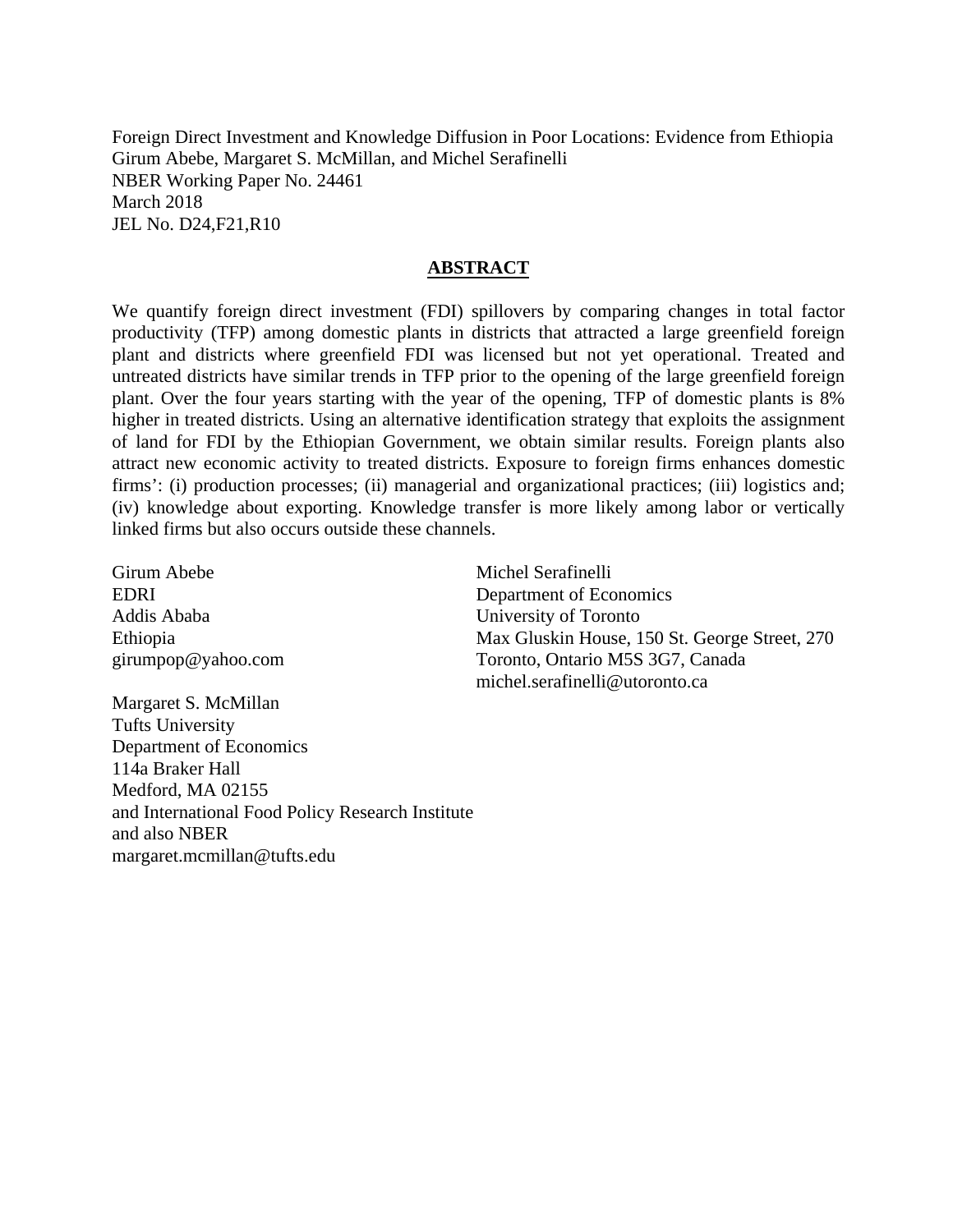Foreign Direct Investment and Knowledge Diffusion in Poor Locations: Evidence from Ethiopia
Girum Abebe, Margaret S. McMillan, and Michel Serafinelli
NBER Working Paper No. 24461
March 2018
JEL No. D24,F21,R10

## ABSTRACT

We quantify foreign direct investment (FDI) spillovers by comparing changes in total factor productivity (TFP) among domestic plants in districts that attracted a large greenfield foreign plant and districts where greenfield FDI was licensed but not yet operational. Treated and untreated districts have similar trends in TFP prior to the opening of the large greenfield foreign plant. Over the four years starting with the year of the opening, TFP of domestic plants is 8% higher in treated districts. Using an alternative identification strategy that exploits the assignment of land for FDI by the Ethiopian Government, we obtain similar results. Foreign plants also attract new economic activity to treated districts. Exposure to foreign firms enhances domestic firms': (i) production processes; (ii) managerial and organizational practices; (iii) logistics and; (iv) knowledge about exporting. Knowledge transfer is more likely among labor or vertically linked firms but also occurs outside these channels.

Girum Abebe
EDRI
Addis Ababa
Ethiopia
girumpop@yahoo.com

Margaret S. McMillan
Tufts University
Department of Economics
114a Braker Hall
Medford, MA 02155
and International Food Policy Research Institute
and also NBER
margaret.mcmillan@tufts.edu

Michel Serafinelli
Department of Economics
University of Toronto
Max Gluskin House, 150 St. George Street, 270
Toronto, Ontario M5S 3G7, Canada
michel.serafinelli@utoronto.ca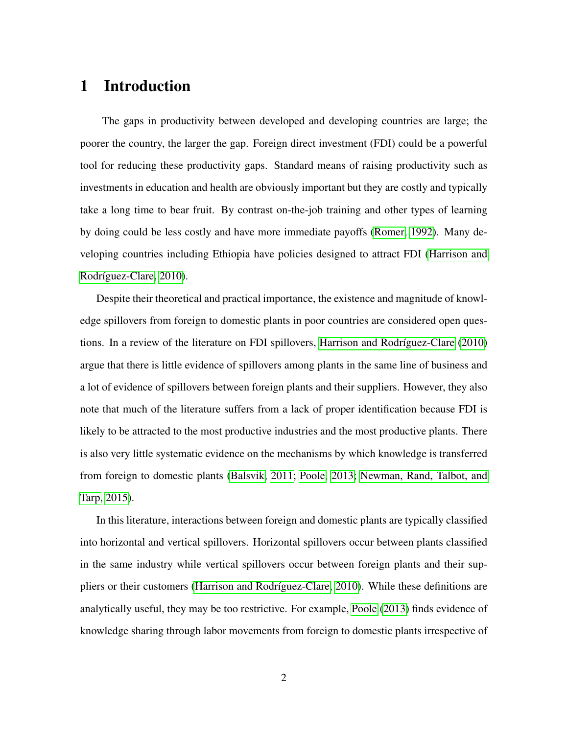# 1 Introduction

The gaps in productivity between developed and developing countries are large; the poorer the country, the larger the gap. Foreign direct investment (FDI) could be a powerful tool for reducing these productivity gaps. Standard means of raising productivity such as investments in education and health are obviously important but they are costly and typically take a long time to bear fruit. By contrast on-the-job training and other types of learning by doing could be less costly and have more immediate payoffs (Romer, 1992). Many developing countries including Ethiopia have policies designed to attract FDI (Harrison and Rodríguez-Clare, 2010).

Despite their theoretical and practical importance, the existence and magnitude of knowledge spillovers from foreign to domestic plants in poor countries are considered open questions. In a review of the literature on FDI spillovers, Harrison and Rodríguez-Clare (2010) argue that there is little evidence of spillovers among plants in the same line of business and a lot of evidence of spillovers between foreign plants and their suppliers. However, they also note that much of the literature suffers from a lack of proper identification because FDI is likely to be attracted to the most productive industries and the most productive plants. There is also very little systematic evidence on the mechanisms by which knowledge is transferred from foreign to domestic plants (Balsvik, 2011; Poole, 2013; Newman, Rand, Talbot, and Tarp, 2015).

In this literature, interactions between foreign and domestic plants are typically classified into horizontal and vertical spillovers. Horizontal spillovers occur between plants classified in the same industry while vertical spillovers occur between foreign plants and their suppliers or their customers (Harrison and Rodríguez-Clare, 2010). While these definitions are analytically useful, they may be too restrictive. For example, Poole (2013) finds evidence of knowledge sharing through labor movements from foreign to domestic plants irrespective of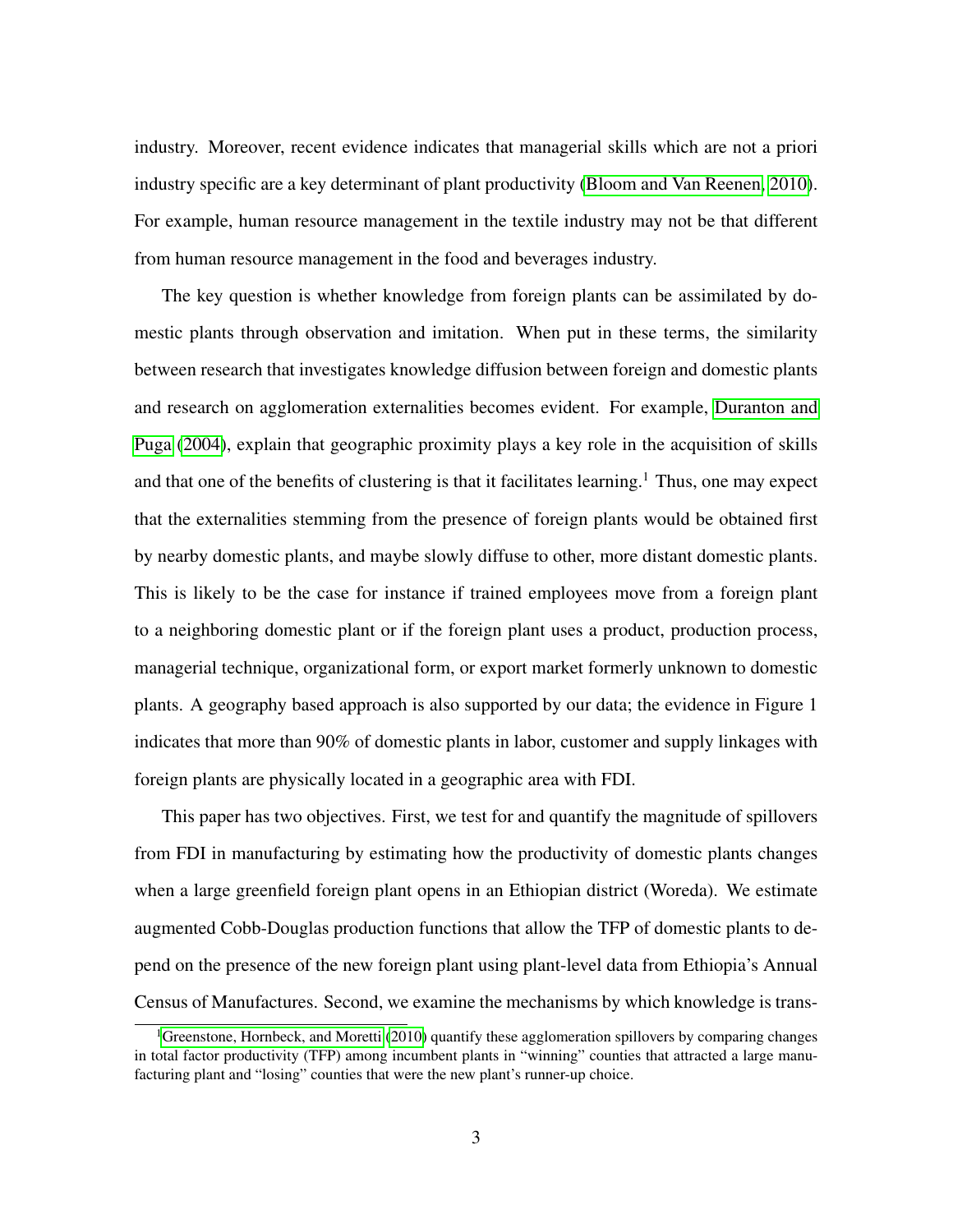industry. Moreover, recent evidence indicates that managerial skills which are not a priori industry specific are a key determinant of plant productivity (Bloom and Van Reenen, 2010). For example, human resource management in the textile industry may not be that different from human resource management in the food and beverages industry.

The key question is whether knowledge from foreign plants can be assimilated by domestic plants through observation and imitation. When put in these terms, the similarity between research that investigates knowledge diffusion between foreign and domestic plants and research on agglomeration externalities becomes evident. For example, Duranton and Puga (2004), explain that geographic proximity plays a key role in the acquisition of skills and that one of the benefits of clustering is that it facilitates learning.[1] Thus, one may expect that the externalities stemming from the presence of foreign plants would be obtained first by nearby domestic plants, and maybe slowly diffuse to other, more distant domestic plants. This is likely to be the case for instance if trained employees move from a foreign plant to a neighboring domestic plant or if the foreign plant uses a product, production process, managerial technique, organizational form, or export market formerly unknown to domestic plants. A geography based approach is also supported by our data; the evidence in Figure 1 indicates that more than 90% of domestic plants in labor, customer and supply linkages with foreign plants are physically located in a geographic area with FDI.

This paper has two objectives. First, we test for and quantify the magnitude of spillovers from FDI in manufacturing by estimating how the productivity of domestic plants changes when a large greenfield foreign plant opens in an Ethiopian district (Woreda). We estimate augmented Cobb-Douglas production functions that allow the TFP of domestic plants to depend on the presence of the new foreign plant using plant-level data from Ethiopia's Annual Census of Manufactures. Second, we examine the mechanisms by which knowledge is trans-

[1] Greenstone, Hornbeck, and Moretti (2010) quantify these agglomeration spillovers by comparing changes in total factor productivity (TFP) among incumbent plants in "winning" counties that attracted a large manufacturing plant and "losing" counties that were the new plant's runner-up choice.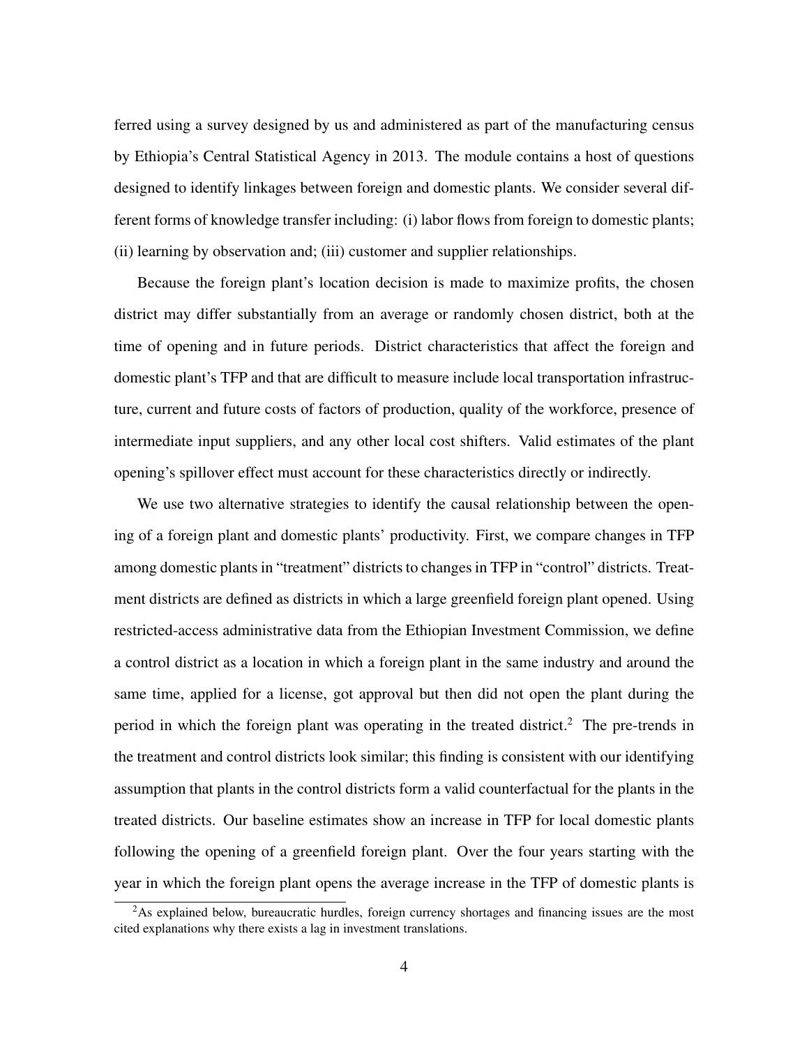ferred using a survey designed by us and administered as part of the manufacturing census by Ethiopia's Central Statistical Agency in 2013. The module contains a host of questions designed to identify linkages between foreign and domestic plants. We consider several different forms of knowledge transfer including: (i) labor flows from foreign to domestic plants; (ii) learning by observation and; (iii) customer and supplier relationships.

Because the foreign plant's location decision is made to maximize profits, the chosen district may differ substantially from an average or randomly chosen district, both at the time of opening and in future periods. District characteristics that affect the foreign and domestic plant's TFP and that are difficult to measure include local transportation infrastructure, current and future costs of factors of production, quality of the workforce, presence of intermediate input suppliers, and any other local cost shifters. Valid estimates of the plant opening's spillover effect must account for these characteristics directly or indirectly.

We use two alternative strategies to identify the causal relationship between the opening of a foreign plant and domestic plants' productivity. First, we compare changes in TFP among domestic plants in "treatment" districts to changes in TFP in "control" districts. Treatment districts are defined as districts in which a large greenfield foreign plant opened. Using restricted-access administrative data from the Ethiopian Investment Commission, we define a control district as a location in which a foreign plant in the same industry and around the same time, applied for a license, got approval but then did not open the plant during the period in which the foreign plant was operating in the treated district.[2] The pre-trends in the treatment and control districts look similar; this finding is consistent with our identifying assumption that plants in the control districts form a valid counterfactual for the plants in the treated districts. Our baseline estimates show an increase in TFP for local domestic plants following the opening of a greenfield foreign plant. Over the four years starting with the year in which the foreign plant opens the average increase in the TFP of domestic plants is

[2]As explained below, bureaucratic hurdles, foreign currency shortages and financing issues are the most cited explanations why there exists a lag in investment translations.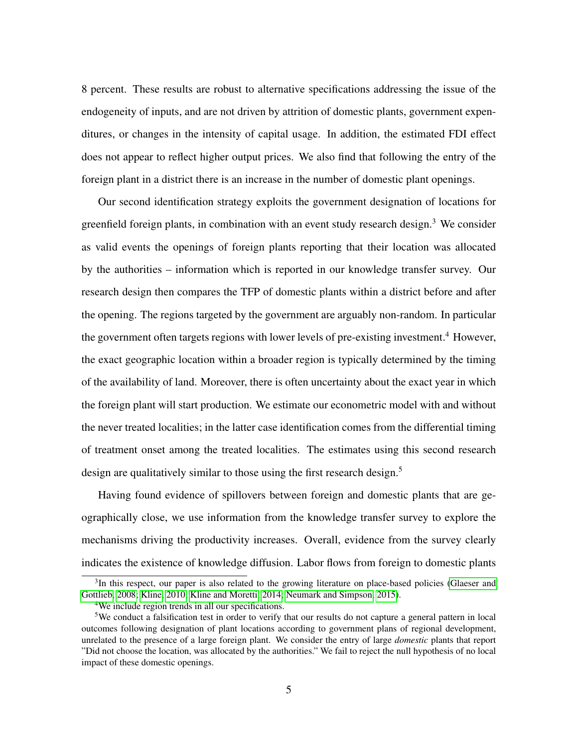8 percent. These results are robust to alternative specifications addressing the issue of the endogeneity of inputs, and are not driven by attrition of domestic plants, government expenditures, or changes in the intensity of capital usage. In addition, the estimated FDI effect does not appear to reflect higher output prices. We also find that following the entry of the foreign plant in a district there is an increase in the number of domestic plant openings.

Our second identification strategy exploits the government designation of locations for greenfield foreign plants, in combination with an event study research design.[3] We consider as valid events the openings of foreign plants reporting that their location was allocated by the authorities – information which is reported in our knowledge transfer survey. Our research design then compares the TFP of domestic plants within a district before and after the opening. The regions targeted by the government are arguably non-random. In particular the government often targets regions with lower levels of pre-existing investment.[4] However, the exact geographic location within a broader region is typically determined by the timing of the availability of land. Moreover, there is often uncertainty about the exact year in which the foreign plant will start production. We estimate our econometric model with and without the never treated localities; in the latter case identification comes from the differential timing of treatment onset among the treated localities. The estimates using this second research design are qualitatively similar to those using the first research design.[5]

Having found evidence of spillovers between foreign and domestic plants that are geographically close, we use information from the knowledge transfer survey to explore the mechanisms driving the productivity increases. Overall, evidence from the survey clearly indicates the existence of knowledge diffusion. Labor flows from foreign to domestic plants

[3] In this respect, our paper is also related to the growing literature on place-based policies (Glaeser and Gottlieb, 2008; Kline, 2010; Kline and Moretti, 2014; Neumark and Simpson, 2015).

[4] We include region trends in all our specifications.

[5] We conduct a falsification test in order to verify that our results do not capture a general pattern in local outcomes following designation of plant locations according to government plans of regional development, unrelated to the presence of a large foreign plant. We consider the entry of large *domestic* plants that report "Did not choose the location, was allocated by the authorities." We fail to reject the null hypothesis of no local impact of these domestic openings.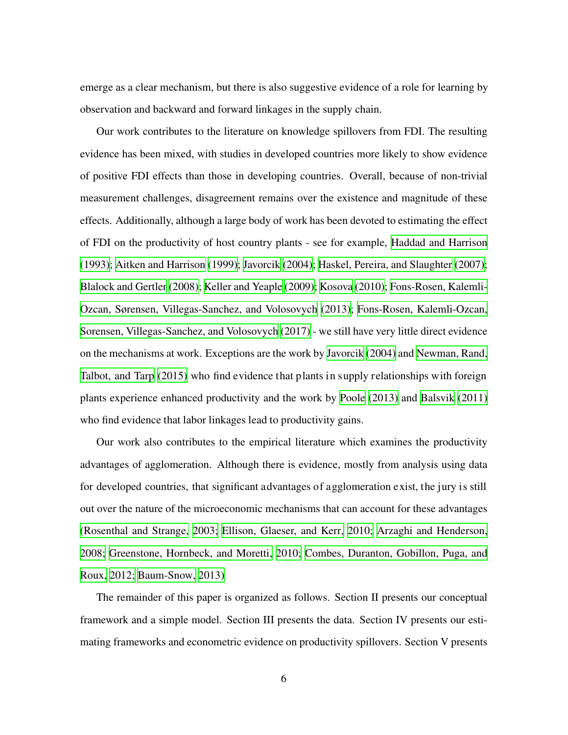emerge as a clear mechanism, but there is also suggestive evidence of a role for learning by observation and backward and forward linkages in the supply chain.

Our work contributes to the literature on knowledge spillovers from FDI. The resulting evidence has been mixed, with studies in developed countries more likely to show evidence of positive FDI effects than those in developing countries. Overall, because of non-trivial measurement challenges, disagreement remains over the existence and magnitude of these effects. Additionally, although a large body of work has been devoted to estimating the effect of FDI on the productivity of host country plants - see for example, Haddad and Harrison (1993); Aitken and Harrison (1999); Javorcik (2004); Haskel, Pereira, and Slaughter (2007); Blalock and Gertler (2008); Keller and Yeaple (2009); Kosova (2010); Fons-Rosen, Kalemli-Ozcan, Sørensen, Villegas-Sanchez, and Volosovych (2013); Fons-Rosen, Kalemli-Ozcan, Sorensen, Villegas-Sanchez, and Volosovych (2017) - we still have very little direct evidence on the mechanisms at work. Exceptions are the work by Javorcik (2004) and Newman, Rand, Talbot, and Tarp (2015) who find evidence that plants in supply relationships with foreign plants experience enhanced productivity and the work by Poole (2013) and Balsvik (2011) who find evidence that labor linkages lead to productivity gains.

Our work also contributes to the empirical literature which examines the productivity advantages of agglomeration. Although there is evidence, mostly from analysis using data for developed countries, that significant advantages of agglomeration exist, the jury is still out over the nature of the microeconomic mechanisms that can account for these advantages (Rosenthal and Strange, 2003; Ellison, Glaeser, and Kerr, 2010; Arzaghi and Henderson, 2008; Greenstone, Hornbeck, and Moretti, 2010; Combes, Duranton, Gobillon, Puga, and Roux, 2012; Baum-Snow, 2013)

The remainder of this paper is organized as follows. Section II presents our conceptual framework and a simple model. Section III presents the data. Section IV presents our estimating frameworks and econometric evidence on productivity spillovers. Section V presents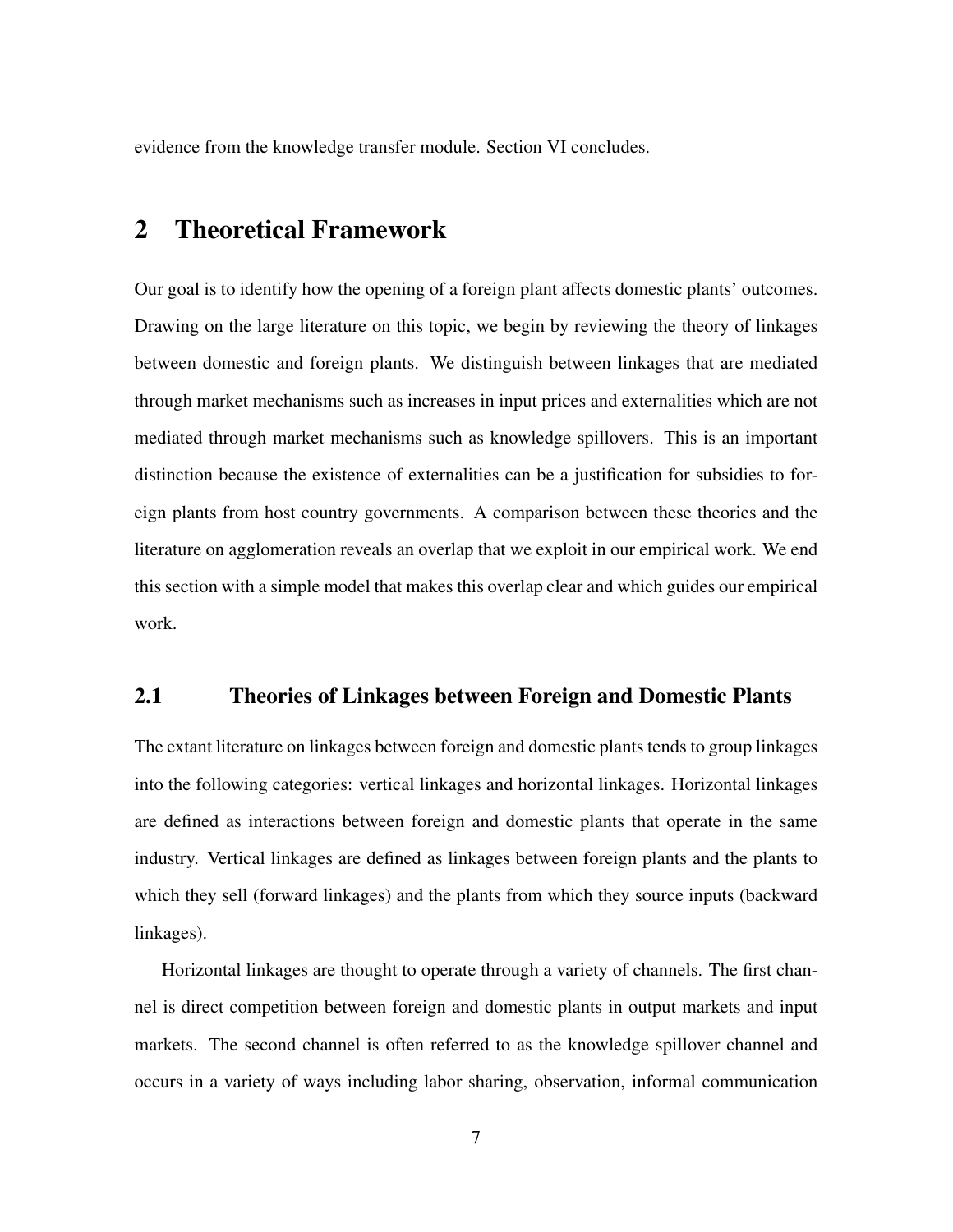evidence from the knowledge transfer module. Section VI concludes.

# 2 Theoretical Framework

Our goal is to identify how the opening of a foreign plant affects domestic plants' outcomes. Drawing on the large literature on this topic, we begin by reviewing the theory of linkages between domestic and foreign plants. We distinguish between linkages that are mediated through market mechanisms such as increases in input prices and externalities which are not mediated through market mechanisms such as knowledge spillovers. This is an important distinction because the existence of externalities can be a justification for subsidies to foreign plants from host country governments. A comparison between these theories and the literature on agglomeration reveals an overlap that we exploit in our empirical work. We end this section with a simple model that makes this overlap clear and which guides our empirical work.

## 2.1 Theories of Linkages between Foreign and Domestic Plants

The extant literature on linkages between foreign and domestic plants tends to group linkages into the following categories: vertical linkages and horizontal linkages. Horizontal linkages are defined as interactions between foreign and domestic plants that operate in the same industry. Vertical linkages are defined as linkages between foreign plants and the plants to which they sell (forward linkages) and the plants from which they source inputs (backward linkages).

Horizontal linkages are thought to operate through a variety of channels. The first channel is direct competition between foreign and domestic plants in output markets and input markets. The second channel is often referred to as the knowledge spillover channel and occurs in a variety of ways including labor sharing, observation, informal communication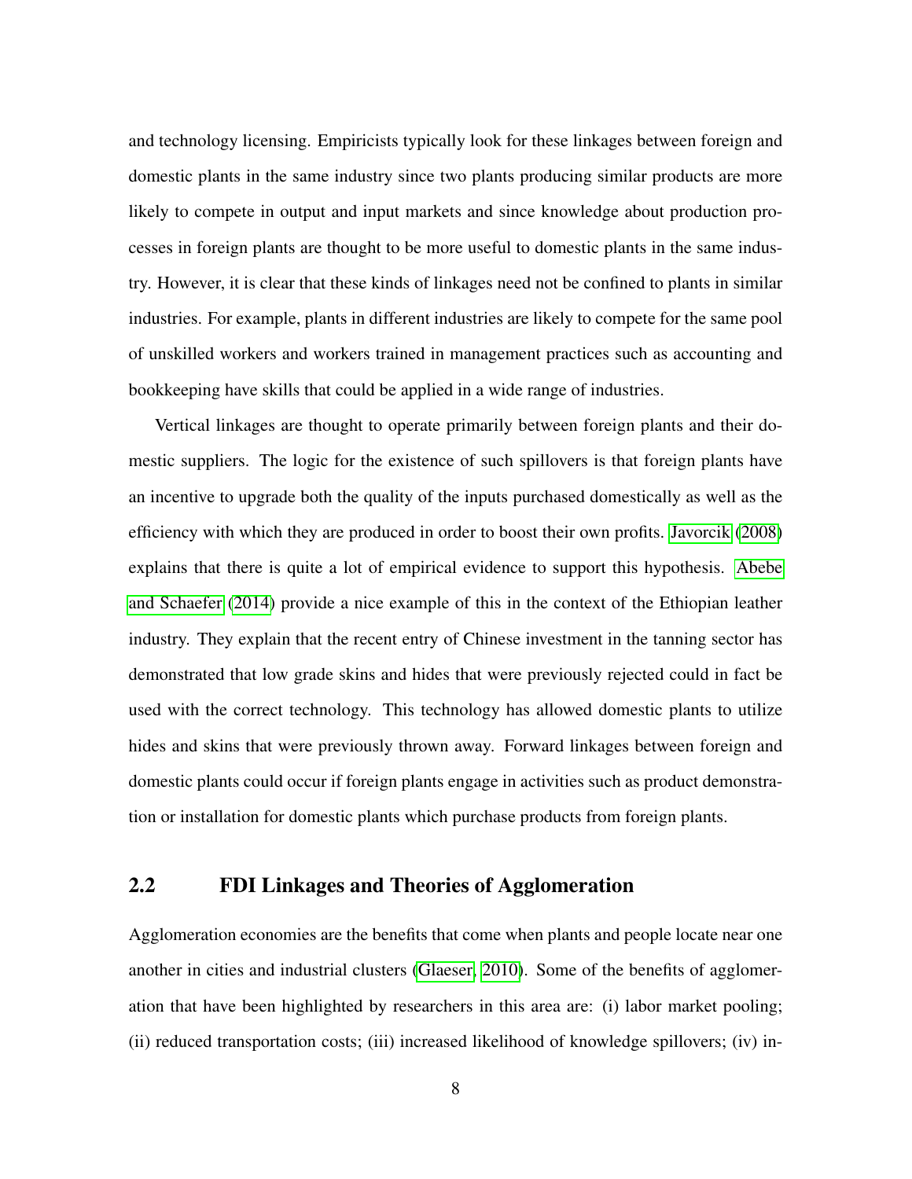and technology licensing. Empiricists typically look for these linkages between foreign and domestic plants in the same industry since two plants producing similar products are more likely to compete in output and input markets and since knowledge about production processes in foreign plants are thought to be more useful to domestic plants in the same industry. However, it is clear that these kinds of linkages need not be confined to plants in similar industries. For example, plants in different industries are likely to compete for the same pool of unskilled workers and workers trained in management practices such as accounting and bookkeeping have skills that could be applied in a wide range of industries.

Vertical linkages are thought to operate primarily between foreign plants and their domestic suppliers. The logic for the existence of such spillovers is that foreign plants have an incentive to upgrade both the quality of the inputs purchased domestically as well as the efficiency with which they are produced in order to boost their own profits. Javorcik (2008) explains that there is quite a lot of empirical evidence to support this hypothesis. Abebe and Schaefer (2014) provide a nice example of this in the context of the Ethiopian leather industry. They explain that the recent entry of Chinese investment in the tanning sector has demonstrated that low grade skins and hides that were previously rejected could in fact be used with the correct technology. This technology has allowed domestic plants to utilize hides and skins that were previously thrown away. Forward linkages between foreign and domestic plants could occur if foreign plants engage in activities such as product demonstration or installation for domestic plants which purchase products from foreign plants.

## 2.2 FDI Linkages and Theories of Agglomeration

Agglomeration economies are the benefits that come when plants and people locate near one another in cities and industrial clusters (Glaeser, 2010). Some of the benefits of agglomeration that have been highlighted by researchers in this area are: (i) labor market pooling; (ii) reduced transportation costs; (iii) increased likelihood of knowledge spillovers; (iv) in-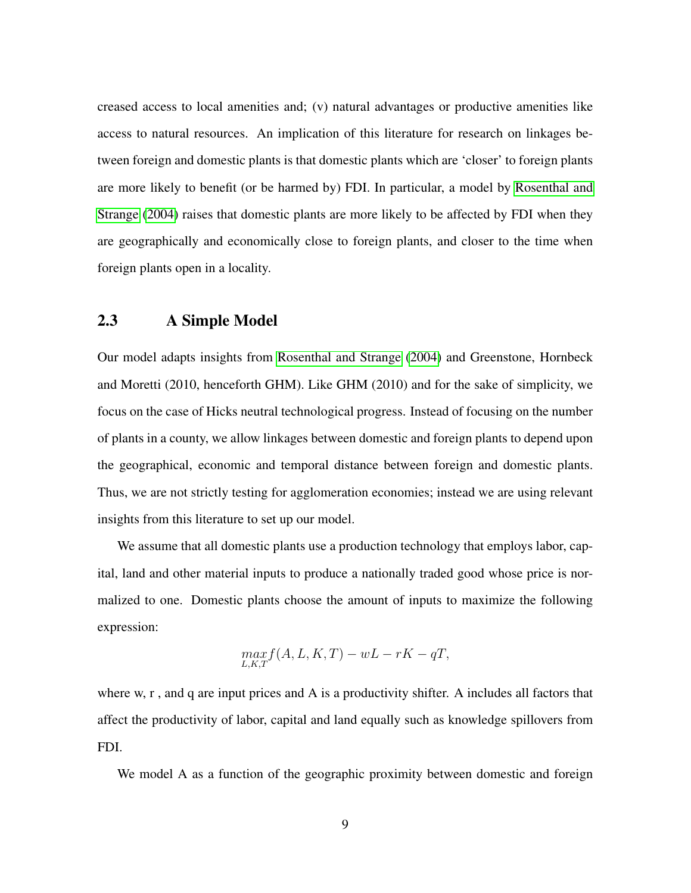creased access to local amenities and; (v) natural advantages or productive amenities like access to natural resources. An implication of this literature for research on linkages between foreign and domestic plants is that domestic plants which are 'closer' to foreign plants are more likely to benefit (or be harmed by) FDI. In particular, a model by Rosenthal and Strange (2004) raises that domestic plants are more likely to be affected by FDI when they are geographically and economically close to foreign plants, and closer to the time when foreign plants open in a locality.

## 2.3 A Simple Model

Our model adapts insights from Rosenthal and Strange (2004) and Greenstone, Hornbeck and Moretti (2010, henceforth GHM). Like GHM (2010) and for the sake of simplicity, we focus on the case of Hicks neutral technological progress. Instead of focusing on the number of plants in a county, we allow linkages between domestic and foreign plants to depend upon the geographical, economic and temporal distance between foreign and domestic plants. Thus, we are not strictly testing for agglomeration economies; instead we are using relevant insights from this literature to set up our model.

We assume that all domestic plants use a production technology that employs labor, capital, land and other material inputs to produce a nationally traded good whose price is normalized to one. Domestic plants choose the amount of inputs to maximize the following expression:

$$\underset{L,K,T}{max} f(A, L, K, T) - wL - rK - qT,$$

where w, r , and q are input prices and A is a productivity shifter. A includes all factors that affect the productivity of labor, capital and land equally such as knowledge spillovers from FDI.

We model A as a function of the geographic proximity between domestic and foreign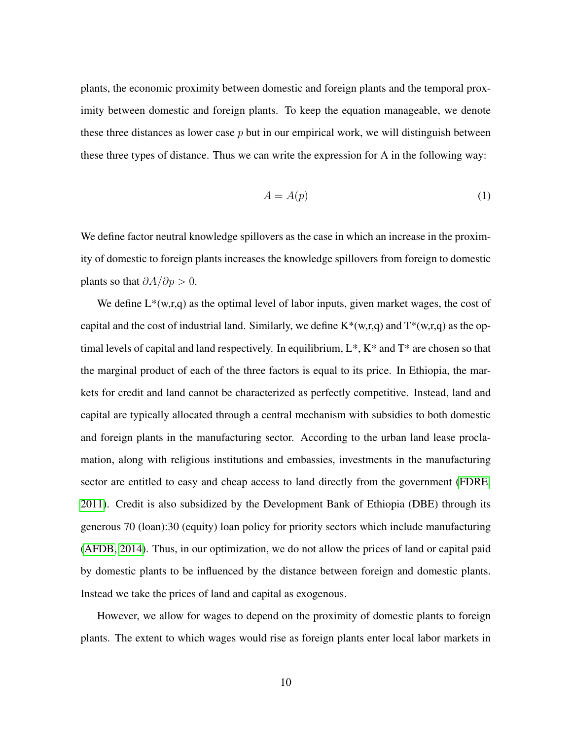plants, the economic proximity between domestic and foreign plants and the temporal proximity between domestic and foreign plants. To keep the equation manageable, we denote these three distances as lower case $p$ but in our empirical work, we will distinguish between these three types of distance. Thus we can write the expression for A in the following way:

$$A = A(p) \tag{1}$$

We define factor neutral knowledge spillovers as the case in which an increase in the proximity of domestic to foreign plants increases the knowledge spillovers from foreign to domestic plants so that $\partial A/\partial p > 0$.

We define L*(w,r,q) as the optimal level of labor inputs, given market wages, the cost of capital and the cost of industrial land. Similarly, we define K*(w,r,q) and T*(w,r,q) as the optimal levels of capital and land respectively. In equilibrium, L*, K* and T* are chosen so that the marginal product of each of the three factors is equal to its price. In Ethiopia, the markets for credit and land cannot be characterized as perfectly competitive. Instead, land and capital are typically allocated through a central mechanism with subsidies to both domestic and foreign plants in the manufacturing sector. According to the urban land lease proclamation, along with religious institutions and embassies, investments in the manufacturing sector are entitled to easy and cheap access to land directly from the government (FDRE, 2011). Credit is also subsidized by the Development Bank of Ethiopia (DBE) through its generous 70 (loan):30 (equity) loan policy for priority sectors which include manufacturing (AFDB, 2014). Thus, in our optimization, we do not allow the prices of land or capital paid by domestic plants to be influenced by the distance between foreign and domestic plants. Instead we take the prices of land and capital as exogenous.

However, we allow for wages to depend on the proximity of domestic plants to foreign plants. The extent to which wages would rise as foreign plants enter local labor markets in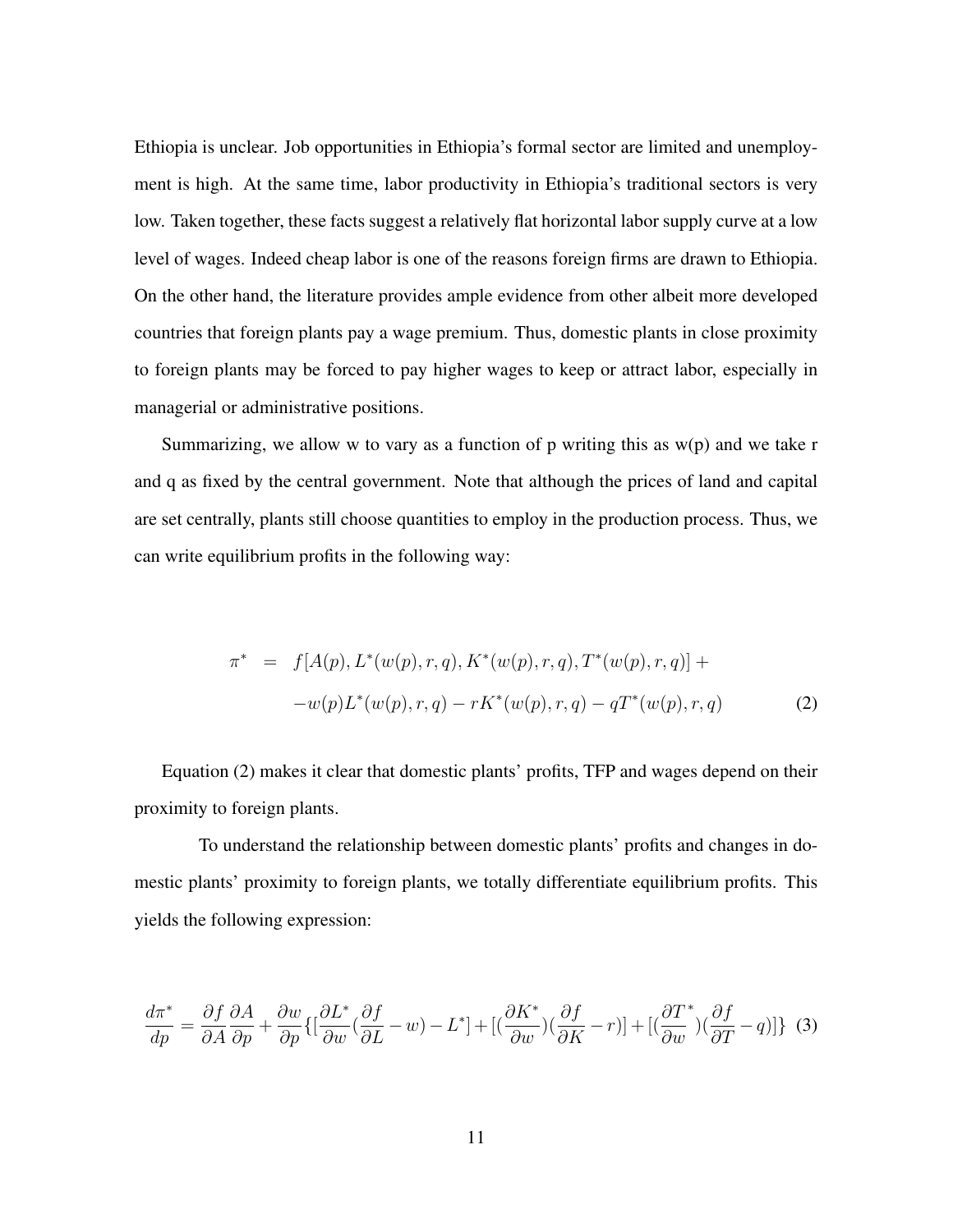Ethiopia is unclear. Job opportunities in Ethiopia's formal sector are limited and unemployment is high. At the same time, labor productivity in Ethiopia's traditional sectors is very low. Taken together, these facts suggest a relatively flat horizontal labor supply curve at a low level of wages. Indeed cheap labor is one of the reasons foreign firms are drawn to Ethiopia. On the other hand, the literature provides ample evidence from other albeit more developed countries that foreign plants pay a wage premium. Thus, domestic plants in close proximity to foreign plants may be forced to pay higher wages to keep or attract labor, especially in managerial or administrative positions.

Summarizing, we allow w to vary as a function of p writing this as w(p) and we take r and q as fixed by the central government. Note that although the prices of land and capital are set centrally, plants still choose quantities to employ in the production process. Thus, we can write equilibrium profits in the following way:

$$
\begin{aligned}
\pi^* \quad = \quad & f[A(p), L^*(w(p), r, q), K^*(w(p), r, q), T^*(w(p), r, q)] + \\
& -w(p)L^*(w(p), r, q) - rK^*(w(p), r, q) - qT^*(w(p), r, q) \qquad (2)
\end{aligned}
$$

Equation (2) makes it clear that domestic plants' profits, TFP and wages depend on their proximity to foreign plants.

To understand the relationship between domestic plants' profits and changes in domestic plants' proximity to foreign plants, we totally differentiate equilibrium profits. This yields the following expression:

$$
\frac{d\pi^*}{dp} = \frac{\partial f}{\partial A}\frac{\partial A}{\partial p} + \frac{\partial w}{\partial p}\{[\frac{\partial L^*}{\partial w}(\frac{\partial f}{\partial L} - w) - L^*] + [(\frac{\partial K^*}{\partial w})(\frac{\partial f}{\partial K} - r)] + [(\frac{\partial T^*}{\partial w})(\frac{\partial f}{\partial T} - q)]\} \quad (3)
$$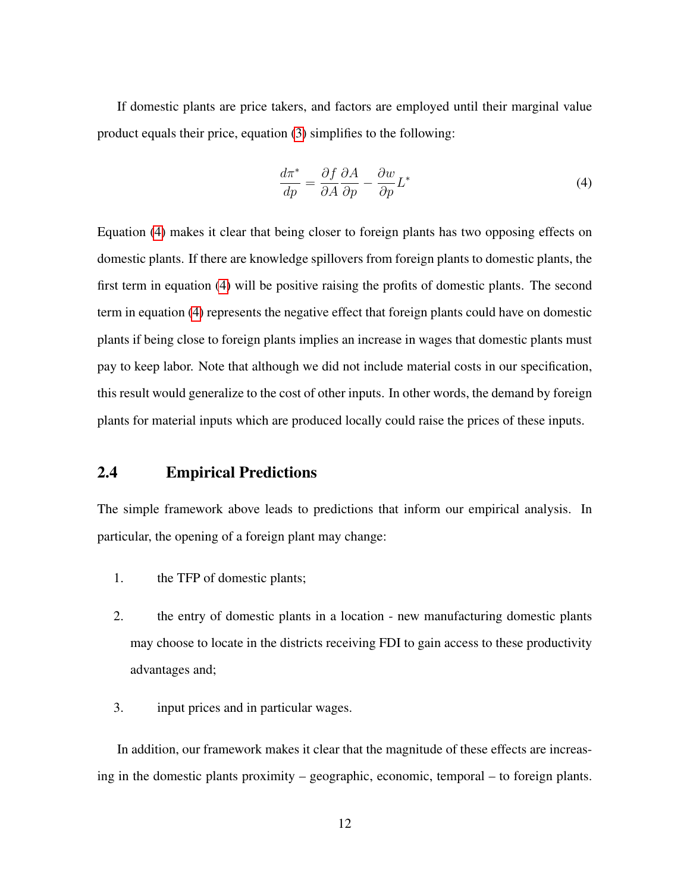If domestic plants are price takers, and factors are employed until their marginal value product equals their price, equation (3) simplifies to the following:

$$\frac{d\pi^*}{dp} = \frac{\partial f}{\partial A}\frac{\partial A}{\partial p} - \frac{\partial w}{\partial p}L^* \tag{4}$$

Equation (4) makes it clear that being closer to foreign plants has two opposing effects on domestic plants. If there are knowledge spillovers from foreign plants to domestic plants, the first term in equation (4) will be positive raising the profits of domestic plants. The second term in equation (4) represents the negative effect that foreign plants could have on domestic plants if being close to foreign plants implies an increase in wages that domestic plants must pay to keep labor. Note that although we did not include material costs in our specification, this result would generalize to the cost of other inputs. In other words, the demand by foreign plants for material inputs which are produced locally could raise the prices of these inputs.

## 2.4 Empirical Predictions

The simple framework above leads to predictions that inform our empirical analysis. In particular, the opening of a foreign plant may change:

1. the TFP of domestic plants;
2. the entry of domestic plants in a location - new manufacturing domestic plants may choose to locate in the districts receiving FDI to gain access to these productivity advantages and;
3. input prices and in particular wages.

In addition, our framework makes it clear that the magnitude of these effects are increasing in the domestic plants proximity – geographic, economic, temporal – to foreign plants.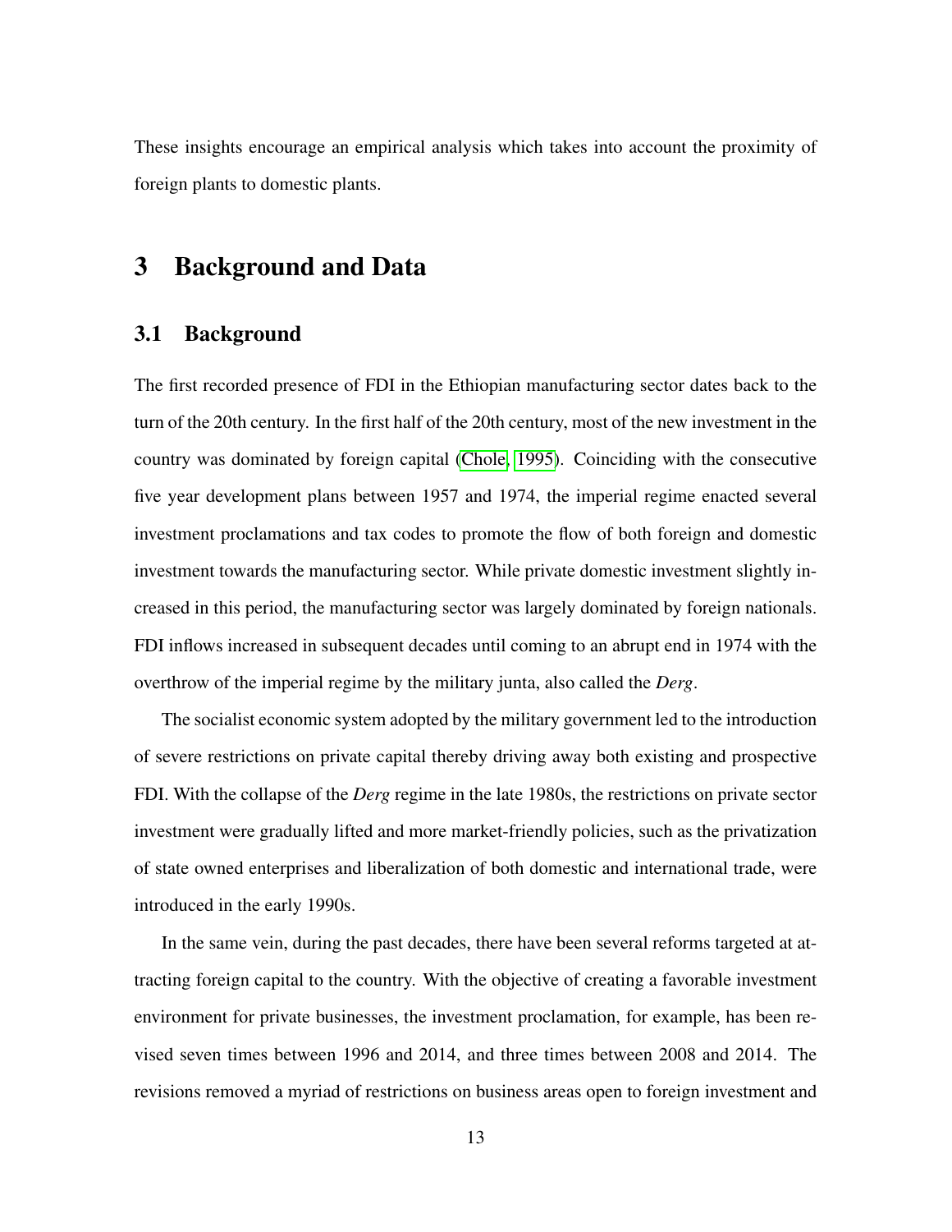These insights encourage an empirical analysis which takes into account the proximity of foreign plants to domestic plants.

# 3 Background and Data

## 3.1 Background

The first recorded presence of FDI in the Ethiopian manufacturing sector dates back to the turn of the 20th century. In the first half of the 20th century, most of the new investment in the country was dominated by foreign capital (Chole, 1995). Coinciding with the consecutive five year development plans between 1957 and 1974, the imperial regime enacted several investment proclamations and tax codes to promote the flow of both foreign and domestic investment towards the manufacturing sector. While private domestic investment slightly increased in this period, the manufacturing sector was largely dominated by foreign nationals. FDI inflows increased in subsequent decades until coming to an abrupt end in 1974 with the overthrow of the imperial regime by the military junta, also called the *Derg*.

The socialist economic system adopted by the military government led to the introduction of severe restrictions on private capital thereby driving away both existing and prospective FDI. With the collapse of the *Derg* regime in the late 1980s, the restrictions on private sector investment were gradually lifted and more market-friendly policies, such as the privatization of state owned enterprises and liberalization of both domestic and international trade, were introduced in the early 1990s.

In the same vein, during the past decades, there have been several reforms targeted at attracting foreign capital to the country. With the objective of creating a favorable investment environment for private businesses, the investment proclamation, for example, has been revised seven times between 1996 and 2014, and three times between 2008 and 2014. The revisions removed a myriad of restrictions on business areas open to foreign investment and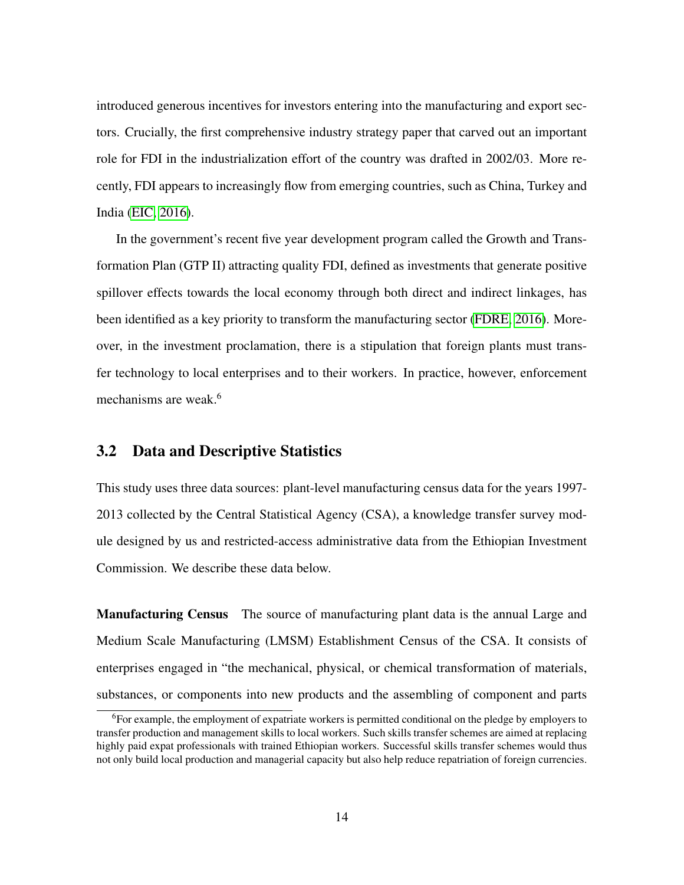introduced generous incentives for investors entering into the manufacturing and export sectors. Crucially, the first comprehensive industry strategy paper that carved out an important role for FDI in the industrialization effort of the country was drafted in 2002/03. More recently, FDI appears to increasingly flow from emerging countries, such as China, Turkey and India (EIC, 2016).

In the government's recent five year development program called the Growth and Transformation Plan (GTP II) attracting quality FDI, defined as investments that generate positive spillover effects towards the local economy through both direct and indirect linkages, has been identified as a key priority to transform the manufacturing sector (FDRE, 2016). Moreover, in the investment proclamation, there is a stipulation that foreign plants must transfer technology to local enterprises and to their workers. In practice, however, enforcement mechanisms are weak.[6]

## 3.2 Data and Descriptive Statistics

This study uses three data sources: plant-level manufacturing census data for the years 1997-2013 collected by the Central Statistical Agency (CSA), a knowledge transfer survey module designed by us and restricted-access administrative data from the Ethiopian Investment Commission. We describe these data below.

**Manufacturing Census** The source of manufacturing plant data is the annual Large and Medium Scale Manufacturing (LMSM) Establishment Census of the CSA. It consists of enterprises engaged in "the mechanical, physical, or chemical transformation of materials, substances, or components into new products and the assembling of component and parts

[6] For example, the employment of expatriate workers is permitted conditional on the pledge by employers to transfer production and management skills to local workers. Such skills transfer schemes are aimed at replacing highly paid expat professionals with trained Ethiopian workers. Successful skills transfer schemes would thus not only build local production and managerial capacity but also help reduce repatriation of foreign currencies.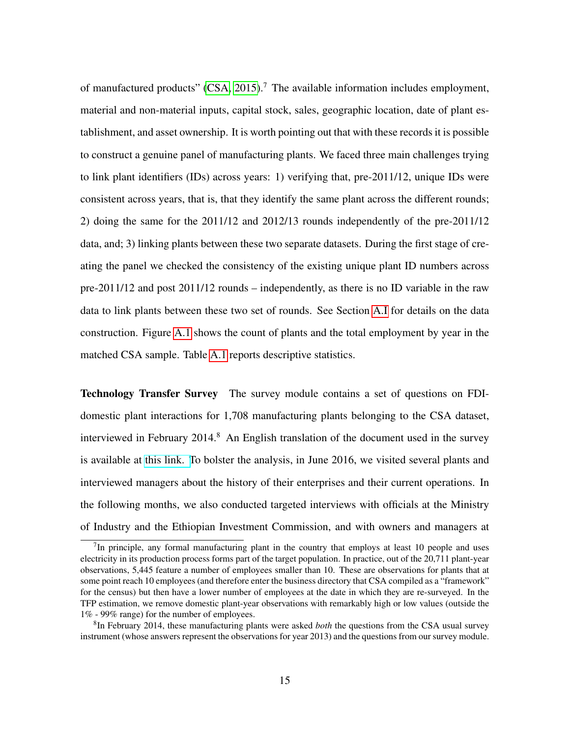of manufactured products" (CSA, 2015).[7] The available information includes employment, material and non-material inputs, capital stock, sales, geographic location, date of plant establishment, and asset ownership. It is worth pointing out that with these records it is possible to construct a genuine panel of manufacturing plants. We faced three main challenges trying to link plant identifiers (IDs) across years: 1) verifying that, pre-2011/12, unique IDs were consistent across years, that is, that they identify the same plant across the different rounds; 2) doing the same for the 2011/12 and 2012/13 rounds independently of the pre-2011/12 data, and; 3) linking plants between these two separate datasets. During the first stage of creating the panel we checked the consistency of the existing unique plant ID numbers across pre-2011/12 and post 2011/12 rounds – independently, as there is no ID variable in the raw data to link plants between these two set of rounds. See Section A.I for details on the data construction. Figure A.1 shows the count of plants and the total employment by year in the matched CSA sample. Table A.1 reports descriptive statistics.

**Technology Transfer Survey** The survey module contains a set of questions on FDI-domestic plant interactions for 1,708 manufacturing plants belonging to the CSA dataset, interviewed in February 2014.[8] An English translation of the document used in the survey is available at this link. To bolster the analysis, in June 2016, we visited several plants and interviewed managers about the history of their enterprises and their current operations. In the following months, we also conducted targeted interviews with officials at the Ministry of Industry and the Ethiopian Investment Commission, and with owners and managers at

[7] In principle, any formal manufacturing plant in the country that employs at least 10 people and uses electricity in its production process forms part of the target population. In practice, out of the 20,711 plant-year observations, 5,445 feature a number of employees smaller than 10. These are observations for plants that at some point reach 10 employees (and therefore enter the business directory that CSA compiled as a "framework" for the census) but then have a lower number of employees at the date in which they are re-surveyed. In the TFP estimation, we remove domestic plant-year observations with remarkably high or low values (outside the 1% - 99% range) for the number of employees.

[8] In February 2014, these manufacturing plants were asked *both* the questions from the CSA usual survey instrument (whose answers represent the observations for year 2013) and the questions from our survey module.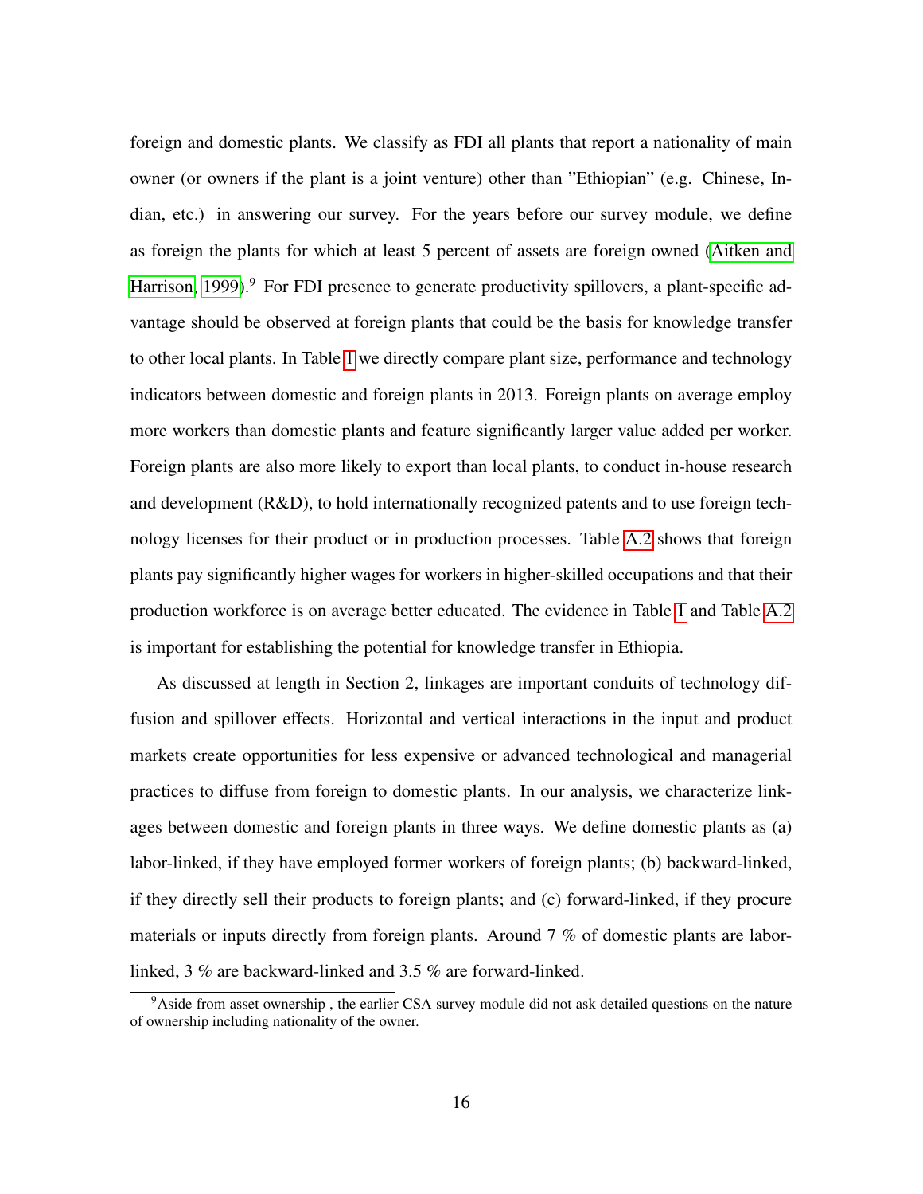foreign and domestic plants. We classify as FDI all plants that report a nationality of main owner (or owners if the plant is a joint venture) other than "Ethiopian" (e.g. Chinese, Indian, etc.) in answering our survey. For the years before our survey module, we define as foreign the plants for which at least 5 percent of assets are foreign owned (Aitken and Harrison, 1999).[9] For FDI presence to generate productivity spillovers, a plant-specific advantage should be observed at foreign plants that could be the basis for knowledge transfer to other local plants. In Table 1 we directly compare plant size, performance and technology indicators between domestic and foreign plants in 2013. Foreign plants on average employ more workers than domestic plants and feature significantly larger value added per worker. Foreign plants are also more likely to export than local plants, to conduct in-house research and development (R&D), to hold internationally recognized patents and to use foreign technology licenses for their product or in production processes. Table A.2 shows that foreign plants pay significantly higher wages for workers in higher-skilled occupations and that their production workforce is on average better educated. The evidence in Table 1 and Table A.2 is important for establishing the potential for knowledge transfer in Ethiopia.

As discussed at length in Section 2, linkages are important conduits of technology diffusion and spillover effects. Horizontal and vertical interactions in the input and product markets create opportunities for less expensive or advanced technological and managerial practices to diffuse from foreign to domestic plants. In our analysis, we characterize linkages between domestic and foreign plants in three ways. We define domestic plants as (a) labor-linked, if they have employed former workers of foreign plants; (b) backward-linked, if they directly sell their products to foreign plants; and (c) forward-linked, if they procure materials or inputs directly from foreign plants. Around 7 % of domestic plants are labor-linked, 3 % are backward-linked and 3.5 % are forward-linked.

[9] Aside from asset ownership , the earlier CSA survey module did not ask detailed questions on the nature of ownership including nationality of the owner.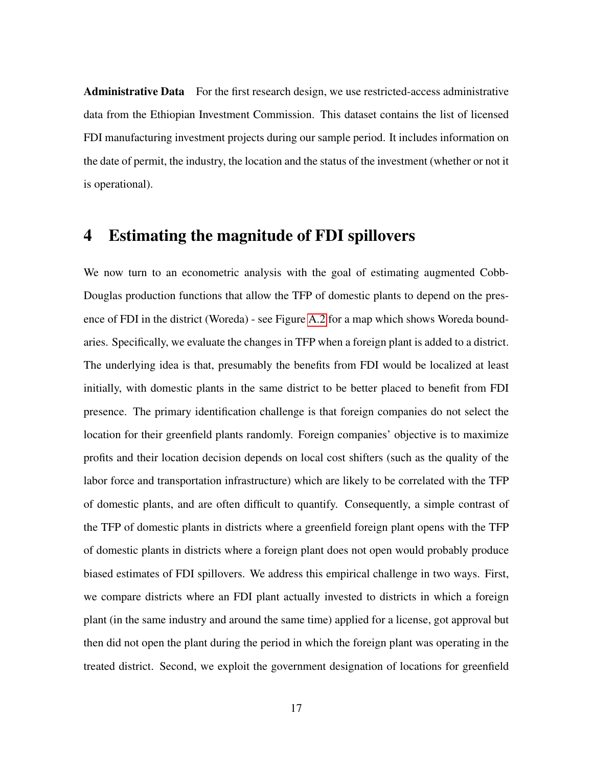**Administrative Data** For the first research design, we use restricted-access administrative data from the Ethiopian Investment Commission. This dataset contains the list of licensed FDI manufacturing investment projects during our sample period. It includes information on the date of permit, the industry, the location and the status of the investment (whether or not it is operational).

# 4 Estimating the magnitude of FDI spillovers

We now turn to an econometric analysis with the goal of estimating augmented Cobb-Douglas production functions that allow the TFP of domestic plants to depend on the presence of FDI in the district (Woreda) - see Figure A.2 for a map which shows Woreda boundaries. Specifically, we evaluate the changes in TFP when a foreign plant is added to a district. The underlying idea is that, presumably the benefits from FDI would be localized at least initially, with domestic plants in the same district to be better placed to benefit from FDI presence. The primary identification challenge is that foreign companies do not select the location for their greenfield plants randomly. Foreign companies' objective is to maximize profits and their location decision depends on local cost shifters (such as the quality of the labor force and transportation infrastructure) which are likely to be correlated with the TFP of domestic plants, and are often difficult to quantify. Consequently, a simple contrast of the TFP of domestic plants in districts where a greenfield foreign plant opens with the TFP of domestic plants in districts where a foreign plant does not open would probably produce biased estimates of FDI spillovers. We address this empirical challenge in two ways. First, we compare districts where an FDI plant actually invested to districts in which a foreign plant (in the same industry and around the same time) applied for a license, got approval but then did not open the plant during the period in which the foreign plant was operating in the treated district. Second, we exploit the government designation of locations for greenfield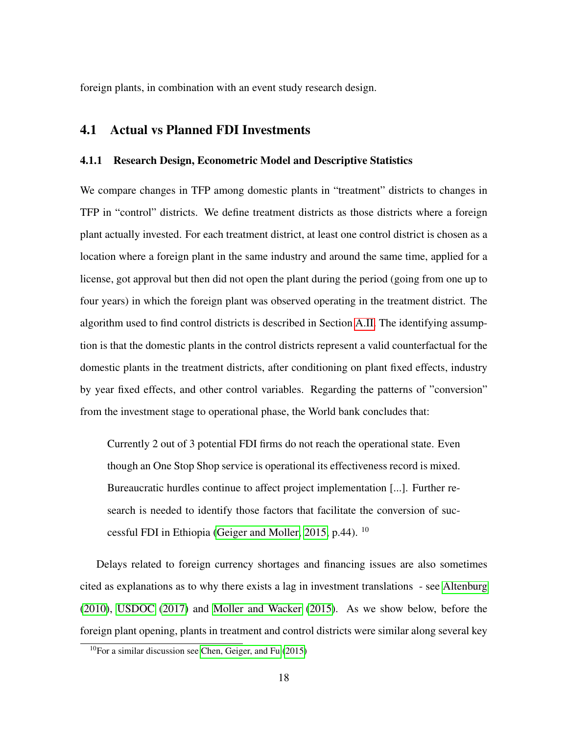foreign plants, in combination with an event study research design.

## 4.1 Actual vs Planned FDI Investments

### 4.1.1 Research Design, Econometric Model and Descriptive Statistics

We compare changes in TFP among domestic plants in "treatment" districts to changes in TFP in "control" districts. We define treatment districts as those districts where a foreign plant actually invested. For each treatment district, at least one control district is chosen as a location where a foreign plant in the same industry and around the same time, applied for a license, got approval but then did not open the plant during the period (going from one up to four years) in which the foreign plant was observed operating in the treatment district. The algorithm used to find control districts is described in Section A.II. The identifying assumption is that the domestic plants in the control districts represent a valid counterfactual for the domestic plants in the treatment districts, after conditioning on plant fixed effects, industry by year fixed effects, and other control variables. Regarding the patterns of "conversion" from the investment stage to operational phase, the World bank concludes that:

> Currently 2 out of 3 potential FDI firms do not reach the operational state. Even though an One Stop Shop service is operational its effectiveness record is mixed. Bureaucratic hurdles continue to affect project implementation [...]. Further research is needed to identify those factors that facilitate the conversion of successful FDI in Ethiopia (Geiger and Moller, 2015, p.44). [10]

Delays related to foreign currency shortages and financing issues are also sometimes cited as explanations as to why there exists a lag in investment translations - see Altenburg (2010), USDOC (2017) and Moller and Wacker (2015). As we show below, before the foreign plant opening, plants in treatment and control districts were similar along several key

[10] For a similar discussion see Chen, Geiger, and Fu (2015)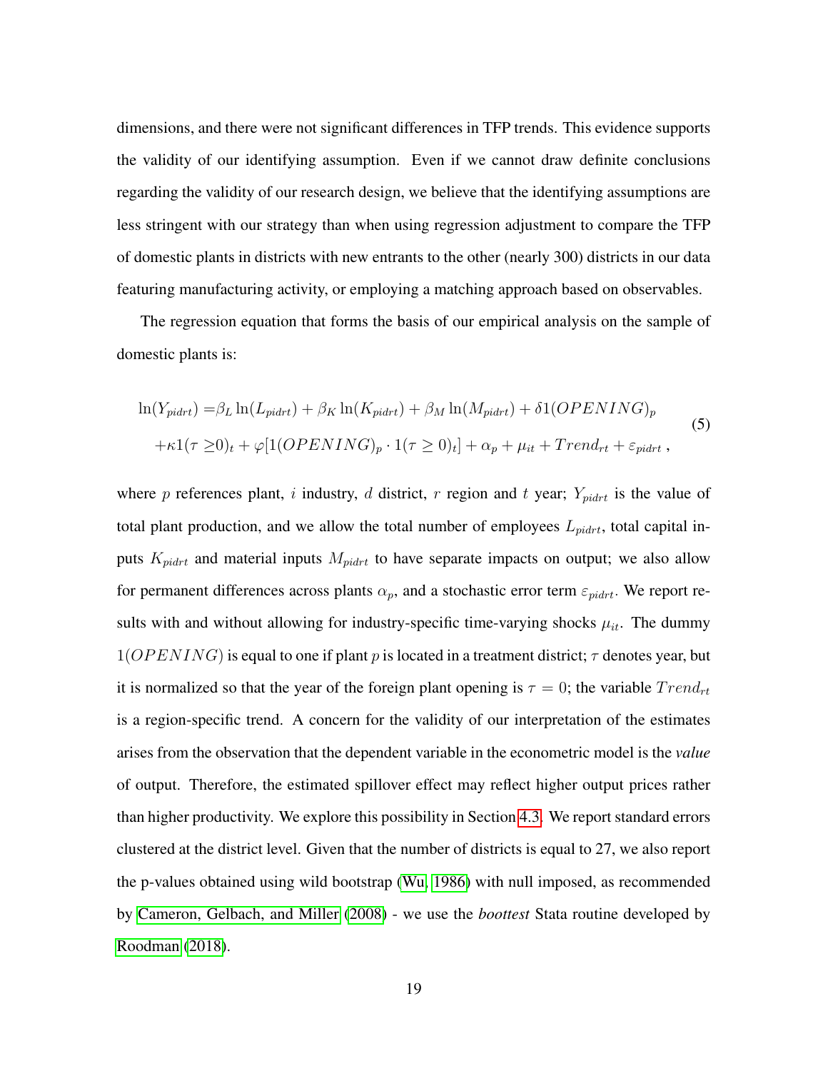dimensions, and there were not significant differences in TFP trends. This evidence supports the validity of our identifying assumption. Even if we cannot draw definite conclusions regarding the validity of our research design, we believe that the identifying assumptions are less stringent with our strategy than when using regression adjustment to compare the TFP of domestic plants in districts with new entrants to the other (nearly 300) districts in our data featuring manufacturing activity, or employing a matching approach based on observables.

The regression equation that forms the basis of our empirical analysis on the sample of domestic plants is:

$$
\begin{aligned}
\ln(Y_{pidrt}) =& \beta_L \ln(L_{pidrt}) + \beta_K \ln(K_{pidrt}) + \beta_M \ln(M_{pidrt}) + \delta 1(OPENING)_p \\
&+ \kappa 1(\tau \geq 0)_t + \varphi[1(OPENING)_p \cdot 1(\tau \geq 0)_t] + \alpha_p + \mu_{it} + Trend_{rt} + \varepsilon_{pidrt} \,,
\end{aligned}
\tag{5}
$$

where $p$ references plant, $i$ industry, $d$ district, $r$ region and $t$ year; $Y_{pidrt}$ is the value of total plant production, and we allow the total number of employees $L_{pidrt}$, total capital inputs $K_{pidrt}$ and material inputs $M_{pidrt}$ to have separate impacts on output; we also allow for permanent differences across plants $\alpha_p$, and a stochastic error term $\varepsilon_{pidrt}$. We report results with and without allowing for industry-specific time-varying shocks $\mu_{it}$. The dummy $1(OPENING)$ is equal to one if plant $p$ is located in a treatment district; $\tau$ denotes year, but it is normalized so that the year of the foreign plant opening is $\tau = 0$; the variable $Trend_{rt}$ is a region-specific trend. A concern for the validity of our interpretation of the estimates arises from the observation that the dependent variable in the econometric model is the *value* of output. Therefore, the estimated spillover effect may reflect higher output prices rather than higher productivity. We explore this possibility in Section 4.3. We report standard errors clustered at the district level. Given that the number of districts is equal to 27, we also report the p-values obtained using wild bootstrap (Wu, 1986) with null imposed, as recommended by Cameron, Gelbach, and Miller (2008) - we use the *boottest* Stata routine developed by Roodman (2018).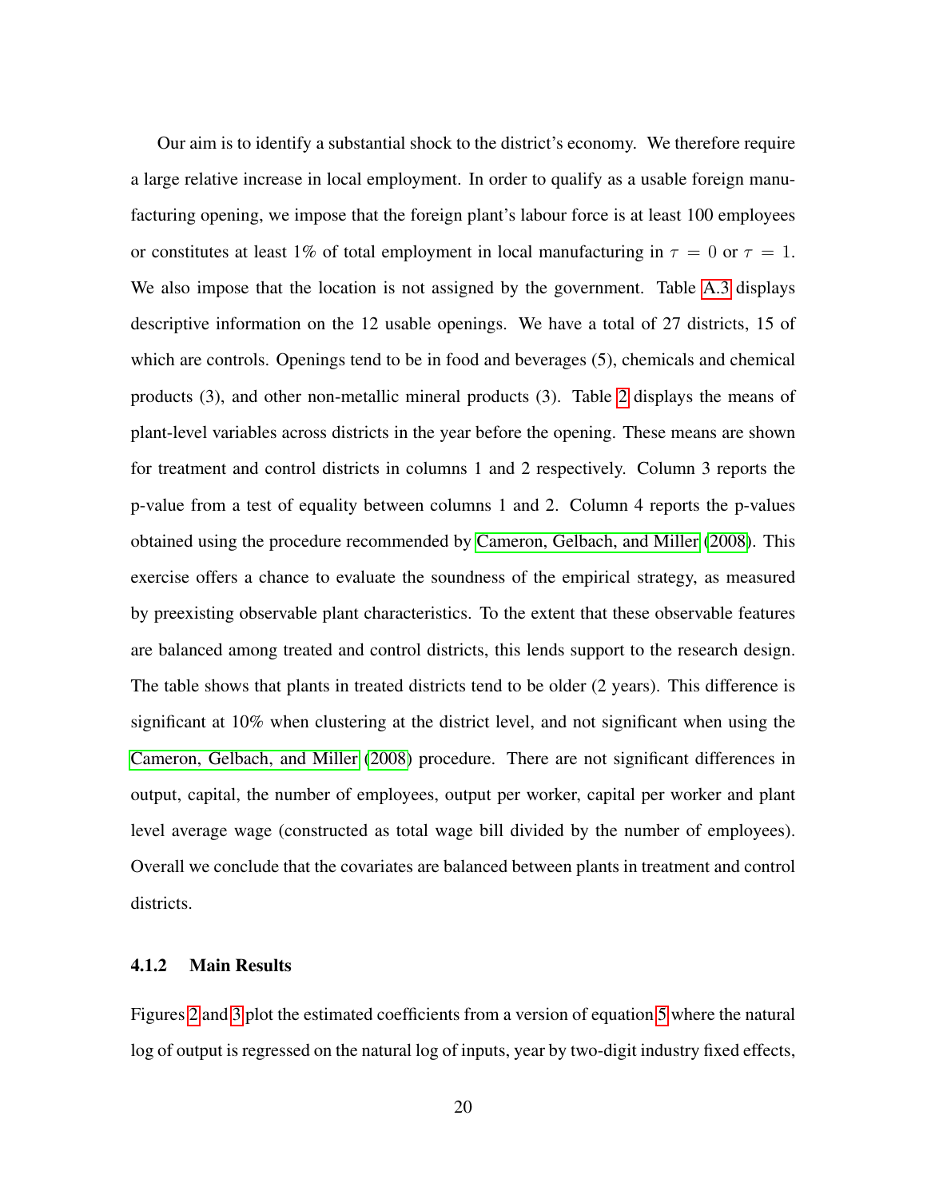Our aim is to identify a substantial shock to the district's economy. We therefore require a large relative increase in local employment. In order to qualify as a usable foreign manufacturing opening, we impose that the foreign plant's labour force is at least 100 employees or constitutes at least 1% of total employment in local manufacturing in $\tau = 0$ or $\tau = 1$. We also impose that the location is not assigned by the government. Table A.3 displays descriptive information on the 12 usable openings. We have a total of 27 districts, 15 of which are controls. Openings tend to be in food and beverages (5), chemicals and chemical products (3), and other non-metallic mineral products (3). Table 2 displays the means of plant-level variables across districts in the year before the opening. These means are shown for treatment and control districts in columns 1 and 2 respectively. Column 3 reports the p-value from a test of equality between columns 1 and 2. Column 4 reports the p-values obtained using the procedure recommended by Cameron, Gelbach, and Miller (2008). This exercise offers a chance to evaluate the soundness of the empirical strategy, as measured by preexisting observable plant characteristics. To the extent that these observable features are balanced among treated and control districts, this lends support to the research design. The table shows that plants in treated districts tend to be older (2 years). This difference is significant at 10% when clustering at the district level, and not significant when using the Cameron, Gelbach, and Miller (2008) procedure. There are not significant differences in output, capital, the number of employees, output per worker, capital per worker and plant level average wage (constructed as total wage bill divided by the number of employees). Overall we conclude that the covariates are balanced between plants in treatment and control districts.

#### 4.1.2 Main Results

Figures 2 and 3 plot the estimated coefficients from a version of equation 5 where the natural log of output is regressed on the natural log of inputs, year by two-digit industry fixed effects,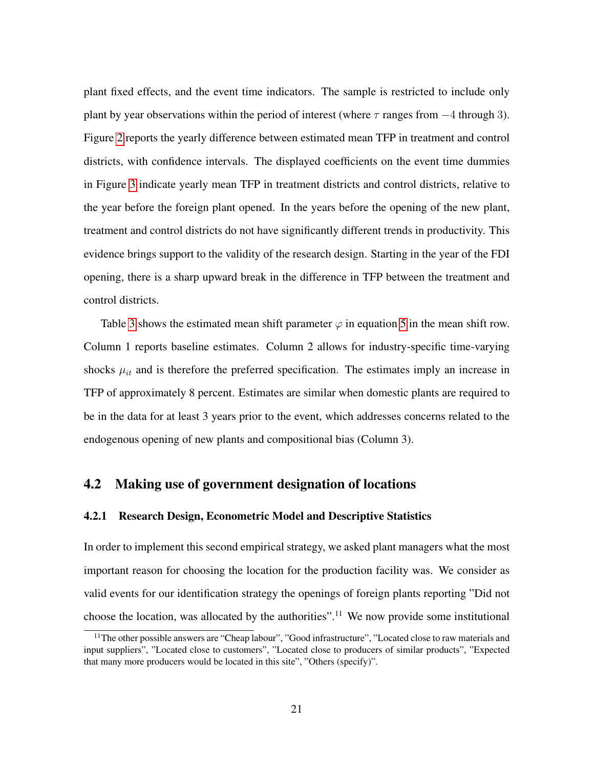plant fixed effects, and the event time indicators. The sample is restricted to include only plant by year observations within the period of interest (where $\tau$ ranges from $-4$ through $3$). Figure 2 reports the yearly difference between estimated mean TFP in treatment and control districts, with confidence intervals. The displayed coefficients on the event time dummies in Figure 3 indicate yearly mean TFP in treatment districts and control districts, relative to the year before the foreign plant opened. In the years before the opening of the new plant, treatment and control districts do not have significantly different trends in productivity. This evidence brings support to the validity of the research design. Starting in the year of the FDI opening, there is a sharp upward break in the difference in TFP between the treatment and control districts.

Table 3 shows the estimated mean shift parameter $\varphi$ in equation 5 in the mean shift row. Column 1 reports baseline estimates. Column 2 allows for industry-specific time-varying shocks $\mu_{it}$ and is therefore the preferred specification. The estimates imply an increase in TFP of approximately 8 percent. Estimates are similar when domestic plants are required to be in the data for at least 3 years prior to the event, which addresses concerns related to the endogenous opening of new plants and compositional bias (Column 3).

## 4.2 Making use of government designation of locations

### 4.2.1 Research Design, Econometric Model and Descriptive Statistics

In order to implement this second empirical strategy, we asked plant managers what the most important reason for choosing the location for the production facility was. We consider as valid events for our identification strategy the openings of foreign plants reporting "Did not choose the location, was allocated by the authorities".[11] We now provide some institutional

[11] The other possible answers are "Cheap labour", "Good infrastructure", "Located close to raw materials and input suppliers", "Located close to customers", "Located close to producers of similar products", "Expected that many more producers would be located in this site", "Others (specify)".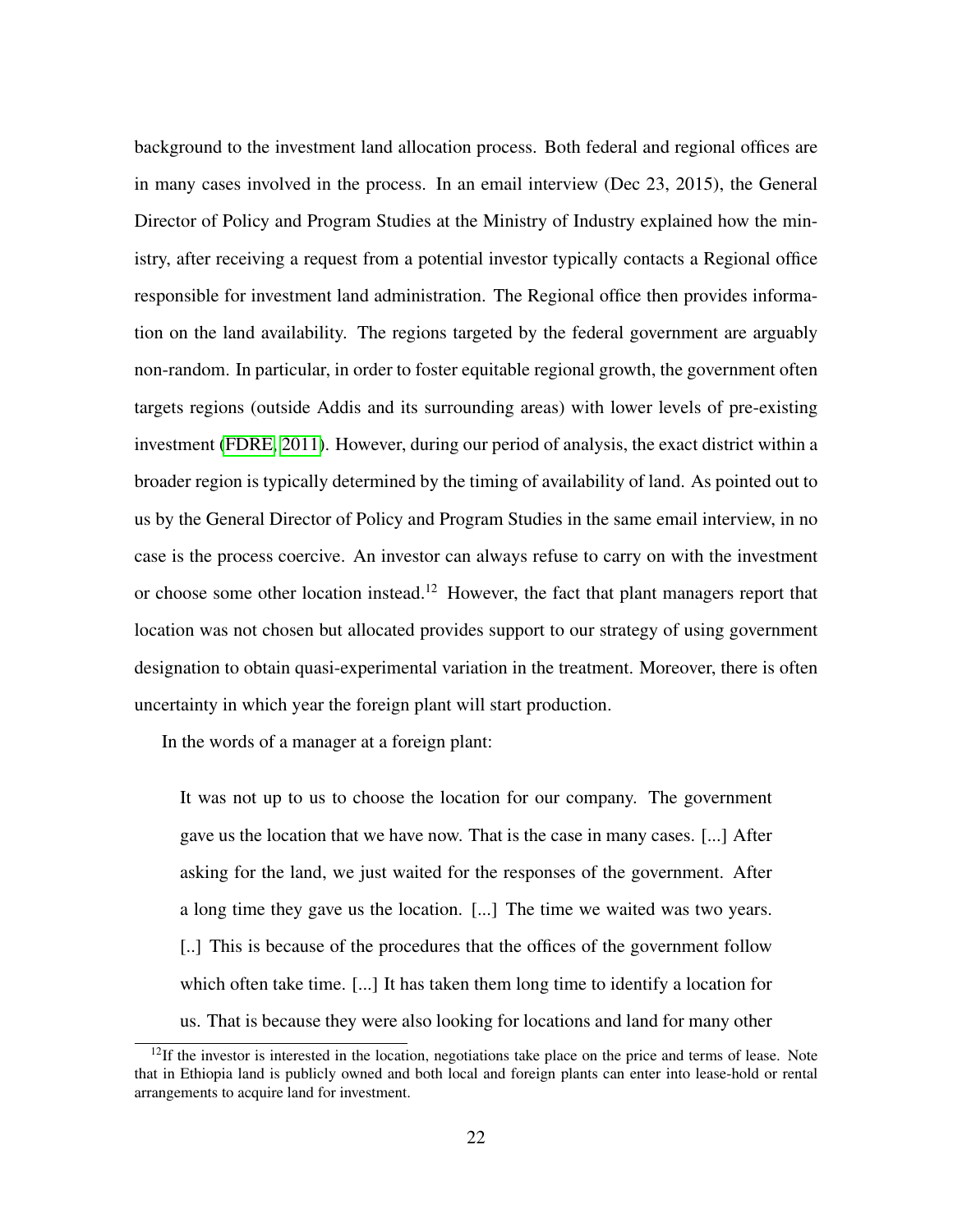background to the investment land allocation process. Both federal and regional offices are in many cases involved in the process. In an email interview (Dec 23, 2015), the General Director of Policy and Program Studies at the Ministry of Industry explained how the ministry, after receiving a request from a potential investor typically contacts a Regional office responsible for investment land administration. The Regional office then provides information on the land availability. The regions targeted by the federal government are arguably non-random. In particular, in order to foster equitable regional growth, the government often targets regions (outside Addis and its surrounding areas) with lower levels of pre-existing investment (FDRE, 2011). However, during our period of analysis, the exact district within a broader region is typically determined by the timing of availability of land. As pointed out to us by the General Director of Policy and Program Studies in the same email interview, in no case is the process coercive. An investor can always refuse to carry on with the investment or choose some other location instead.[12] However, the fact that plant managers report that location was not chosen but allocated provides support to our strategy of using government designation to obtain quasi-experimental variation in the treatment. Moreover, there is often uncertainty in which year the foreign plant will start production.

In the words of a manager at a foreign plant:

> It was not up to us to choose the location for our company. The government gave us the location that we have now. That is the case in many cases. [...] After asking for the land, we just waited for the responses of the government. After a long time they gave us the location. [...] The time we waited was two years. [..] This is because of the procedures that the offices of the government follow which often take time. [...] It has taken them long time to identify a location for us. That is because they were also looking for locations and land for many other

[12] If the investor is interested in the location, negotiations take place on the price and terms of lease. Note that in Ethiopia land is publicly owned and both local and foreign plants can enter into lease-hold or rental arrangements to acquire land for investment.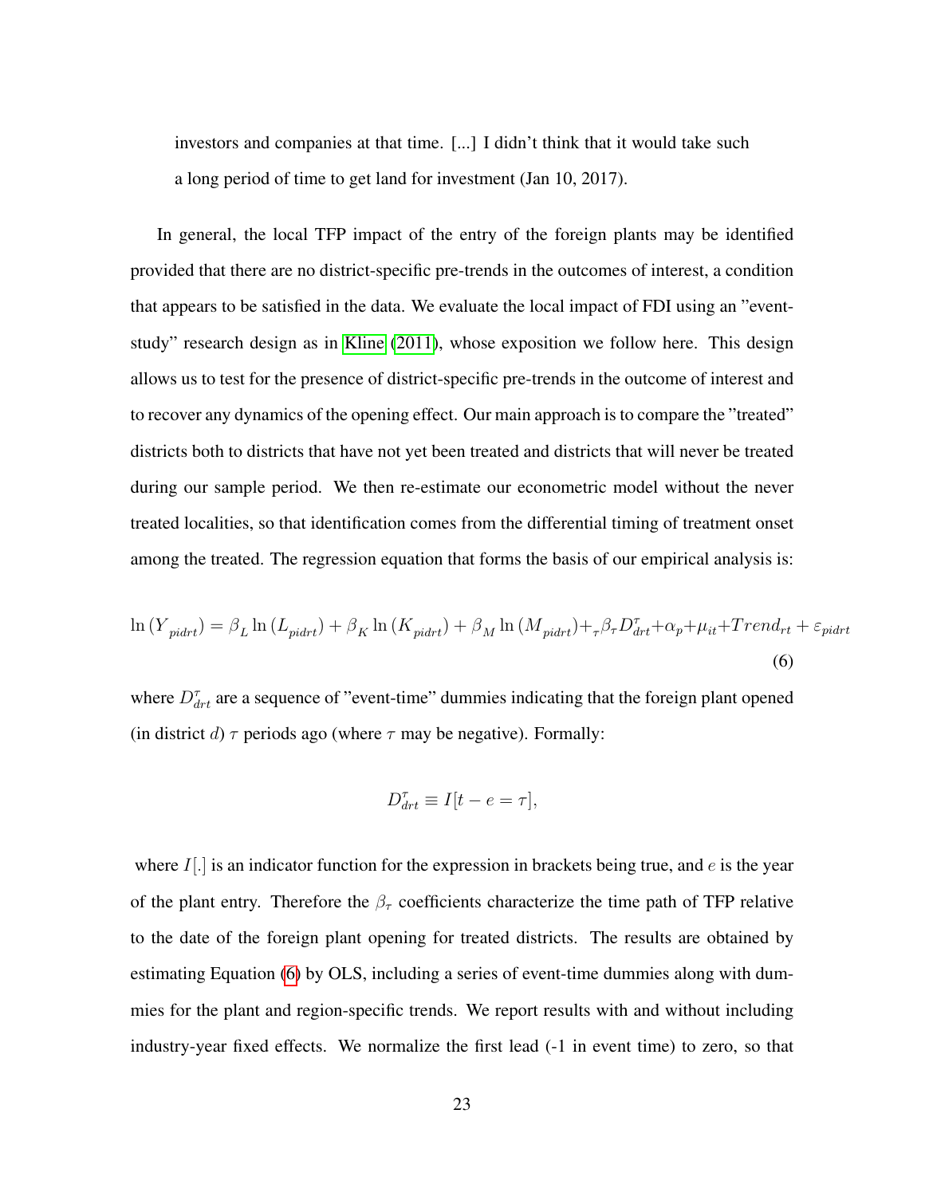> investors and companies at that time. [...] I didn't think that it would take such a long period of time to get land for investment (Jan 10, 2017).

In general, the local TFP impact of the entry of the foreign plants may be identified provided that there are no district-specific pre-trends in the outcomes of interest, a condition that appears to be satisfied in the data. We evaluate the local impact of FDI using an "event-study" research design as in Kline (2011), whose exposition we follow here. This design allows us to test for the presence of district-specific pre-trends in the outcome of interest and to recover any dynamics of the opening effect. Our main approach is to compare the "treated" districts both to districts that have not yet been treated and districts that will never be treated during our sample period. We then re-estimate our econometric model without the never treated localities, so that identification comes from the differential timing of treatment onset among the treated. The regression equation that forms the basis of our empirical analysis is:

$$\ln\left(Y_{pidrt}\right) = \beta_L \ln\left(L_{pidrt}\right) + \beta_K \ln\left(K_{pidrt}\right) + \beta_M \ln\left(M_{pidrt}\right) + {}_{\tau}\beta_\tau D^{\tau}_{drt} + \alpha_p + \mu_{it} + Trend_{rt} + \varepsilon_{pidrt} \tag{6}$$

where $D^{\tau}_{drt}$ are a sequence of "event-time" dummies indicating that the foreign plant opened (in district $d$) $\tau$ periods ago (where $\tau$ may be negative). Formally:

$$D^{\tau}_{drt} \equiv I[t - e = \tau],$$

where $I[.]$ is an indicator function for the expression in brackets being true, and $e$ is the year of the plant entry. Therefore the $\beta_\tau$ coefficients characterize the time path of TFP relative to the date of the foreign plant opening for treated districts. The results are obtained by estimating Equation (6) by OLS, including a series of event-time dummies along with dummies for the plant and region-specific trends. We report results with and without including industry-year fixed effects. We normalize the first lead (-1 in event time) to zero, so that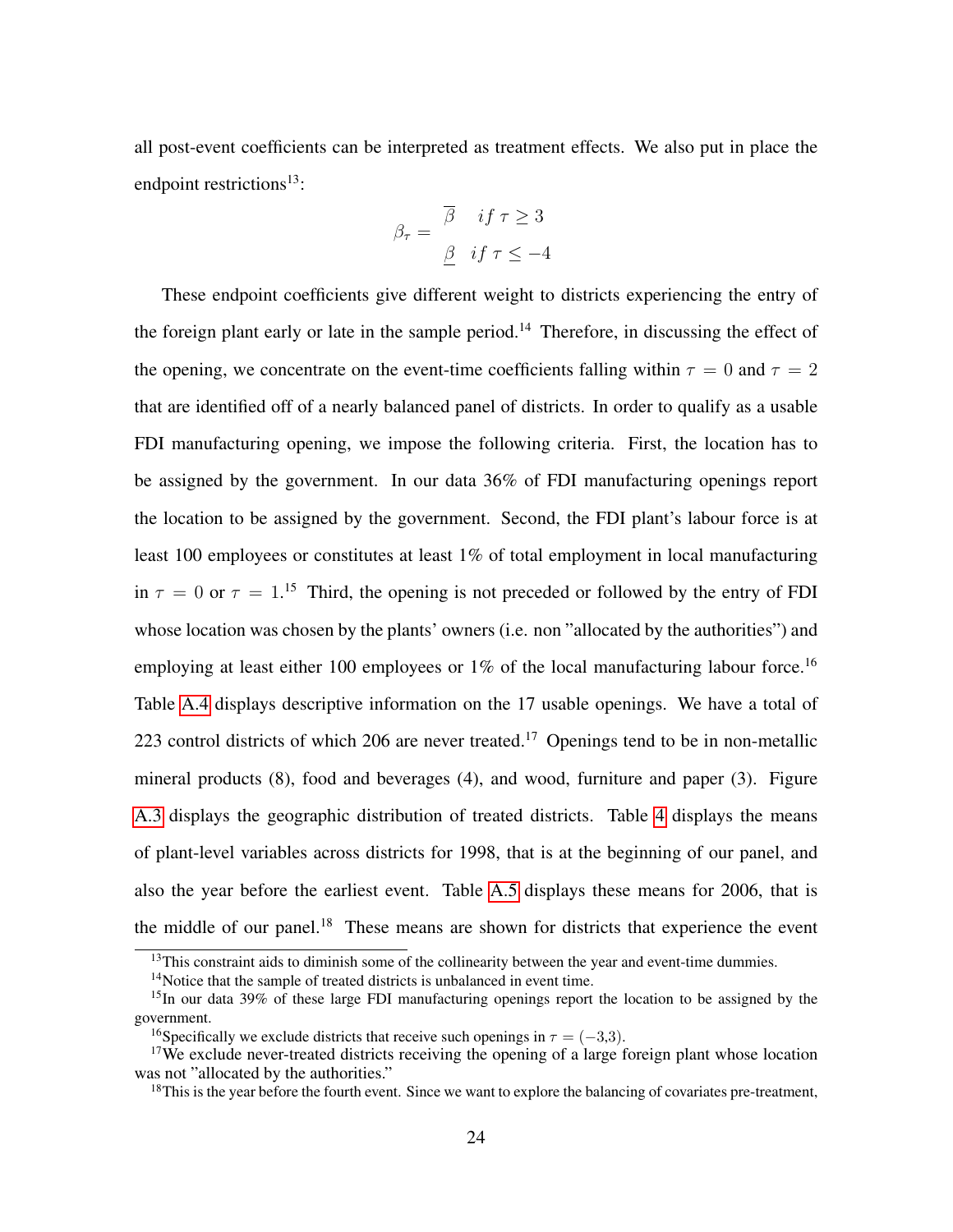all post-event coefficients can be interpreted as treatment effects. We also put in place the endpoint restrictions[13]:

$$\beta_\tau = \begin{cases} \overline{\beta} & if\ \tau \geq 3 \\ \underline{\beta} & if\ \tau \leq -4 \end{cases}$$

These endpoint coefficients give different weight to districts experiencing the entry of the foreign plant early or late in the sample period.[14] Therefore, in discussing the effect of the opening, we concentrate on the event-time coefficients falling within $\tau = 0$ and $\tau = 2$ that are identified off of a nearly balanced panel of districts. In order to qualify as a usable FDI manufacturing opening, we impose the following criteria. First, the location has to be assigned by the government. In our data 36% of FDI manufacturing openings report the location to be assigned by the government. Second, the FDI plant's labour force is at least 100 employees or constitutes at least 1% of total employment in local manufacturing in $\tau = 0$ or $\tau = 1$.[15] Third, the opening is not preceded or followed by the entry of FDI whose location was chosen by the plants' owners (i.e. non "allocated by the authorities") and employing at least either 100 employees or 1% of the local manufacturing labour force.[16] Table A.4 displays descriptive information on the 17 usable openings. We have a total of 223 control districts of which 206 are never treated.[17] Openings tend to be in non-metallic mineral products (8), food and beverages (4), and wood, furniture and paper (3). Figure A.3 displays the geographic distribution of treated districts. Table 4 displays the means of plant-level variables across districts for 1998, that is at the beginning of our panel, and also the year before the earliest event. Table A.5 displays these means for 2006, that is the middle of our panel.[18] These means are shown for districts that experience the event

[13] This constraint aids to diminish some of the collinearity between the year and event-time dummies.

[14] Notice that the sample of treated districts is unbalanced in event time.

[15] In our data 39% of these large FDI manufacturing openings report the location to be assigned by the government.

[16] Specifically we exclude districts that receive such openings in $\tau = (-3{,}3)$.

[17] We exclude never-treated districts receiving the opening of a large foreign plant whose location was not "allocated by the authorities."

[18] This is the year before the fourth event. Since we want to explore the balancing of covariates pre-treatment,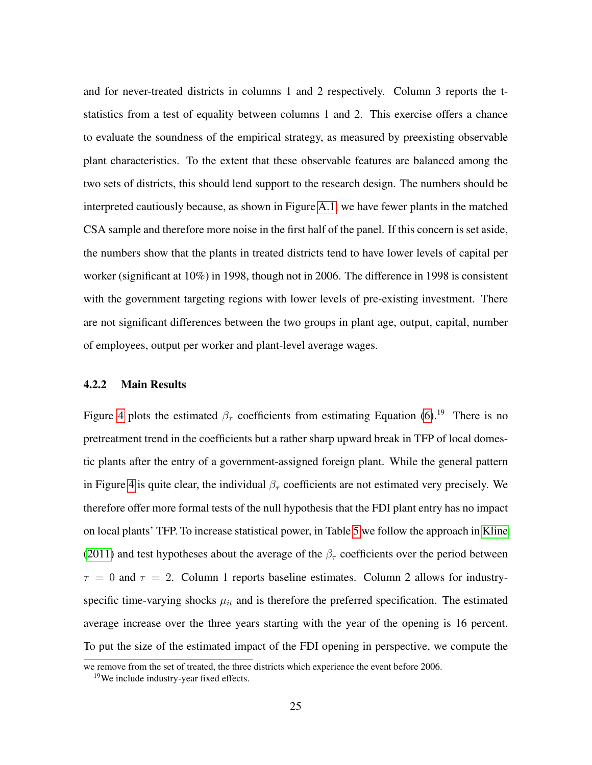and for never-treated districts in columns 1 and 2 respectively. Column 3 reports the t-statistics from a test of equality between columns 1 and 2. This exercise offers a chance to evaluate the soundness of the empirical strategy, as measured by preexisting observable plant characteristics. To the extent that these observable features are balanced among the two sets of districts, this should lend support to the research design. The numbers should be interpreted cautiously because, as shown in Figure A.1, we have fewer plants in the matched CSA sample and therefore more noise in the first half of the panel. If this concern is set aside, the numbers show that the plants in treated districts tend to have lower levels of capital per worker (significant at 10%) in 1998, though not in 2006. The difference in 1998 is consistent with the government targeting regions with lower levels of pre-existing investment. There are not significant differences between the two groups in plant age, output, capital, number of employees, output per worker and plant-level average wages.

### 4.2.2 Main Results

Figure 4 plots the estimated $\beta_\tau$ coefficients from estimating Equation (6).[19] There is no pretreatment trend in the coefficients but a rather sharp upward break in TFP of local domestic plants after the entry of a government-assigned foreign plant. While the general pattern in Figure 4 is quite clear, the individual $\beta_\tau$ coefficients are not estimated very precisely. We therefore offer more formal tests of the null hypothesis that the FDI plant entry has no impact on local plants' TFP. To increase statistical power, in Table 5 we follow the approach in Kline (2011) and test hypotheses about the average of the $\beta_\tau$ coefficients over the period between $\tau = 0$ and $\tau = 2$. Column 1 reports baseline estimates. Column 2 allows for industry-specific time-varying shocks $\mu_{it}$ and is therefore the preferred specification. The estimated average increase over the three years starting with the year of the opening is 16 percent. To put the size of the estimated impact of the FDI opening in perspective, we compute the

we remove from the set of treated, the three districts which experience the event before 2006.

[19] We include industry-year fixed effects.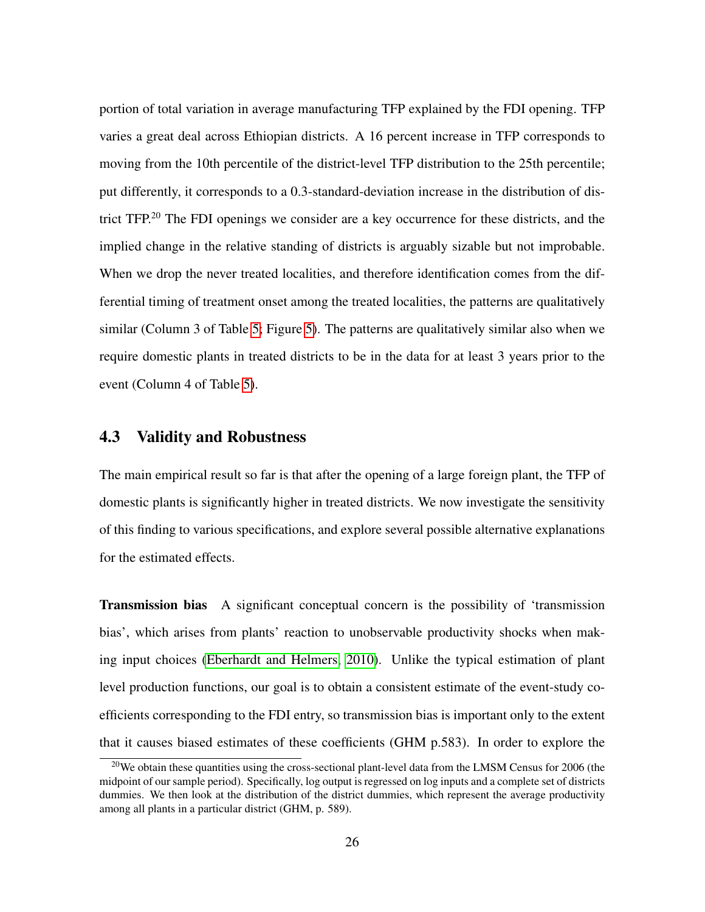portion of total variation in average manufacturing TFP explained by the FDI opening. TFP varies a great deal across Ethiopian districts. A 16 percent increase in TFP corresponds to moving from the 10th percentile of the district-level TFP distribution to the 25th percentile; put differently, it corresponds to a 0.3-standard-deviation increase in the distribution of district TFP.[20] The FDI openings we consider are a key occurrence for these districts, and the implied change in the relative standing of districts is arguably sizable but not improbable. When we drop the never treated localities, and therefore identification comes from the differential timing of treatment onset among the treated localities, the patterns are qualitatively similar (Column 3 of Table 5; Figure 5). The patterns are qualitatively similar also when we require domestic plants in treated districts to be in the data for at least 3 years prior to the event (Column 4 of Table 5).

### 4.3 Validity and Robustness

The main empirical result so far is that after the opening of a large foreign plant, the TFP of domestic plants is significantly higher in treated districts. We now investigate the sensitivity of this finding to various specifications, and explore several possible alternative explanations for the estimated effects.

**Transmission bias** A significant conceptual concern is the possibility of 'transmission bias', which arises from plants' reaction to unobservable productivity shocks when making input choices (Eberhardt and Helmers, 2010). Unlike the typical estimation of plant level production functions, our goal is to obtain a consistent estimate of the event-study coefficients corresponding to the FDI entry, so transmission bias is important only to the extent that it causes biased estimates of these coefficients (GHM p.583). In order to explore the

[20] We obtain these quantities using the cross-sectional plant-level data from the LMSM Census for 2006 (the midpoint of our sample period). Specifically, log output is regressed on log inputs and a complete set of districts dummies. We then look at the distribution of the district dummies, which represent the average productivity among all plants in a particular district (GHM, p. 589).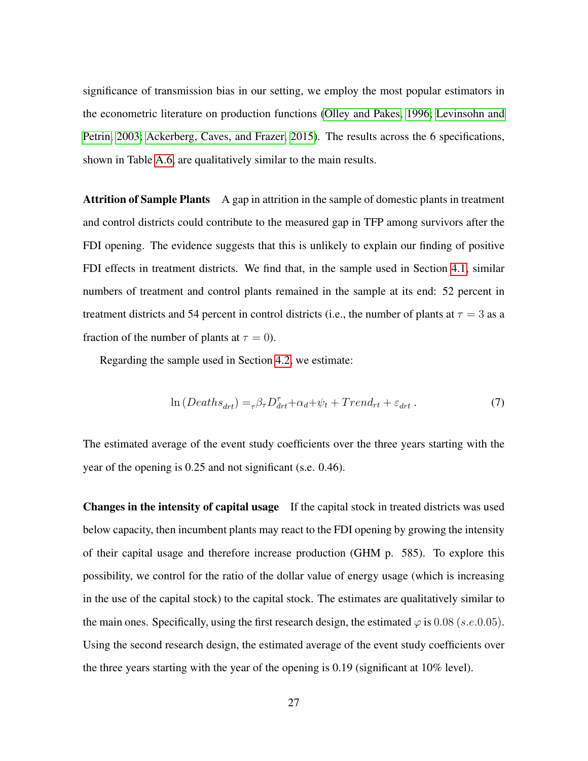significance of transmission bias in our setting, we employ the most popular estimators in the econometric literature on production functions (Olley and Pakes, 1996; Levinsohn and Petrin, 2003; Ackerberg, Caves, and Frazer, 2015). The results across the 6 specifications, shown in Table A.6, are qualitatively similar to the main results.

**Attrition of Sample Plants** A gap in attrition in the sample of domestic plants in treatment and control districts could contribute to the measured gap in TFP among survivors after the FDI opening. The evidence suggests that this is unlikely to explain our finding of positive FDI effects in treatment districts. We find that, in the sample used in Section 4.1, similar numbers of treatment and control plants remained in the sample at its end: 52 percent in treatment districts and 54 percent in control districts (i.e., the number of plants at $\tau = 3$ as a fraction of the number of plants at $\tau = 0$).

Regarding the sample used in Section 4.2, we estimate:

$$\ln\left(Deaths_{drt}\right) = {}_{\tau}\beta_{\tau} D^{\tau}_{drt} + \alpha_d + \psi_t + Trend_{rt} + \varepsilon_{drt} \,. \tag{7}$$

The estimated average of the event study coefficients over the three years starting with the year of the opening is 0.25 and not significant (s.e. 0.46).

**Changes in the intensity of capital usage** If the capital stock in treated districts was used below capacity, then incumbent plants may react to the FDI opening by growing the intensity of their capital usage and therefore increase production (GHM p. 585). To explore this possibility, we control for the ratio of the dollar value of energy usage (which is increasing in the use of the capital stock) to the capital stock. The estimates are qualitatively similar to the main ones. Specifically, using the first research design, the estimated $\varphi$ is $0.08$ $(s.e. 0.05)$. Using the second research design, the estimated average of the event study coefficients over the three years starting with the year of the opening is 0.19 (significant at 10% level).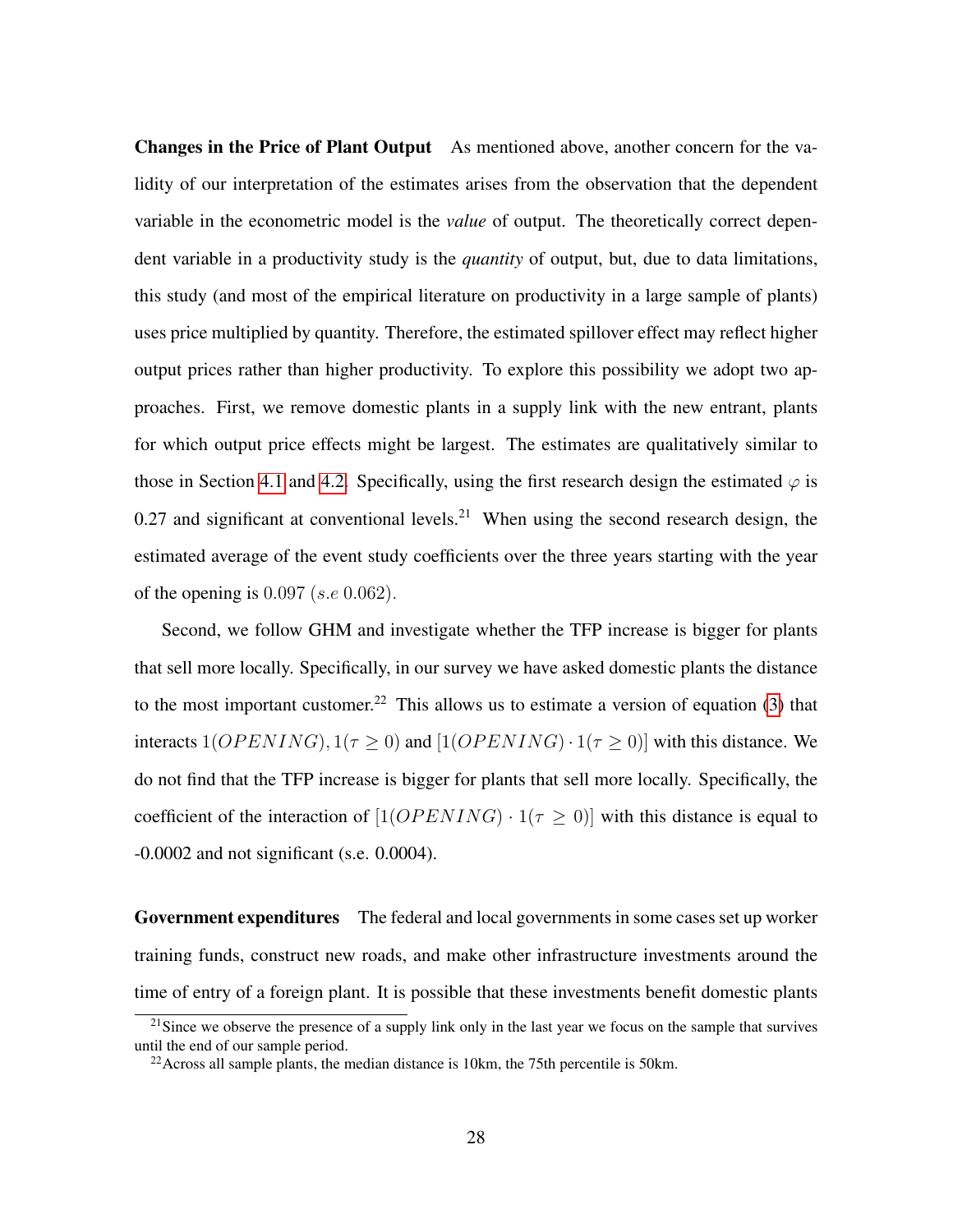**Changes in the Price of Plant Output** As mentioned above, another concern for the validity of our interpretation of the estimates arises from the observation that the dependent variable in the econometric model is the *value* of output. The theoretically correct dependent variable in a productivity study is the *quantity* of output, but, due to data limitations, this study (and most of the empirical literature on productivity in a large sample of plants) uses price multiplied by quantity. Therefore, the estimated spillover effect may reflect higher output prices rather than higher productivity. To explore this possibility we adopt two approaches. First, we remove domestic plants in a supply link with the new entrant, plants for which output price effects might be largest. The estimates are qualitatively similar to those in Section 4.1 and 4.2. Specifically, using the first research design the estimated $\varphi$ is 0.27 and significant at conventional levels.[21] When using the second research design, the estimated average of the event study coefficients over the three years starting with the year of the opening is $0.097$ ($s.e$ $0.062$).

Second, we follow GHM and investigate whether the TFP increase is bigger for plants that sell more locally. Specifically, in our survey we have asked domestic plants the distance to the most important customer.[22] This allows us to estimate a version of equation (3) that interacts $1(OPENING), 1(\tau \geq 0)$ and $[1(OPENING) \cdot 1(\tau \geq 0)]$ with this distance. We do not find that the TFP increase is bigger for plants that sell more locally. Specifically, the coefficient of the interaction of $[1(OPENING) \cdot 1(\tau \geq 0)]$ with this distance is equal to -0.0002 and not significant (s.e. 0.0004).

**Government expenditures** The federal and local governments in some cases set up worker training funds, construct new roads, and make other infrastructure investments around the time of entry of a foreign plant. It is possible that these investments benefit domestic plants

[21] Since we observe the presence of a supply link only in the last year we focus on the sample that survives until the end of our sample period.

[22] Across all sample plants, the median distance is 10km, the 75th percentile is 50km.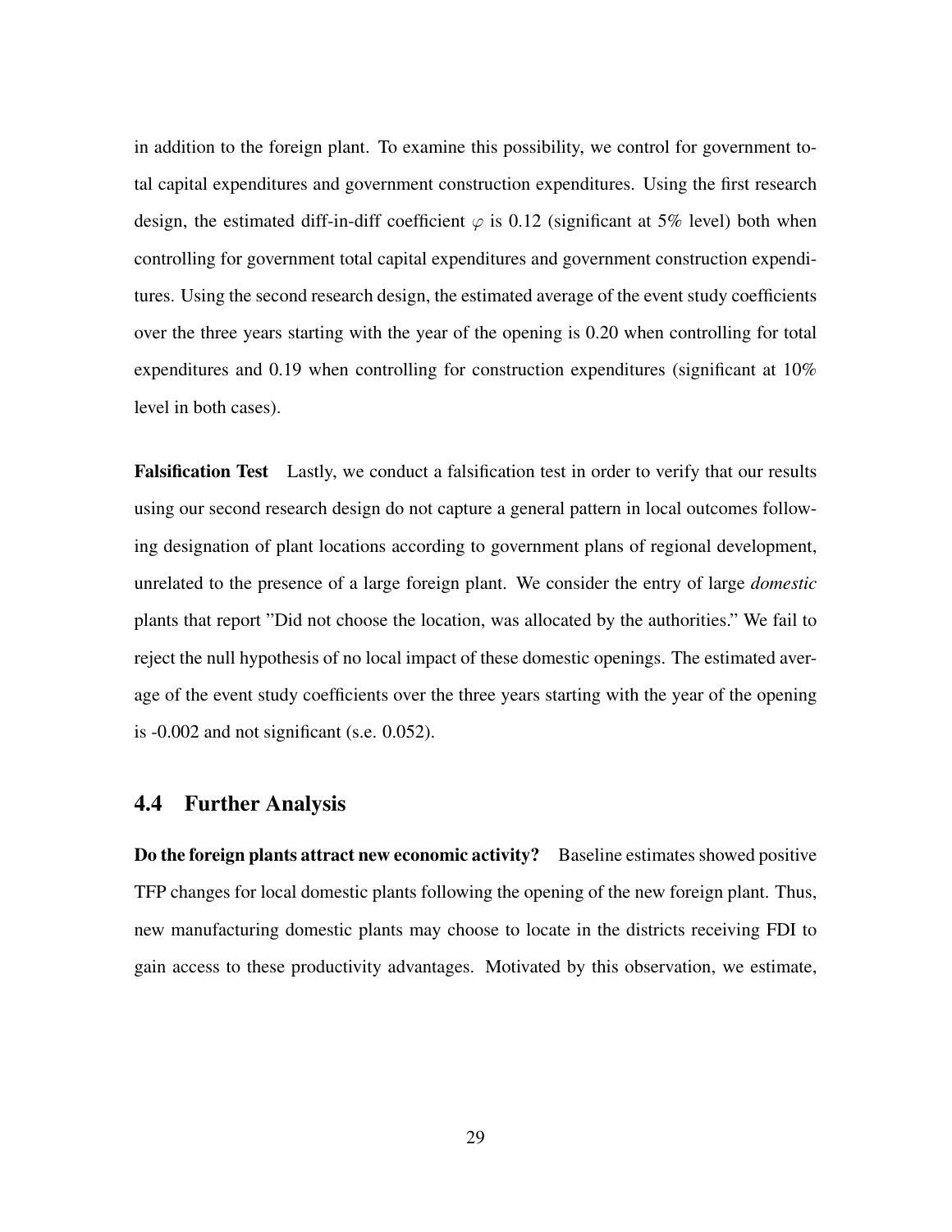in addition to the foreign plant. To examine this possibility, we control for government total capital expenditures and government construction expenditures. Using the first research design, the estimated diff-in-diff coefficient $\varphi$ is 0.12 (significant at 5% level) both when controlling for government total capital expenditures and government construction expenditures. Using the second research design, the estimated average of the event study coefficients over the three years starting with the year of the opening is 0.20 when controlling for total expenditures and 0.19 when controlling for construction expenditures (significant at 10% level in both cases).

**Falsification Test** Lastly, we conduct a falsification test in order to verify that our results using our second research design do not capture a general pattern in local outcomes following designation of plant locations according to government plans of regional development, unrelated to the presence of a large foreign plant. We consider the entry of large *domestic* plants that report "Did not choose the location, was allocated by the authorities." We fail to reject the null hypothesis of no local impact of these domestic openings. The estimated average of the event study coefficients over the three years starting with the year of the opening is -0.002 and not significant (s.e. 0.052).

## 4.4 Further Analysis

**Do the foreign plants attract new economic activity?** Baseline estimates showed positive TFP changes for local domestic plants following the opening of the new foreign plant. Thus, new manufacturing domestic plants may choose to locate in the districts receiving FDI to gain access to these productivity advantages. Motivated by this observation, we estimate,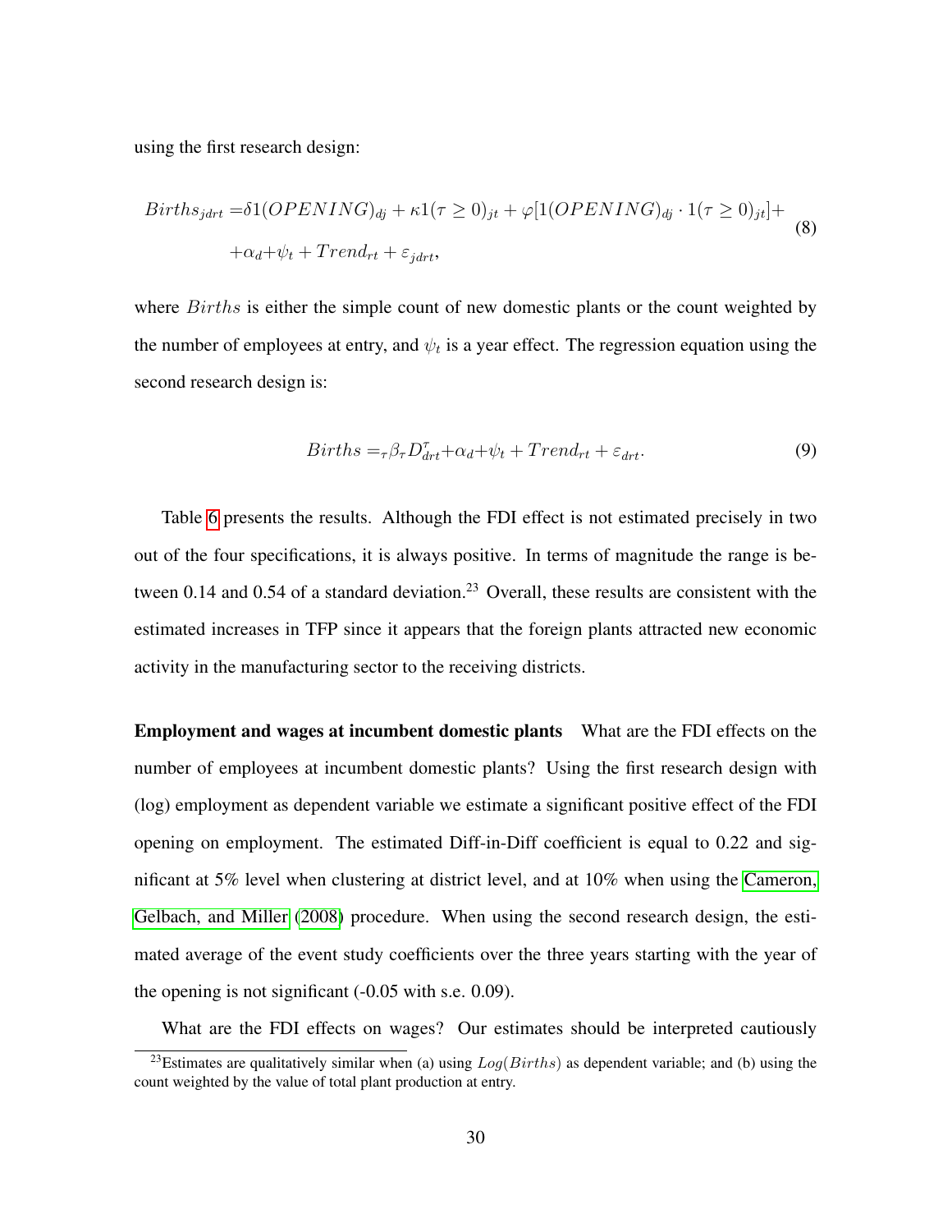using the first research design:

$$
\begin{aligned}
Births_{jdrt} =& \delta 1(OPENING)_{dj} + \kappa 1(\tau \geq 0)_{jt} + \varphi[1(OPENING)_{dj} \cdot 1(\tau \geq 0)_{jt}] + \\
&+ \alpha_d + \psi_t + Trend_{rt} + \varepsilon_{jdrt},
\end{aligned} \tag{8}
$$

where $Births$ is either the simple count of new domestic plants or the count weighted by the number of employees at entry, and $\psi_t$ is a year effect. The regression equation using the second research design is:

$$
Births =_{\tau} \beta_\tau D^{\tau}_{drt} + \alpha_d + \psi_t + Trend_{rt} + \varepsilon_{drt}. \tag{9}
$$

Table 6 presents the results. Although the FDI effect is not estimated precisely in two out of the four specifications, it is always positive. In terms of magnitude the range is between 0.14 and 0.54 of a standard deviation.[23] Overall, these results are consistent with the estimated increases in TFP since it appears that the foreign plants attracted new economic activity in the manufacturing sector to the receiving districts.

**Employment and wages at incumbent domestic plants** What are the FDI effects on the number of employees at incumbent domestic plants? Using the first research design with (log) employment as dependent variable we estimate a significant positive effect of the FDI opening on employment. The estimated Diff-in-Diff coefficient is equal to 0.22 and significant at 5% level when clustering at district level, and at 10% when using the Cameron, Gelbach, and Miller (2008) procedure. When using the second research design, the estimated average of the event study coefficients over the three years starting with the year of the opening is not significant (-0.05 with s.e. 0.09).

What are the FDI effects on wages? Our estimates should be interpreted cautiously

[23] Estimates are qualitatively similar when (a) using $Log(Births)$ as dependent variable; and (b) using the count weighted by the value of total plant production at entry.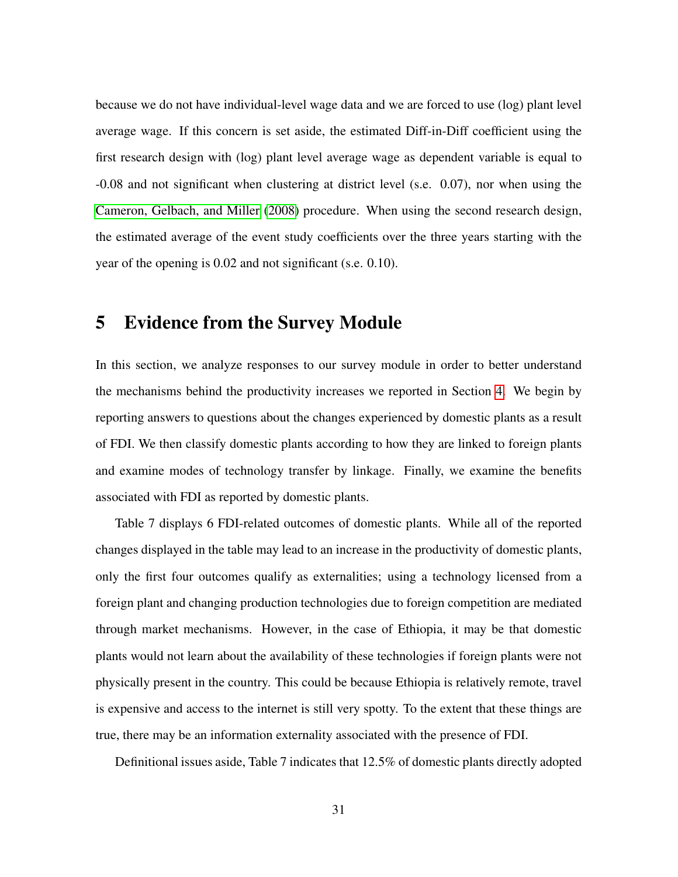because we do not have individual-level wage data and we are forced to use (log) plant level average wage. If this concern is set aside, the estimated Diff-in-Diff coefficient using the first research design with (log) plant level average wage as dependent variable is equal to -0.08 and not significant when clustering at district level (s.e. 0.07), nor when using the Cameron, Gelbach, and Miller (2008) procedure. When using the second research design, the estimated average of the event study coefficients over the three years starting with the year of the opening is 0.02 and not significant (s.e. 0.10).

# 5 Evidence from the Survey Module

In this section, we analyze responses to our survey module in order to better understand the mechanisms behind the productivity increases we reported in Section 4. We begin by reporting answers to questions about the changes experienced by domestic plants as a result of FDI. We then classify domestic plants according to how they are linked to foreign plants and examine modes of technology transfer by linkage. Finally, we examine the benefits associated with FDI as reported by domestic plants.

Table 7 displays 6 FDI-related outcomes of domestic plants. While all of the reported changes displayed in the table may lead to an increase in the productivity of domestic plants, only the first four outcomes qualify as externalities; using a technology licensed from a foreign plant and changing production technologies due to foreign competition are mediated through market mechanisms. However, in the case of Ethiopia, it may be that domestic plants would not learn about the availability of these technologies if foreign plants were not physically present in the country. This could be because Ethiopia is relatively remote, travel is expensive and access to the internet is still very spotty. To the extent that these things are true, there may be an information externality associated with the presence of FDI.

Definitional issues aside, Table 7 indicates that 12.5% of domestic plants directly adopted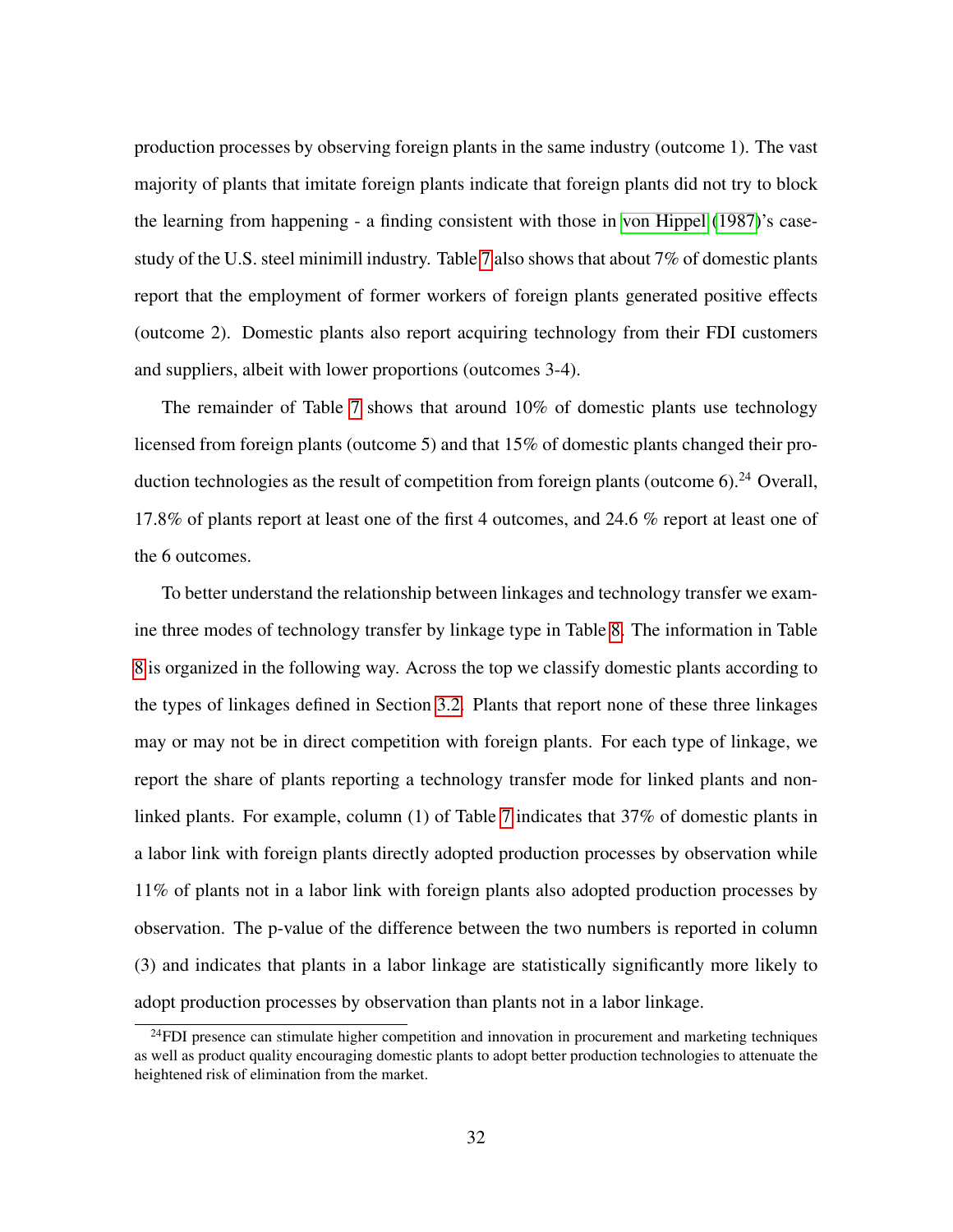production processes by observing foreign plants in the same industry (outcome 1). The vast majority of plants that imitate foreign plants indicate that foreign plants did not try to block the learning from happening - a finding consistent with those in von Hippel (1987)'s case-study of the U.S. steel minimill industry. Table 7 also shows that about 7% of domestic plants report that the employment of former workers of foreign plants generated positive effects (outcome 2). Domestic plants also report acquiring technology from their FDI customers and suppliers, albeit with lower proportions (outcomes 3-4).

The remainder of Table 7 shows that around 10% of domestic plants use technology licensed from foreign plants (outcome 5) and that 15% of domestic plants changed their production technologies as the result of competition from foreign plants (outcome 6).[24] Overall, 17.8% of plants report at least one of the first 4 outcomes, and 24.6 % report at least one of the 6 outcomes.

To better understand the relationship between linkages and technology transfer we examine three modes of technology transfer by linkage type in Table 8. The information in Table 8 is organized in the following way. Across the top we classify domestic plants according to the types of linkages defined in Section 3.2. Plants that report none of these three linkages may or may not be in direct competition with foreign plants. For each type of linkage, we report the share of plants reporting a technology transfer mode for linked plants and non-linked plants. For example, column (1) of Table 7 indicates that 37% of domestic plants in a labor link with foreign plants directly adopted production processes by observation while 11% of plants not in a labor link with foreign plants also adopted production processes by observation. The p-value of the difference between the two numbers is reported in column (3) and indicates that plants in a labor linkage are statistically significantly more likely to adopt production processes by observation than plants not in a labor linkage.

[24] FDI presence can stimulate higher competition and innovation in procurement and marketing techniques as well as product quality encouraging domestic plants to adopt better production technologies to attenuate the heightened risk of elimination from the market.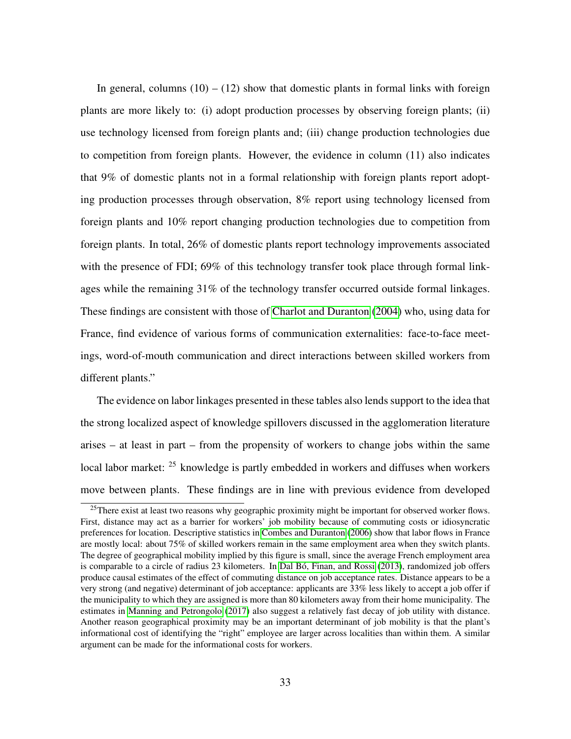In general, columns (10) – (12) show that domestic plants in formal links with foreign plants are more likely to: (i) adopt production processes by observing foreign plants; (ii) use technology licensed from foreign plants and; (iii) change production technologies due to competition from foreign plants. However, the evidence in column (11) also indicates that 9% of domestic plants not in a formal relationship with foreign plants report adopting production processes through observation, 8% report using technology licensed from foreign plants and 10% report changing production technologies due to competition from foreign plants. In total, 26% of domestic plants report technology improvements associated with the presence of FDI; 69% of this technology transfer took place through formal linkages while the remaining 31% of the technology transfer occurred outside formal linkages. These findings are consistent with those of Charlot and Duranton (2004) who, using data for France, find evidence of various forms of communication externalities: face-to-face meetings, word-of-mouth communication and direct interactions between skilled workers from different plants."

The evidence on labor linkages presented in these tables also lends support to the idea that the strong localized aspect of knowledge spillovers discussed in the agglomeration literature arises – at least in part – from the propensity of workers to change jobs within the same local labor market: [25] knowledge is partly embedded in workers and diffuses when workers move between plants. These findings are in line with previous evidence from developed

[25] There exist at least two reasons why geographic proximity might be important for observed worker flows. First, distance may act as a barrier for workers' job mobility because of commuting costs or idiosyncratic preferences for location. Descriptive statistics in Combes and Duranton (2006) show that labor flows in France are mostly local: about 75% of skilled workers remain in the same employment area when they switch plants. The degree of geographical mobility implied by this figure is small, since the average French employment area is comparable to a circle of radius 23 kilometers. In Dal Bó, Finan, and Rossi (2013), randomized job offers produce causal estimates of the effect of commuting distance on job acceptance rates. Distance appears to be a very strong (and negative) determinant of job acceptance: applicants are 33% less likely to accept a job offer if the municipality to which they are assigned is more than 80 kilometers away from their home municipality. The estimates in Manning and Petrongolo (2017) also suggest a relatively fast decay of job utility with distance. Another reason geographical proximity may be an important determinant of job mobility is that the plant's informational cost of identifying the "right" employee are larger across localities than within them. A similar argument can be made for the informational costs for workers.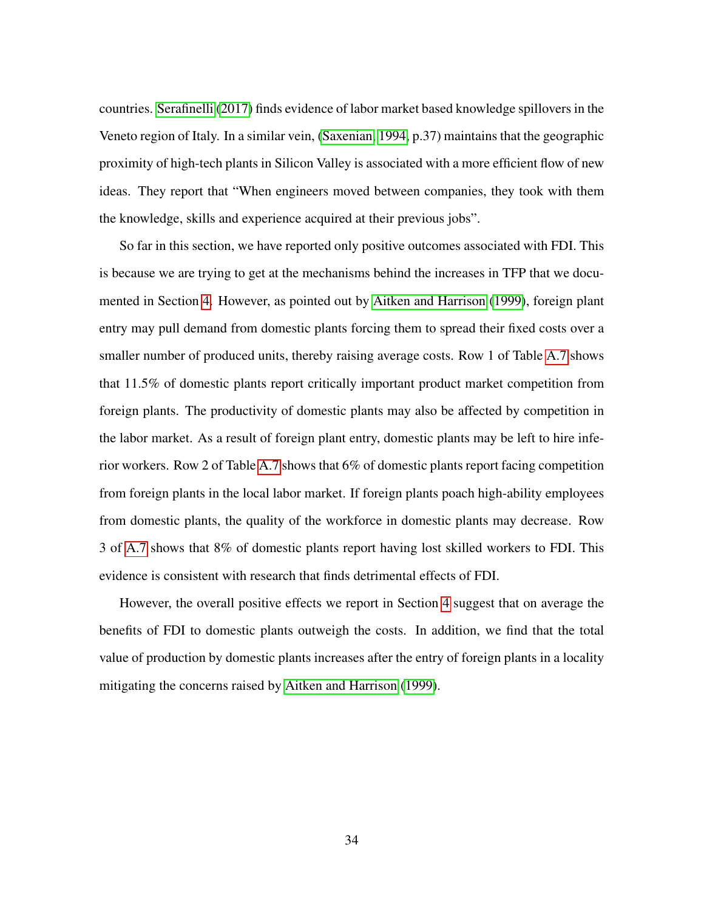countries. Serafinelli (2017) finds evidence of labor market based knowledge spillovers in the Veneto region of Italy. In a similar vein, (Saxenian, 1994, p.37) maintains that the geographic proximity of high-tech plants in Silicon Valley is associated with a more efficient flow of new ideas. They report that "When engineers moved between companies, they took with them the knowledge, skills and experience acquired at their previous jobs".

So far in this section, we have reported only positive outcomes associated with FDI. This is because we are trying to get at the mechanisms behind the increases in TFP that we documented in Section 4. However, as pointed out by Aitken and Harrison (1999), foreign plant entry may pull demand from domestic plants forcing them to spread their fixed costs over a smaller number of produced units, thereby raising average costs. Row 1 of Table A.7 shows that 11.5% of domestic plants report critically important product market competition from foreign plants. The productivity of domestic plants may also be affected by competition in the labor market. As a result of foreign plant entry, domestic plants may be left to hire inferior workers. Row 2 of Table A.7 shows that 6% of domestic plants report facing competition from foreign plants in the local labor market. If foreign plants poach high-ability employees from domestic plants, the quality of the workforce in domestic plants may decrease. Row 3 of A.7 shows that 8% of domestic plants report having lost skilled workers to FDI. This evidence is consistent with research that finds detrimental effects of FDI.

However, the overall positive effects we report in Section 4 suggest that on average the benefits of FDI to domestic plants outweigh the costs. In addition, we find that the total value of production by domestic plants increases after the entry of foreign plants in a locality mitigating the concerns raised by Aitken and Harrison (1999).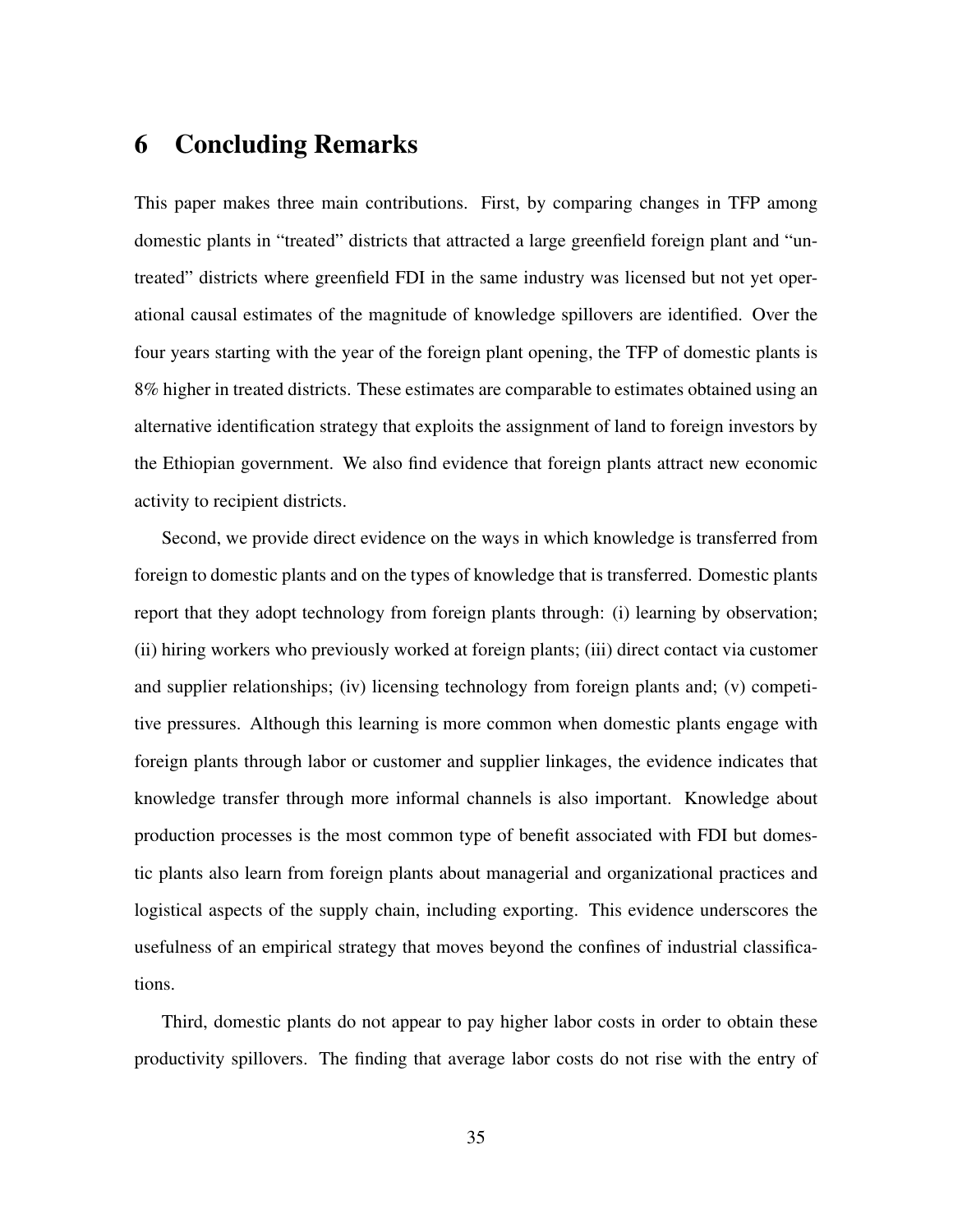# 6 Concluding Remarks

This paper makes three main contributions. First, by comparing changes in TFP among domestic plants in "treated" districts that attracted a large greenfield foreign plant and "untreated" districts where greenfield FDI in the same industry was licensed but not yet operational causal estimates of the magnitude of knowledge spillovers are identified. Over the four years starting with the year of the foreign plant opening, the TFP of domestic plants is 8% higher in treated districts. These estimates are comparable to estimates obtained using an alternative identification strategy that exploits the assignment of land to foreign investors by the Ethiopian government. We also find evidence that foreign plants attract new economic activity to recipient districts.

Second, we provide direct evidence on the ways in which knowledge is transferred from foreign to domestic plants and on the types of knowledge that is transferred. Domestic plants report that they adopt technology from foreign plants through: (i) learning by observation; (ii) hiring workers who previously worked at foreign plants; (iii) direct contact via customer and supplier relationships; (iv) licensing technology from foreign plants and; (v) competitive pressures. Although this learning is more common when domestic plants engage with foreign plants through labor or customer and supplier linkages, the evidence indicates that knowledge transfer through more informal channels is also important. Knowledge about production processes is the most common type of benefit associated with FDI but domestic plants also learn from foreign plants about managerial and organizational practices and logistical aspects of the supply chain, including exporting. This evidence underscores the usefulness of an empirical strategy that moves beyond the confines of industrial classifications.

Third, domestic plants do not appear to pay higher labor costs in order to obtain these productivity spillovers. The finding that average labor costs do not rise with the entry of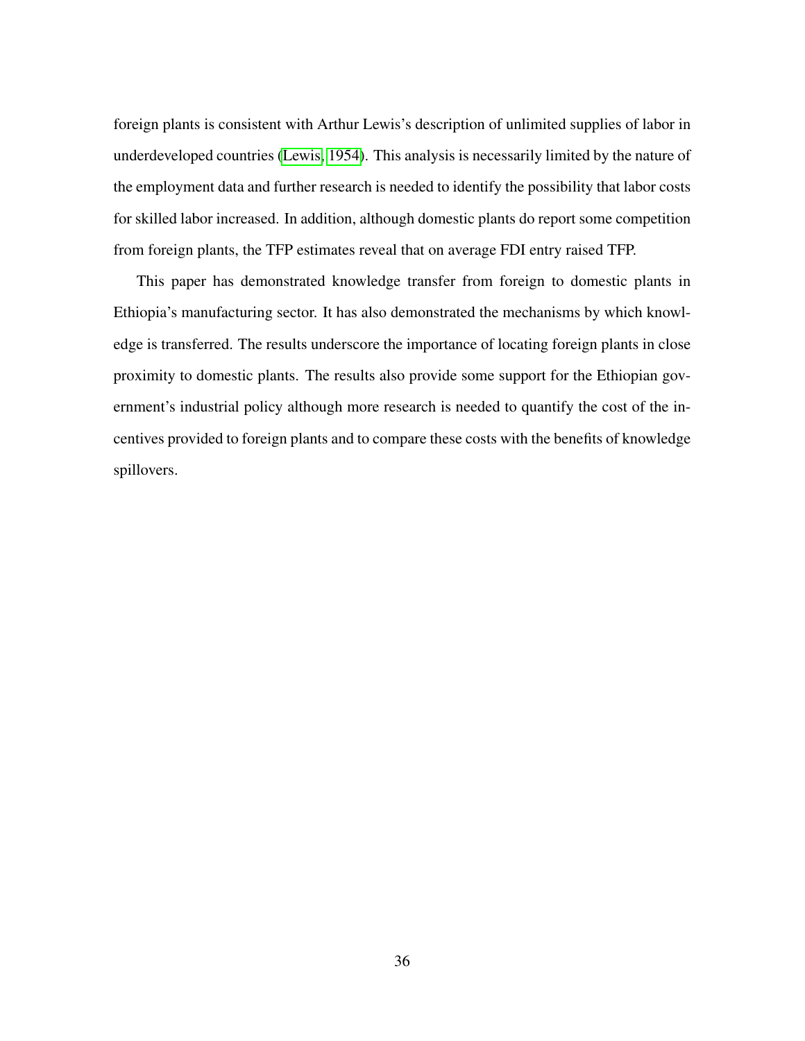foreign plants is consistent with Arthur Lewis's description of unlimited supplies of labor in underdeveloped countries (Lewis, 1954). This analysis is necessarily limited by the nature of the employment data and further research is needed to identify the possibility that labor costs for skilled labor increased. In addition, although domestic plants do report some competition from foreign plants, the TFP estimates reveal that on average FDI entry raised TFP.

This paper has demonstrated knowledge transfer from foreign to domestic plants in Ethiopia's manufacturing sector. It has also demonstrated the mechanisms by which knowledge is transferred. The results underscore the importance of locating foreign plants in close proximity to domestic plants. The results also provide some support for the Ethiopian government's industrial policy although more research is needed to quantify the cost of the incentives provided to foreign plants and to compare these costs with the benefits of knowledge spillovers.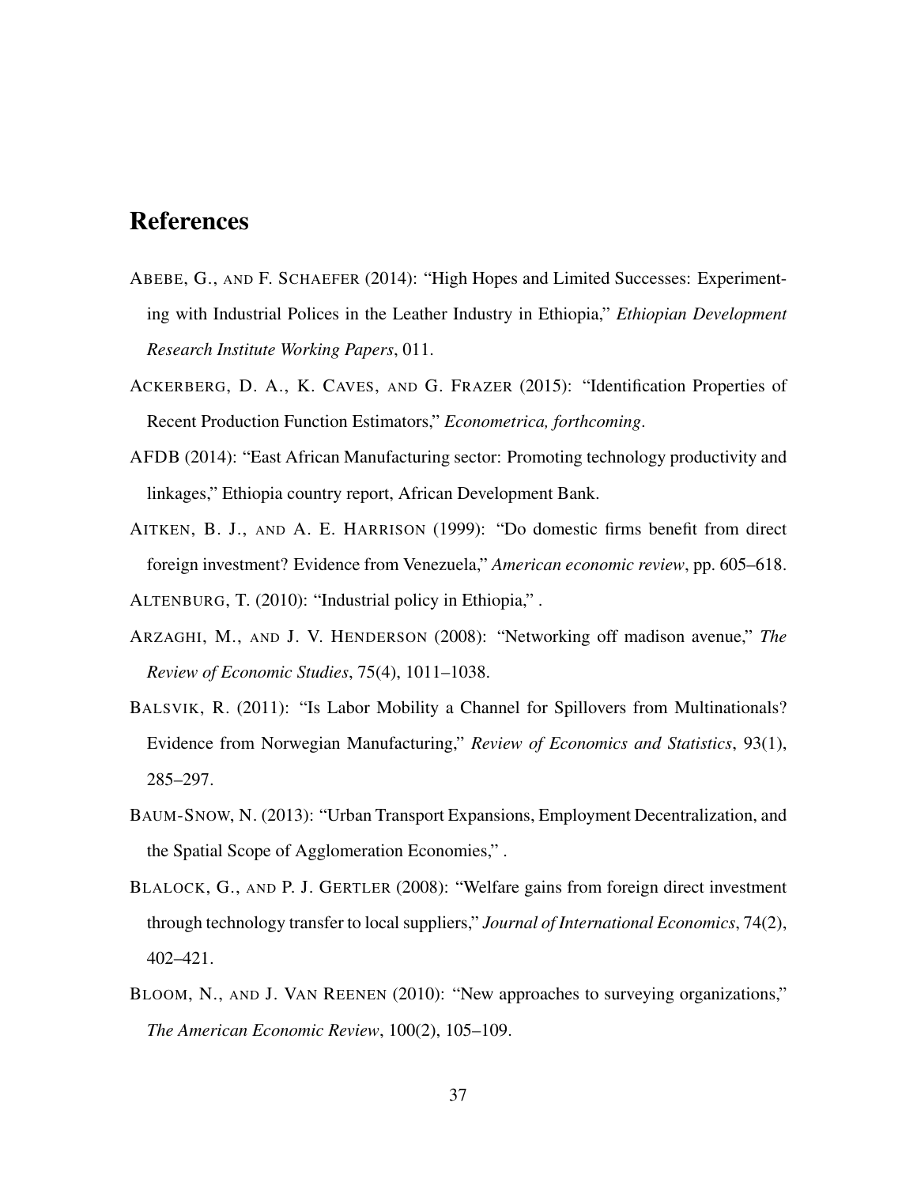# References

ABEBE, G., AND F. SCHAEFER (2014): "High Hopes and Limited Successes: Experimenting with Industrial Polices in the Leather Industry in Ethiopia," *Ethiopian Development Research Institute Working Papers*, 011.

ACKERBERG, D. A., K. CAVES, AND G. FRAZER (2015): "Identification Properties of Recent Production Function Estimators," *Econometrica, forthcoming*.

AFDB (2014): "East African Manufacturing sector: Promoting technology productivity and linkages," Ethiopia country report, African Development Bank.

AITKEN, B. J., AND A. E. HARRISON (1999): "Do domestic firms benefit from direct foreign investment? Evidence from Venezuela," *American economic review*, pp. 605–618.

ALTENBURG, T. (2010): "Industrial policy in Ethiopia," .

ARZAGHI, M., AND J. V. HENDERSON (2008): "Networking off madison avenue," *The Review of Economic Studies*, 75(4), 1011–1038.

BALSVIK, R. (2011): "Is Labor Mobility a Channel for Spillovers from Multinationals? Evidence from Norwegian Manufacturing," *Review of Economics and Statistics*, 93(1), 285–297.

BAUM-SNOW, N. (2013): "Urban Transport Expansions, Employment Decentralization, and the Spatial Scope of Agglomeration Economies," .

BLALOCK, G., AND P. J. GERTLER (2008): "Welfare gains from foreign direct investment through technology transfer to local suppliers," *Journal of International Economics*, 74(2), 402–421.

BLOOM, N., AND J. VAN REENEN (2010): "New approaches to surveying organizations," *The American Economic Review*, 100(2), 105–109.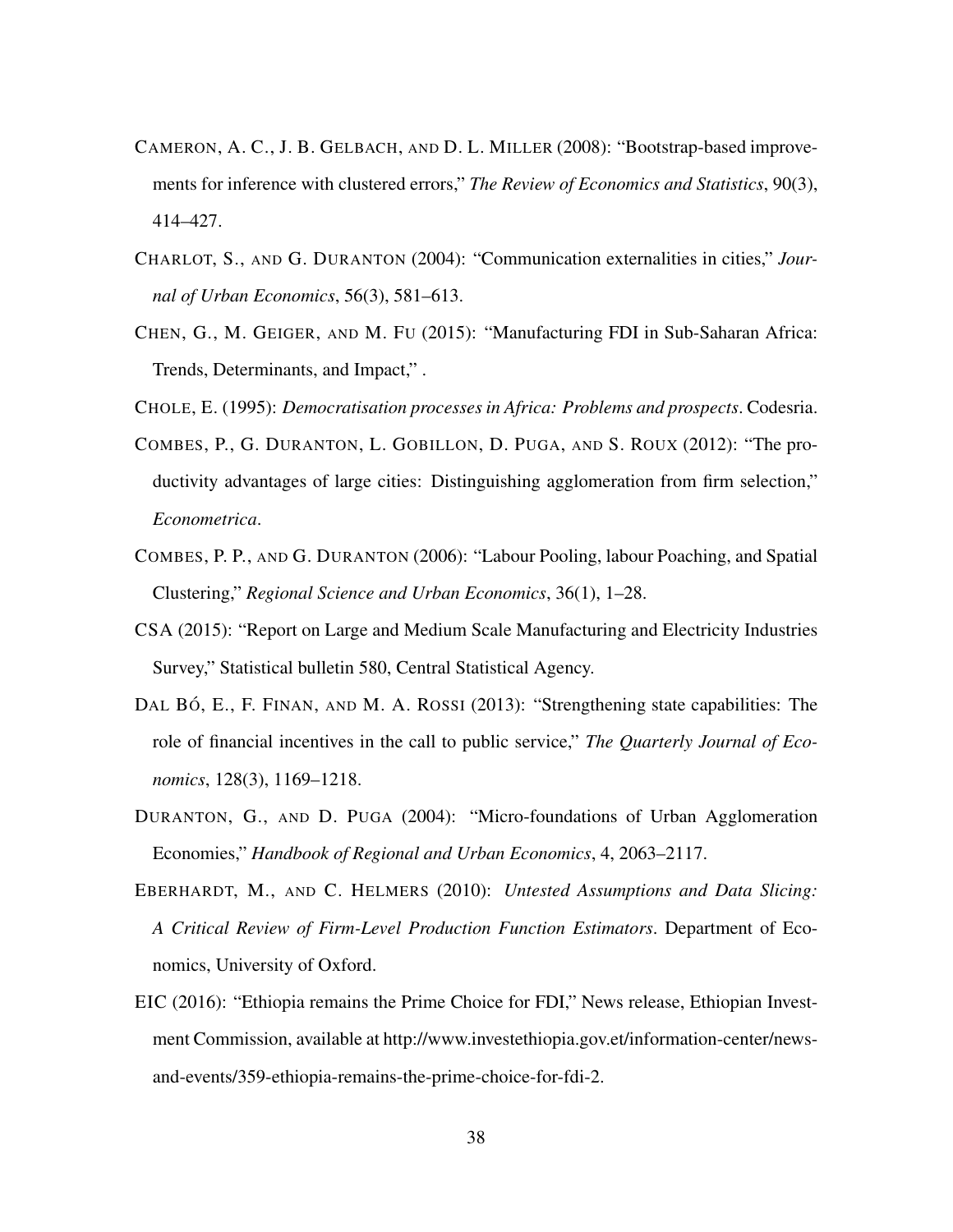CAMERON, A. C., J. B. GELBACH, AND D. L. MILLER (2008): "Bootstrap-based improvements for inference with clustered errors," *The Review of Economics and Statistics*, 90(3), 414–427.

CHARLOT, S., AND G. DURANTON (2004): "Communication externalities in cities," *Journal of Urban Economics*, 56(3), 581–613.

CHEN, G., M. GEIGER, AND M. FU (2015): "Manufacturing FDI in Sub-Saharan Africa: Trends, Determinants, and Impact," .

CHOLE, E. (1995): *Democratisation processes in Africa: Problems and prospects*. Codesria.

COMBES, P., G. DURANTON, L. GOBILLON, D. PUGA, AND S. ROUX (2012): "The productivity advantages of large cities: Distinguishing agglomeration from firm selection," *Econometrica*.

COMBES, P. P., AND G. DURANTON (2006): "Labour Pooling, labour Poaching, and Spatial Clustering," *Regional Science and Urban Economics*, 36(1), 1–28.

CSA (2015): "Report on Large and Medium Scale Manufacturing and Electricity Industries Survey," Statistical bulletin 580, Central Statistical Agency.

DAL BÓ, E., F. FINAN, AND M. A. ROSSI (2013): "Strengthening state capabilities: The role of financial incentives in the call to public service," *The Quarterly Journal of Economics*, 128(3), 1169–1218.

DURANTON, G., AND D. PUGA (2004): "Micro-foundations of Urban Agglomeration Economies," *Handbook of Regional and Urban Economics*, 4, 2063–2117.

EBERHARDT, M., AND C. HELMERS (2010): *Untested Assumptions and Data Slicing: A Critical Review of Firm-Level Production Function Estimators*. Department of Economics, University of Oxford.

EIC (2016): "Ethiopia remains the Prime Choice for FDI," News release, Ethiopian Investment Commission, available at http://www.investethiopia.gov.et/information-center/news-and-events/359-ethiopia-remains-the-prime-choice-for-fdi-2.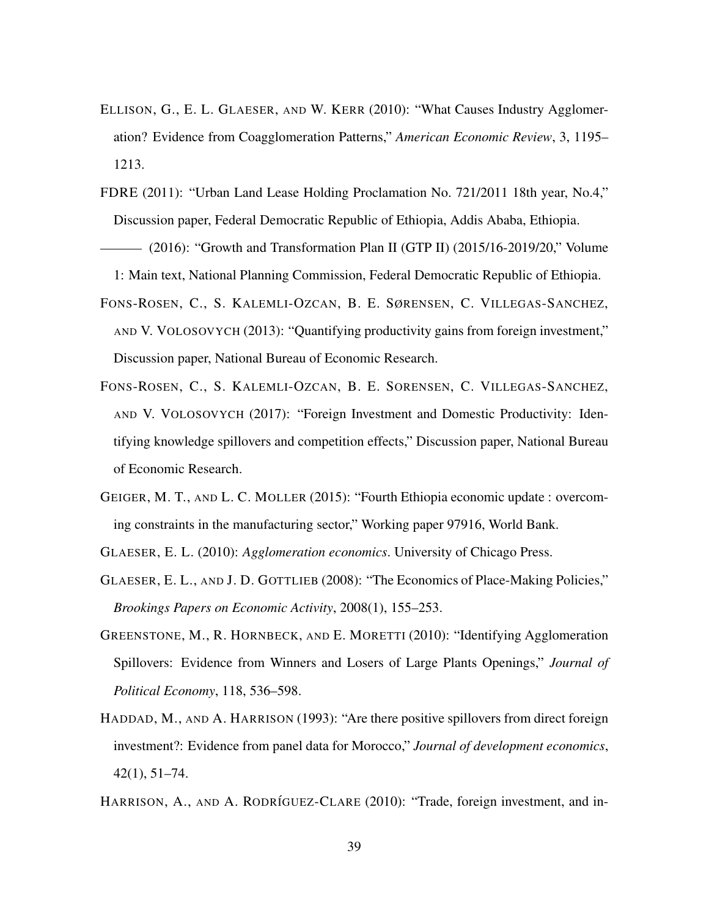ELLISON, G., E. L. GLAESER, AND W. KERR (2010): "What Causes Industry Agglomeration? Evidence from Coagglomeration Patterns," *American Economic Review*, 3, 1195–1213.

FDRE (2011): "Urban Land Lease Holding Proclamation No. 721/2011 18th year, No.4," Discussion paper, Federal Democratic Republic of Ethiopia, Addis Ababa, Ethiopia.

——— (2016): "Growth and Transformation Plan II (GTP II) (2015/16-2019/20," Volume 1: Main text, National Planning Commission, Federal Democratic Republic of Ethiopia.

FONS-ROSEN, C., S. KALEMLI-OZCAN, B. E. SØRENSEN, C. VILLEGAS-SANCHEZ, AND V. VOLOSOVYCH (2013): "Quantifying productivity gains from foreign investment," Discussion paper, National Bureau of Economic Research.

FONS-ROSEN, C., S. KALEMLI-OZCAN, B. E. SORENSEN, C. VILLEGAS-SANCHEZ, AND V. VOLOSOVYCH (2017): "Foreign Investment and Domestic Productivity: Identifying knowledge spillovers and competition effects," Discussion paper, National Bureau of Economic Research.

GEIGER, M. T., AND L. C. MOLLER (2015): "Fourth Ethiopia economic update : overcoming constraints in the manufacturing sector," Working paper 97916, World Bank.

GLAESER, E. L. (2010): *Agglomeration economics*. University of Chicago Press.

GLAESER, E. L., AND J. D. GOTTLIEB (2008): "The Economics of Place-Making Policies," *Brookings Papers on Economic Activity*, 2008(1), 155–253.

GREENSTONE, M., R. HORNBECK, AND E. MORETTI (2010): "Identifying Agglomeration Spillovers: Evidence from Winners and Losers of Large Plants Openings," *Journal of Political Economy*, 118, 536–598.

HADDAD, M., AND A. HARRISON (1993): "Are there positive spillovers from direct foreign investment?: Evidence from panel data for Morocco," *Journal of development economics*, 42(1), 51–74.

HARRISON, A., AND A. RODRÍGUEZ-CLARE (2010): "Trade, foreign investment, and in-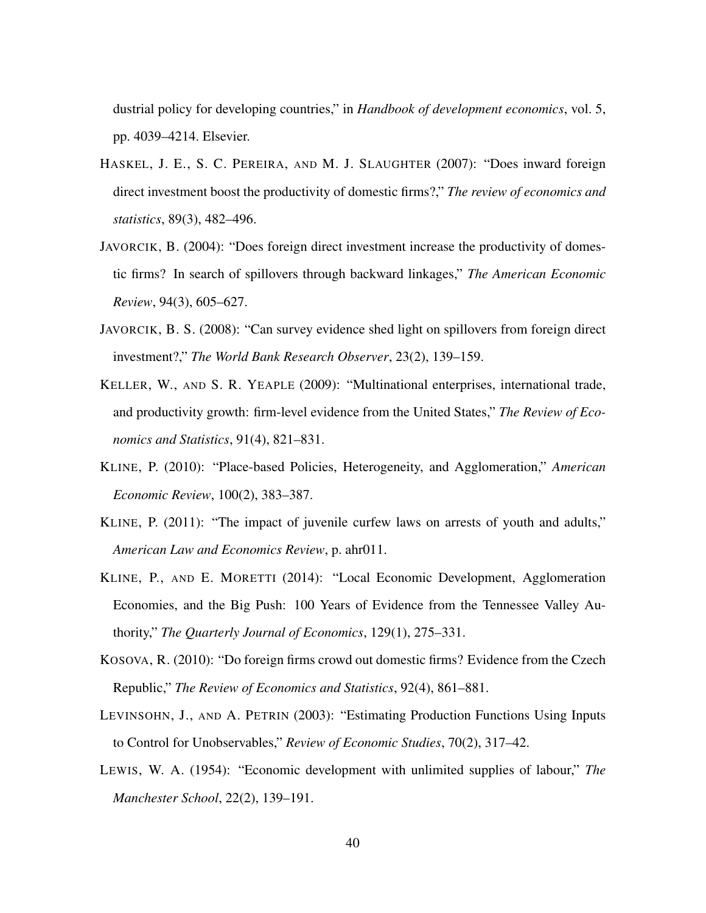dustrial policy for developing countries," in *Handbook of development economics*, vol. 5, pp. 4039–4214. Elsevier.

HASKEL, J. E., S. C. PEREIRA, AND M. J. SLAUGHTER (2007): "Does inward foreign direct investment boost the productivity of domestic firms?," *The review of economics and statistics*, 89(3), 482–496.

JAVORCIK, B. (2004): "Does foreign direct investment increase the productivity of domestic firms? In search of spillovers through backward linkages," *The American Economic Review*, 94(3), 605–627.

JAVORCIK, B. S. (2008): "Can survey evidence shed light on spillovers from foreign direct investment?," *The World Bank Research Observer*, 23(2), 139–159.

KELLER, W., AND S. R. YEAPLE (2009): "Multinational enterprises, international trade, and productivity growth: firm-level evidence from the United States," *The Review of Economics and Statistics*, 91(4), 821–831.

KLINE, P. (2010): "Place-based Policies, Heterogeneity, and Agglomeration," *American Economic Review*, 100(2), 383–387.

KLINE, P. (2011): "The impact of juvenile curfew laws on arrests of youth and adults," *American Law and Economics Review*, p. ahr011.

KLINE, P., AND E. MORETTI (2014): "Local Economic Development, Agglomeration Economies, and the Big Push: 100 Years of Evidence from the Tennessee Valley Authority," *The Quarterly Journal of Economics*, 129(1), 275–331.

KOSOVA, R. (2010): "Do foreign firms crowd out domestic firms? Evidence from the Czech Republic," *The Review of Economics and Statistics*, 92(4), 861–881.

LEVINSOHN, J., AND A. PETRIN (2003): "Estimating Production Functions Using Inputs to Control for Unobservables," *Review of Economic Studies*, 70(2), 317–42.

LEWIS, W. A. (1954): "Economic development with unlimited supplies of labour," *The Manchester School*, 22(2), 139–191.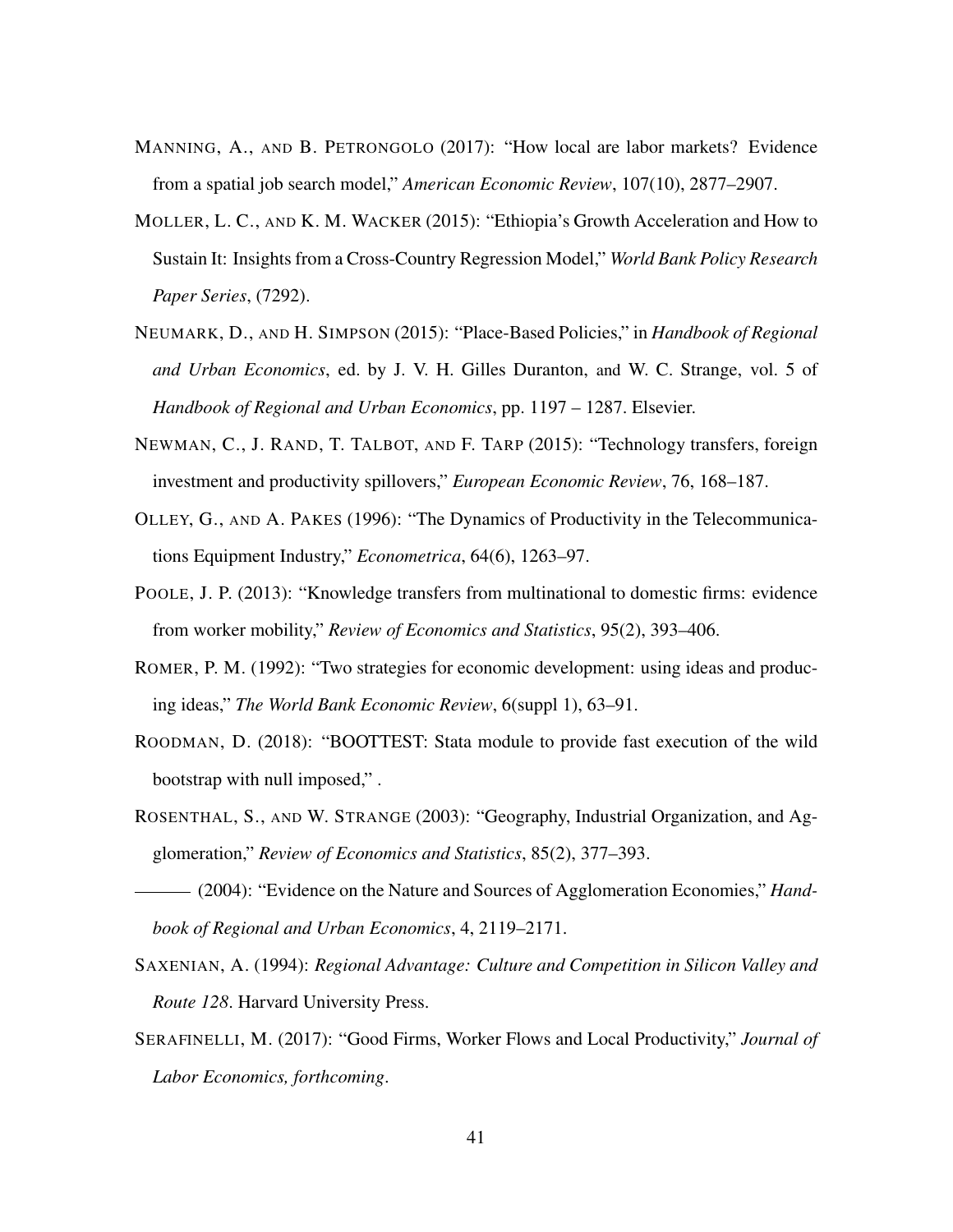MANNING, A., AND B. PETRONGOLO (2017): "How local are labor markets? Evidence from a spatial job search model," *American Economic Review*, 107(10), 2877–2907.

MOLLER, L. C., AND K. M. WACKER (2015): "Ethiopia's Growth Acceleration and How to Sustain It: Insights from a Cross-Country Regression Model," *World Bank Policy Research Paper Series*, (7292).

NEUMARK, D., AND H. SIMPSON (2015): "Place-Based Policies," in *Handbook of Regional and Urban Economics*, ed. by J. V. H. Gilles Duranton, and W. C. Strange, vol. 5 of *Handbook of Regional and Urban Economics*, pp. 1197 – 1287. Elsevier.

NEWMAN, C., J. RAND, T. TALBOT, AND F. TARP (2015): "Technology transfers, foreign investment and productivity spillovers," *European Economic Review*, 76, 168–187.

OLLEY, G., AND A. PAKES (1996): "The Dynamics of Productivity in the Telecommunications Equipment Industry," *Econometrica*, 64(6), 1263–97.

POOLE, J. P. (2013): "Knowledge transfers from multinational to domestic firms: evidence from worker mobility," *Review of Economics and Statistics*, 95(2), 393–406.

ROMER, P. M. (1992): "Two strategies for economic development: using ideas and producing ideas," *The World Bank Economic Review*, 6(suppl 1), 63–91.

ROODMAN, D. (2018): "BOOTTEST: Stata module to provide fast execution of the wild bootstrap with null imposed," .

ROSENTHAL, S., AND W. STRANGE (2003): "Geography, Industrial Organization, and Agglomeration," *Review of Economics and Statistics*, 85(2), 377–393.

——— (2004): "Evidence on the Nature and Sources of Agglomeration Economies," *Handbook of Regional and Urban Economics*, 4, 2119–2171.

SAXENIAN, A. (1994): *Regional Advantage: Culture and Competition in Silicon Valley and Route 128*. Harvard University Press.

SERAFINELLI, M. (2017): "Good Firms, Worker Flows and Local Productivity," *Journal of Labor Economics, forthcoming*.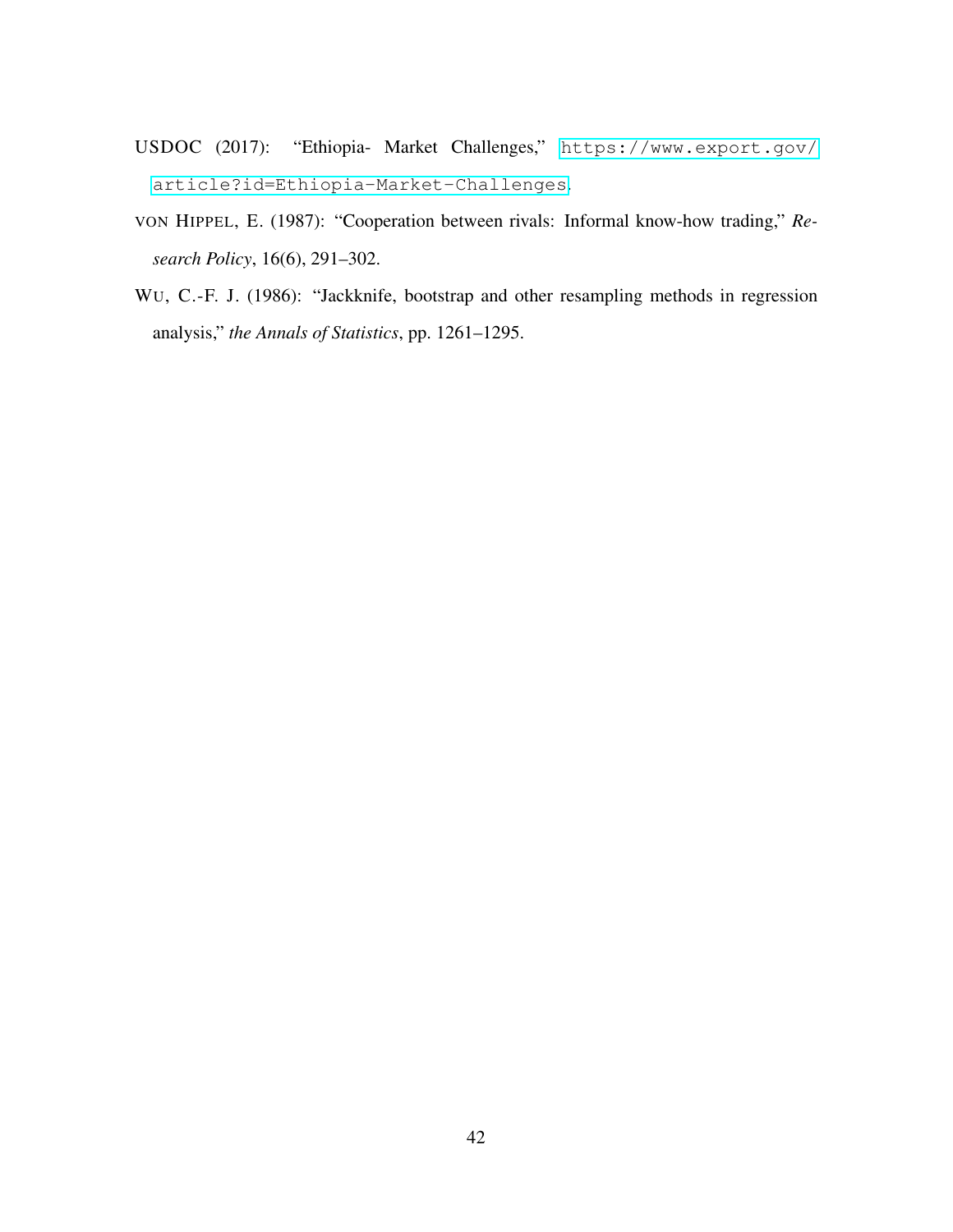USDOC (2017): "Ethiopia- Market Challenges," https://www.export.gov/article?id=Ethiopia-Market-Challenges.

VON HIPPEL, E. (1987): "Cooperation between rivals: Informal know-how trading," *Research Policy*, 16(6), 291–302.

WU, C.-F. J. (1986): "Jackknife, bootstrap and other resampling methods in regression analysis," *the Annals of Statistics*, pp. 1261–1295.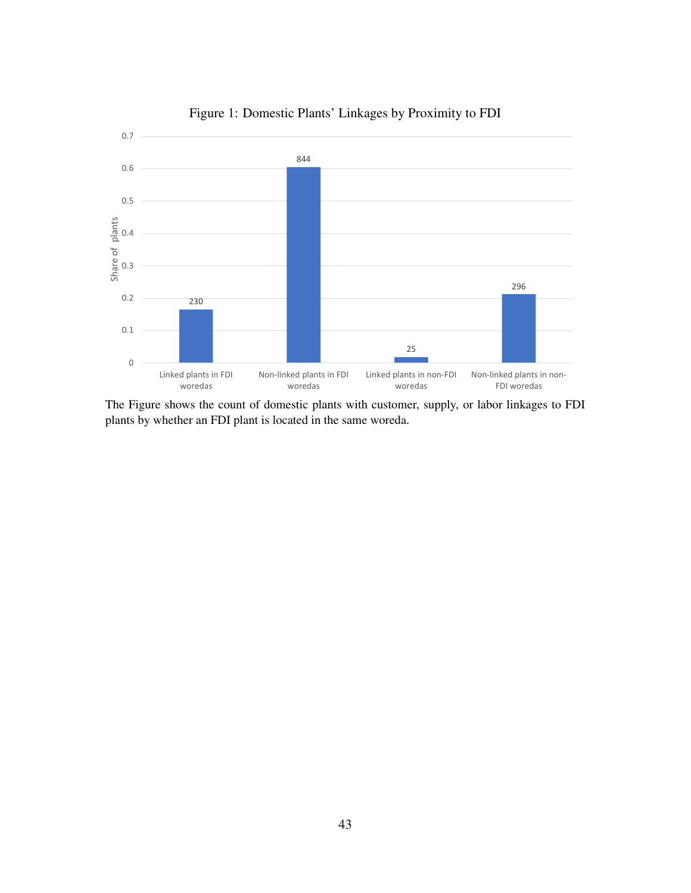Figure 1: Domestic Plants' Linkages by Proximity to FDI

| | Linked plants in FDI woredas | Non-linked plants in FDI woredas | Linked plants in non-FDI woredas | Non-linked plants in non-FDI woredas |
|---|---|---|---|---|
| Count | 230 | 844 | 25 | 296 |

The Figure shows the count of domestic plants with customer, supply, or labor linkages to FDI plants by whether an FDI plant is located in the same woreda.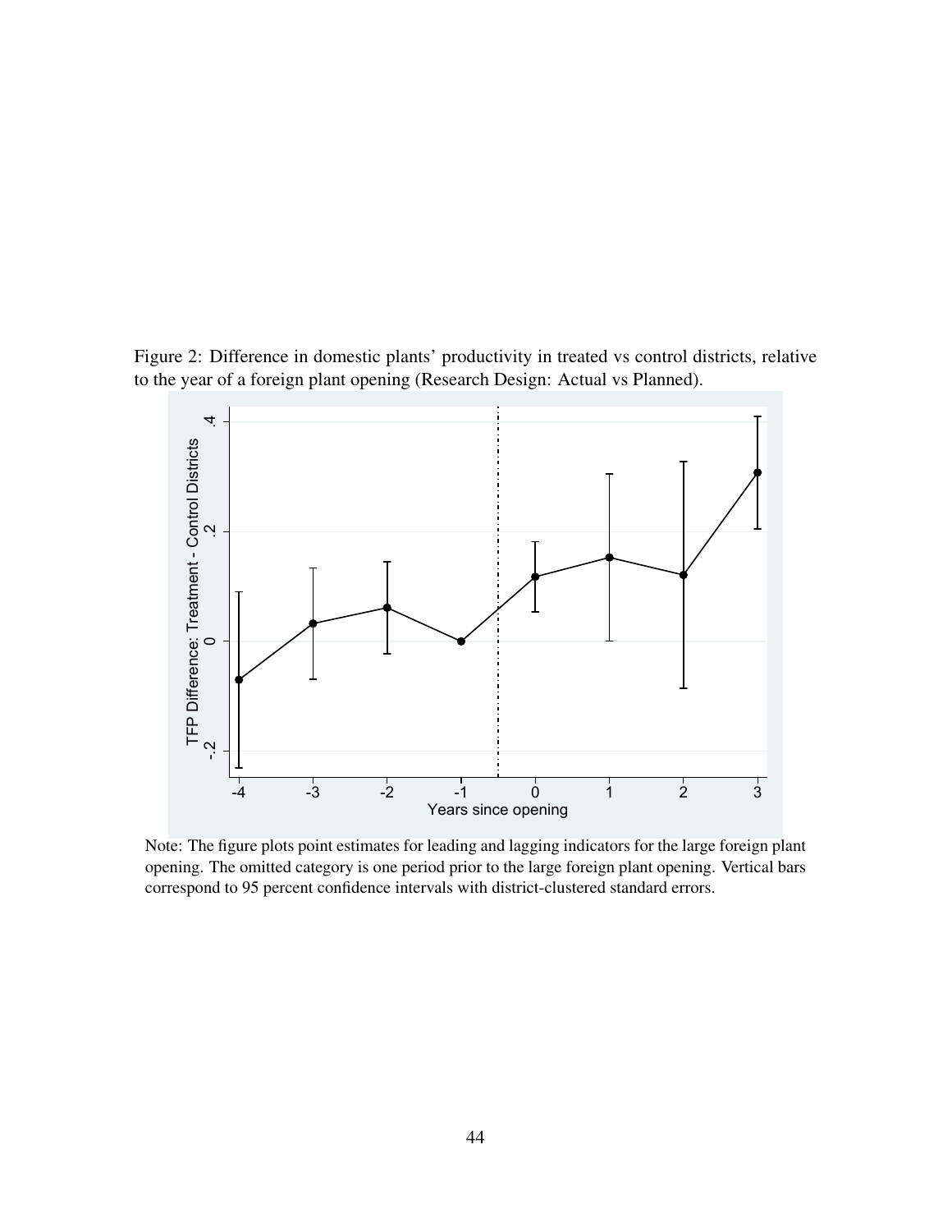Figure 2: Difference in domestic plants' productivity in treated vs control districts, relative to the year of a foreign plant opening (Research Design: Actual vs Planned).

Note: The figure plots point estimates for leading and lagging indicators for the large foreign plant opening. The omitted category is one period prior to the large foreign plant opening. Vertical bars correspond to 95 percent confidence intervals with district-clustered standard errors.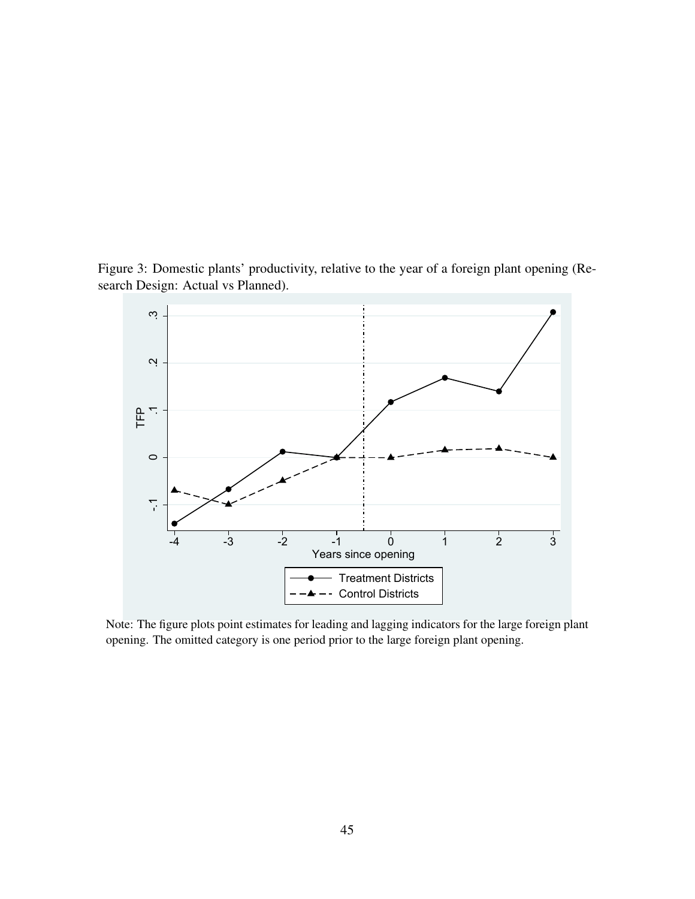Figure 3: Domestic plants' productivity, relative to the year of a foreign plant opening (Research Design: Actual vs Planned).

Note: The figure plots point estimates for leading and lagging indicators for the large foreign plant opening. The omitted category is one period prior to the large foreign plant opening.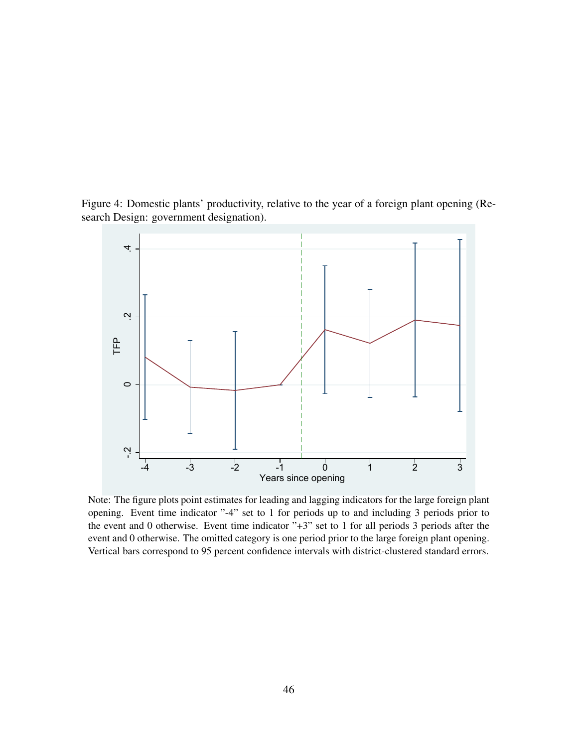Figure 4: Domestic plants' productivity, relative to the year of a foreign plant opening (Research Design: government designation).

Note: The figure plots point estimates for leading and lagging indicators for the large foreign plant opening. Event time indicator "-4" set to 1 for periods up to and including 3 periods prior to the event and 0 otherwise. Event time indicator "+3" set to 1 for all periods 3 periods after the event and 0 otherwise. The omitted category is one period prior to the large foreign plant opening. Vertical bars correspond to 95 percent confidence intervals with district-clustered standard errors.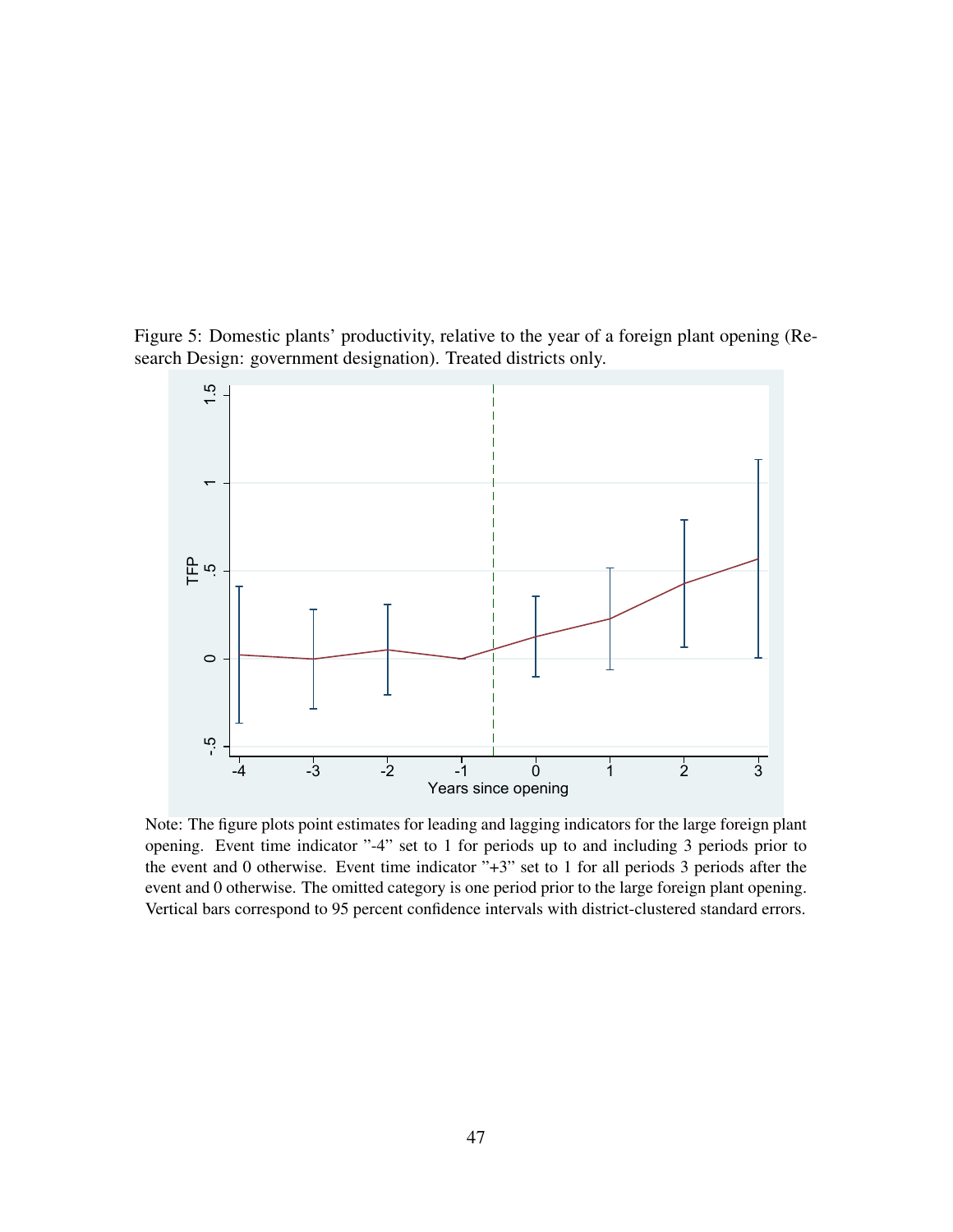Figure 5: Domestic plants' productivity, relative to the year of a foreign plant opening (Research Design: government designation). Treated districts only.

Note: The figure plots point estimates for leading and lagging indicators for the large foreign plant opening. Event time indicator "-4" set to 1 for periods up to and including 3 periods prior to the event and 0 otherwise. Event time indicator "+3" set to 1 for all periods 3 periods after the event and 0 otherwise. The omitted category is one period prior to the large foreign plant opening. Vertical bars correspond to 95 percent confidence intervals with district-clustered standard errors.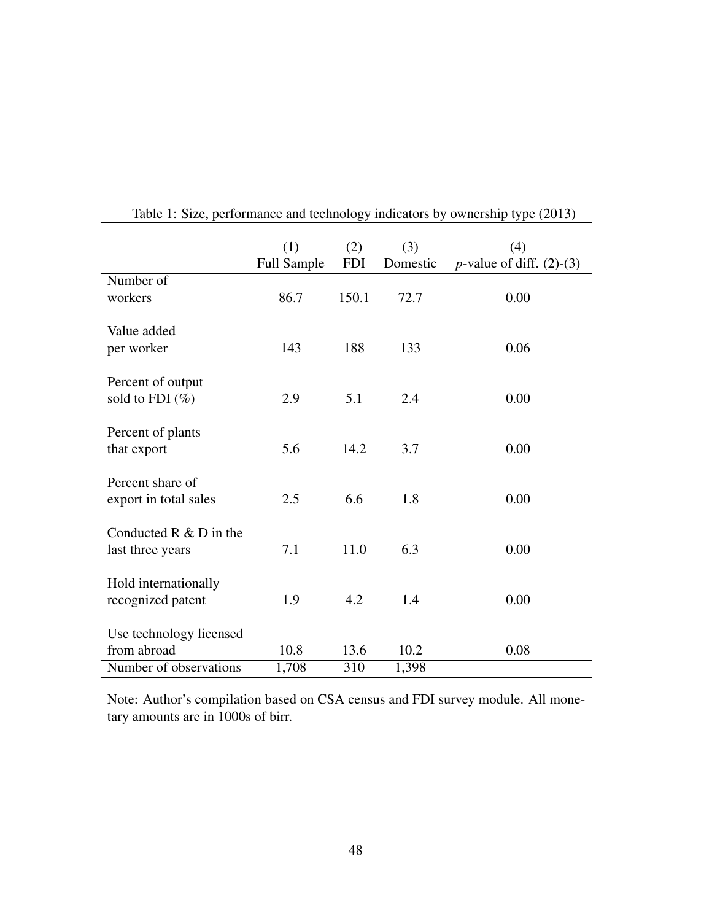Table 1: Size, performance and technology indicators by ownership type (2013)

| | (1) Full Sample | (2) FDI | (3) Domestic | (4) *p*-value of diff. (2)-(3) |
|---|---|---|---|---|
| Number of workers | 86.7 | 150.1 | 72.7 | 0.00 |
| Value added per worker | 143 | 188 | 133 | 0.06 |
| Percent of output sold to FDI (%) | 2.9 | 5.1 | 2.4 | 0.00 |
| Percent of plants that export | 5.6 | 14.2 | 3.7 | 0.00 |
| Percent share of export in total sales | 2.5 | 6.6 | 1.8 | 0.00 |
| Conducted R & D in the last three years | 7.1 | 11.0 | 6.3 | 0.00 |
| Hold internationally recognized patent | 1.9 | 4.2 | 1.4 | 0.00 |
| Use technology licensed from abroad | 10.8 | 13.6 | 10.2 | 0.08 |
| Number of observations | 1,708 | 310 | 1,398 | |

Note: Author's compilation based on CSA census and FDI survey module. All monetary amounts are in 1000s of birr.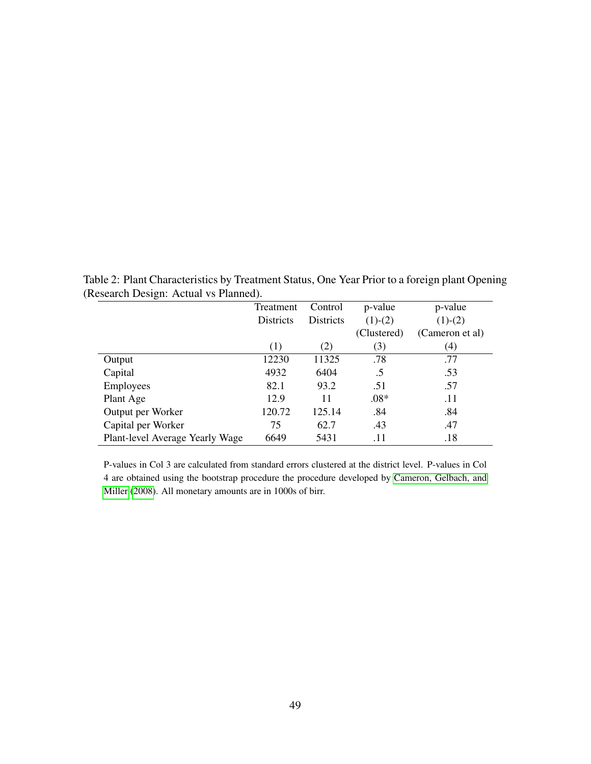Table 2: Plant Characteristics by Treatment Status, One Year Prior to a foreign plant Opening (Research Design: Actual vs Planned).

| | Treatment Districts | Control Districts | p-value (1)-(2) (Clustered) | p-value (1)-(2) (Cameron et al) |
|---|---|---|---|---|
| | (1) | (2) | (3) | (4) |
| Output | 12230 | 11325 | .78 | .77 |
| Capital | 4932 | 6404 | .5 | .53 |
| Employees | 82.1 | 93.2 | .51 | .57 |
| Plant Age | 12.9 | 11 | .08* | .11 |
| Output per Worker | 120.72 | 125.14 | .84 | .84 |
| Capital per Worker | 75 | 62.7 | .43 | .47 |
| Plant-level Average Yearly Wage | 6649 | 5431 | .11 | .18 |

P-values in Col 3 are calculated from standard errors clustered at the district level. P-values in Col 4 are obtained using the bootstrap procedure the procedure developed by Cameron, Gelbach, and Miller (2008). All monetary amounts are in 1000s of birr.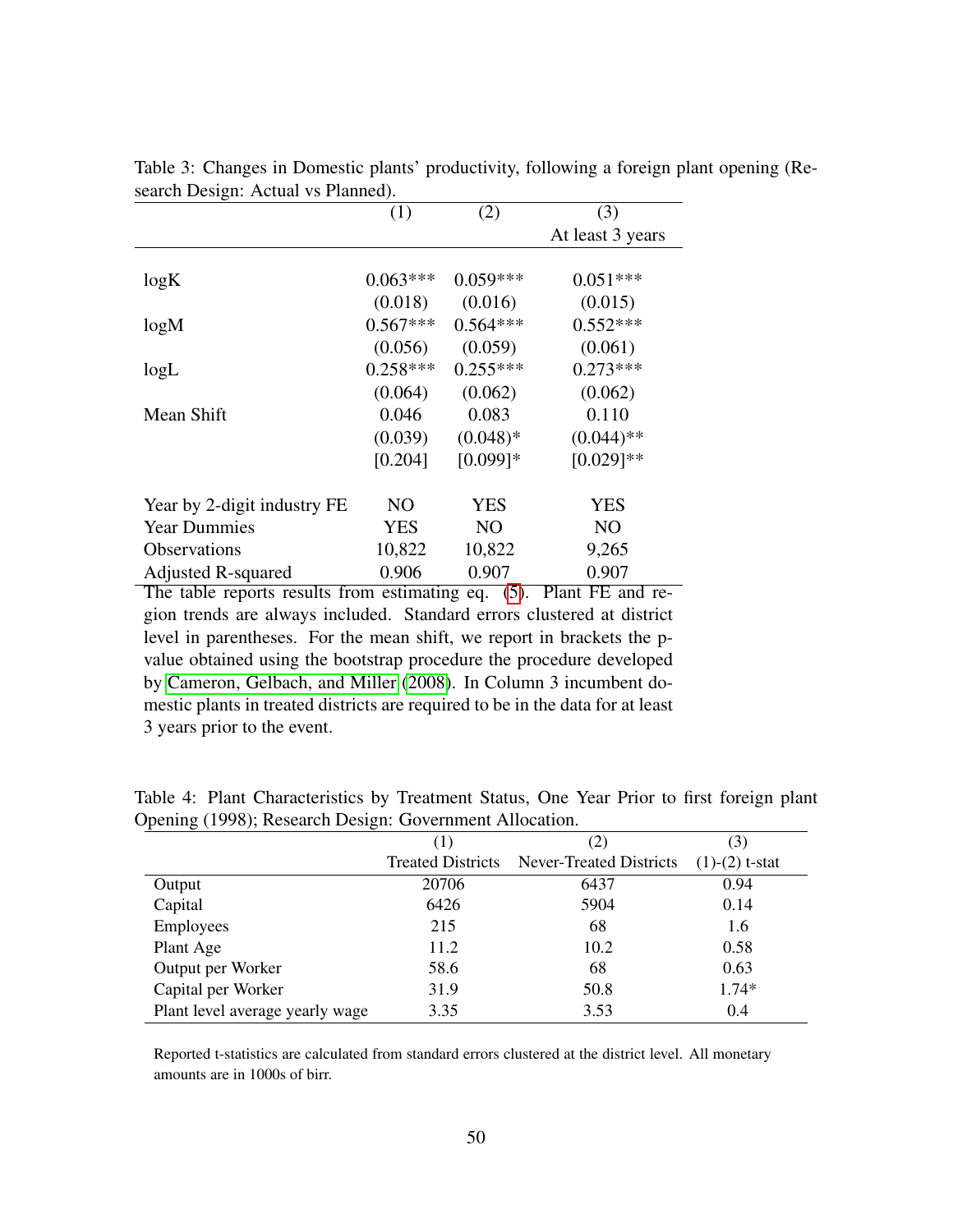Table 3: Changes in Domestic plants' productivity, following a foreign plant opening (Research Design: Actual vs Planned).

| | (1) | (2) | (3) |
|---|---|---|---|
| | | | At least 3 years |
| logK | 0.063*** | 0.059*** | 0.051*** |
| | (0.018) | (0.016) | (0.015) |
| logM | 0.567*** | 0.564*** | 0.552*** |
| | (0.056) | (0.059) | (0.061) |
| logL | 0.258*** | 0.255*** | 0.273*** |
| | (0.064) | (0.062) | (0.062) |
| Mean Shift | 0.046 | 0.083 | 0.110 |
| | (0.039) | (0.048)* | (0.044)** |
| | [0.204] | [0.099]* | [0.029]** |
| Year by 2-digit industry FE | NO | YES | YES |
| Year Dummies | YES | NO | NO |
| Observations | 10,822 | 10,822 | 9,265 |
| Adjusted R-squared | 0.906 | 0.907 | 0.907 |

The table reports results from estimating eq. (5). Plant FE and region trends are always included. Standard errors clustered at district level in parentheses. For the mean shift, we report in brackets the p-value obtained using the bootstrap procedure the procedure developed by Cameron, Gelbach, and Miller (2008). In Column 3 incumbent domestic plants in treated districts are required to be in the data for at least 3 years prior to the event.

Table 4: Plant Characteristics by Treatment Status, One Year Prior to first foreign plant Opening (1998); Research Design: Government Allocation.

| | (1) | (2) | (3) |
|---|---|---|---|
| | Treated Districts | Never-Treated Districts | (1)-(2) t-stat |
| Output | 20706 | 6437 | 0.94 |
| Capital | 6426 | 5904 | 0.14 |
| Employees | 215 | 68 | 1.6 |
| Plant Age | 11.2 | 10.2 | 0.58 |
| Output per Worker | 58.6 | 68 | 0.63 |
| Capital per Worker | 31.9 | 50.8 | 1.74* |
| Plant level average yearly wage | 3.35 | 3.53 | 0.4 |

Reported t-statistics are calculated from standard errors clustered at the district level. All monetary amounts are in 1000s of birr.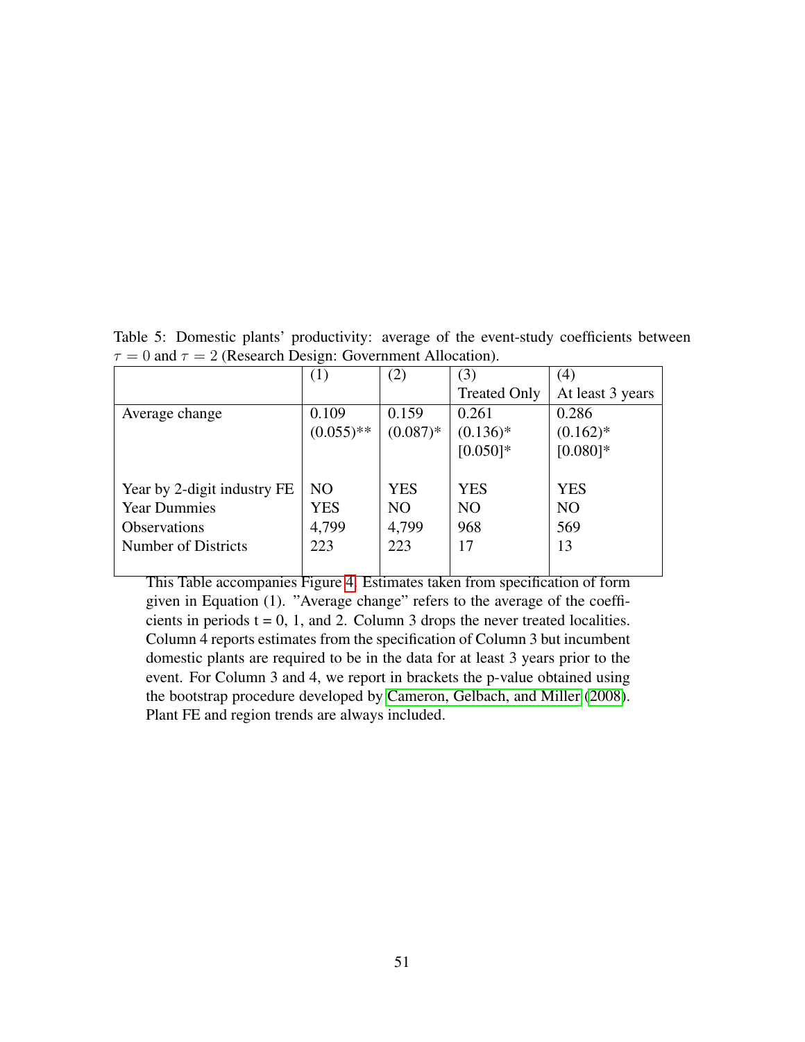Table 5: Domestic plants' productivity: average of the event-study coefficients between $\tau = 0$ and $\tau = 2$ (Research Design: Government Allocation).

| | (1) | (2) | (3) Treated Only | (4) At least 3 years |
|---|---|---|---|---|
| Average change | 0.109 | 0.159 | 0.261 | 0.286 |
| | (0.055)** | (0.087)* | (0.136)* | (0.162)* |
| | | | [0.050]* | [0.080]* |
| | | | | |
| Year by 2-digit industry FE | NO | YES | YES | YES |
| Year Dummies | YES | NO | NO | NO |
| Observations | 4,799 | 4,799 | 968 | 569 |
| Number of Districts | 223 | 223 | 17 | 13 |

This Table accompanies Figure 4. Estimates taken from specification of form given in Equation (1). "Average change" refers to the average of the coefficients in periods t = 0, 1, and 2. Column 3 drops the never treated localities. Column 4 reports estimates from the specification of Column 3 but incumbent domestic plants are required to be in the data for at least 3 years prior to the event. For Column 3 and 4, we report in brackets the p-value obtained using the bootstrap procedure developed by Cameron, Gelbach, and Miller (2008). Plant FE and region trends are always included.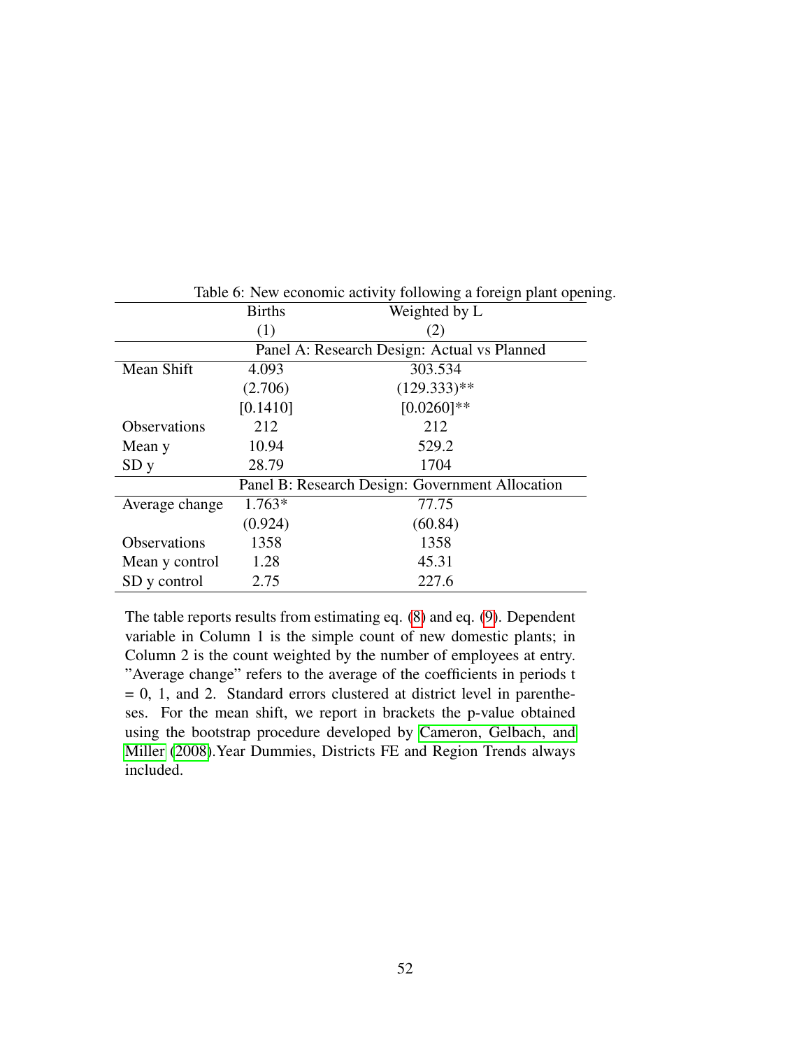Table 6: New economic activity following a foreign plant opening.

| | Births | Weighted by L |
|---|---|---|
| | (1) | (2) |
| | Panel A: Research Design: Actual vs Planned | |
| Mean Shift | 4.093 | 303.534 |
| | (2.706) | (129.333)** |
| | [0.1410] | [0.0260]** |
| Observations | 212 | 212 |
| Mean y | 10.94 | 529.2 |
| SD y | 28.79 | 1704 |
| | Panel B: Research Design: Government Allocation | |
| Average change | 1.763* | 77.75 |
| | (0.924) | (60.84) |
| Observations | 1358 | 1358 |
| Mean y control | 1.28 | 45.31 |
| SD y control | 2.75 | 227.6 |

The table reports results from estimating eq. (8) and eq. (9). Dependent variable in Column 1 is the simple count of new domestic plants; in Column 2 is the count weighted by the number of employees at entry. "Average change" refers to the average of the coefficients in periods t = 0, 1, and 2. Standard errors clustered at district level in parentheses. For the mean shift, we report in brackets the p-value obtained using the bootstrap procedure developed by Cameron, Gelbach, and Miller (2008).Year Dummies, Districts FE and Region Trends always included.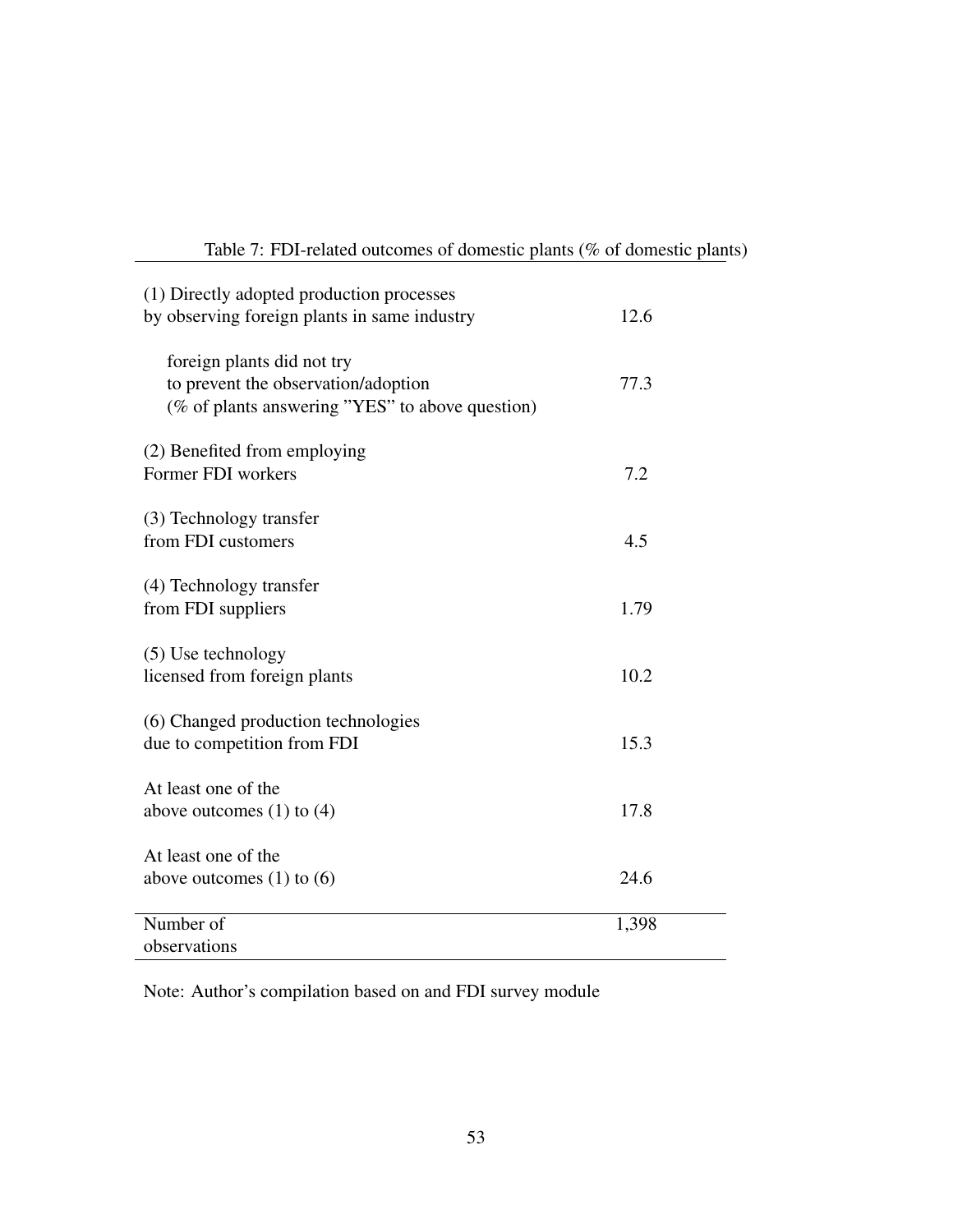Table 7: FDI-related outcomes of domestic plants (% of domestic plants)

| | |
|---|---|
| (1) Directly adopted production processes by observing foreign plants in same industry | 12.6 |
| foreign plants did not try to prevent the observation/adoption (% of plants answering "YES" to above question) | 77.3 |
| (2) Benefited from employing Former FDI workers | 7.2 |
| (3) Technology transfer from FDI customers | 4.5 |
| (4) Technology transfer from FDI suppliers | 1.79 |
| (5) Use technology licensed from foreign plants | 10.2 |
| (6) Changed production technologies due to competition from FDI | 15.3 |
| At least one of the above outcomes (1) to (4) | 17.8 |
| At least one of the above outcomes (1) to (6) | 24.6 |
| Number of observations | 1,398 |

Note: Author's compilation based on and FDI survey module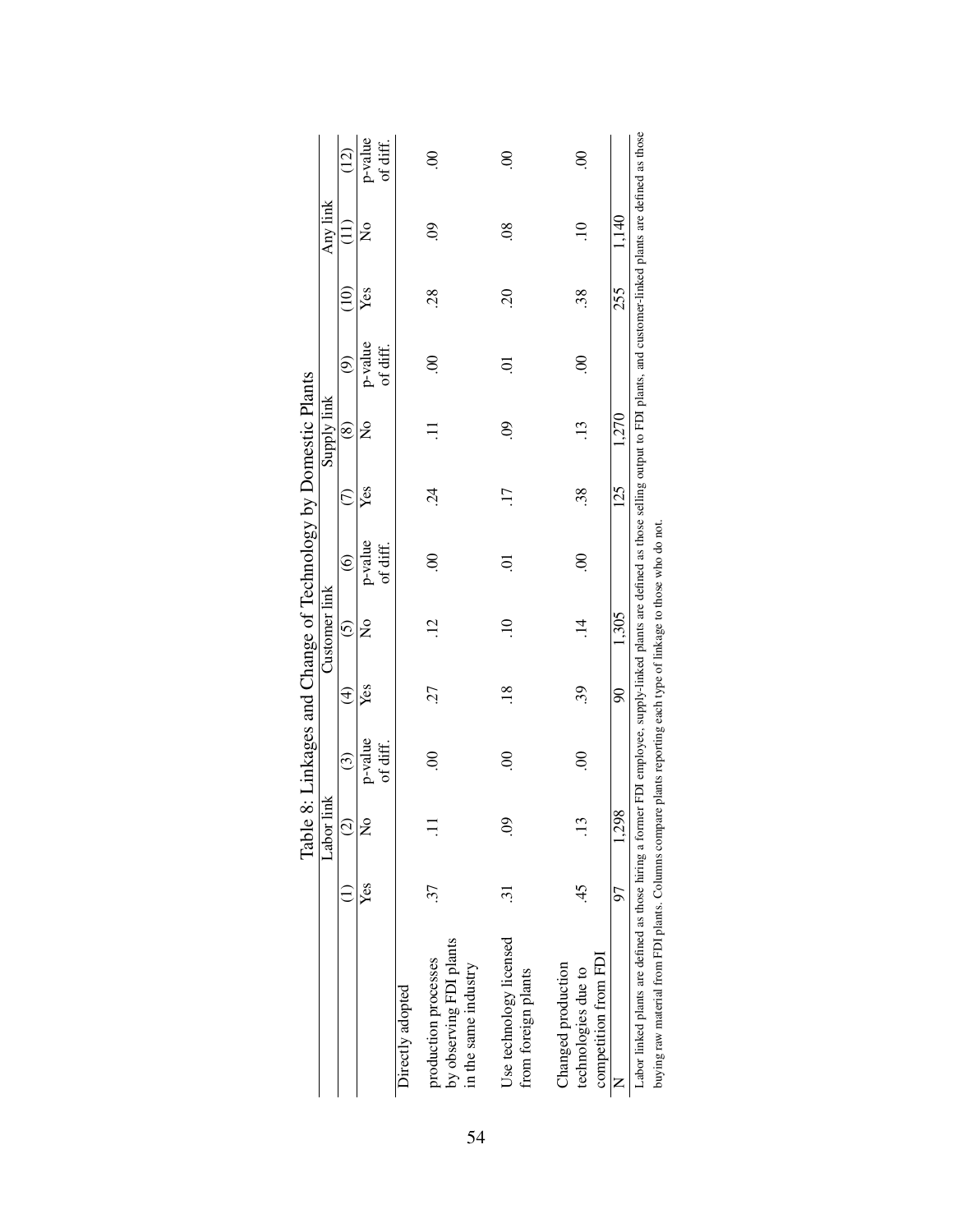Table 8: Linkages and Change of Technology by Domestic Plants

| | Labor link | | | Customer link | | | Supply link | | | Any link | | |
|---|---|---|---|---|---|---|---|---|---|---|---|---|
| | (1) | (2) | (3) | (4) | (5) | (6) | (7) | (8) | (9) | (10) | (11) | (12) |
| | Yes | No | p-value of diff. | Yes | No | p-value of diff. | Yes | No | p-value of diff. | Yes | No | p-value of diff. |
| Directly adopted | | | | | | | | | | | | |
| production processes by observing FDI plants in the same industry | .37 | .11 | .00 | .27 | .12 | .00 | .24 | .11 | .00 | .28 | .09 | .00 |
| Use technology licensed from foreign plants | .31 | .09 | .00 | .18 | .10 | .01 | .17 | .09 | .01 | .20 | .08 | .00 |
| Changed production technologies due to competition from FDI | .45 | .13 | .00 | .39 | .14 | .00 | .38 | .13 | .00 | .38 | .10 | .00 |
| N | 97 | 1,298 | | 90 | 1,305 | | 125 | 1,270 | | 255 | 1,140 | |

Labor linked plants are defined as those hiring a former FDI employee, supply-linked plants are defined as those selling output to FDI plants, and customer-linked plants are defined as those buying raw material from FDI plants. Columns compare plants reporting each type of linkage to those who do not.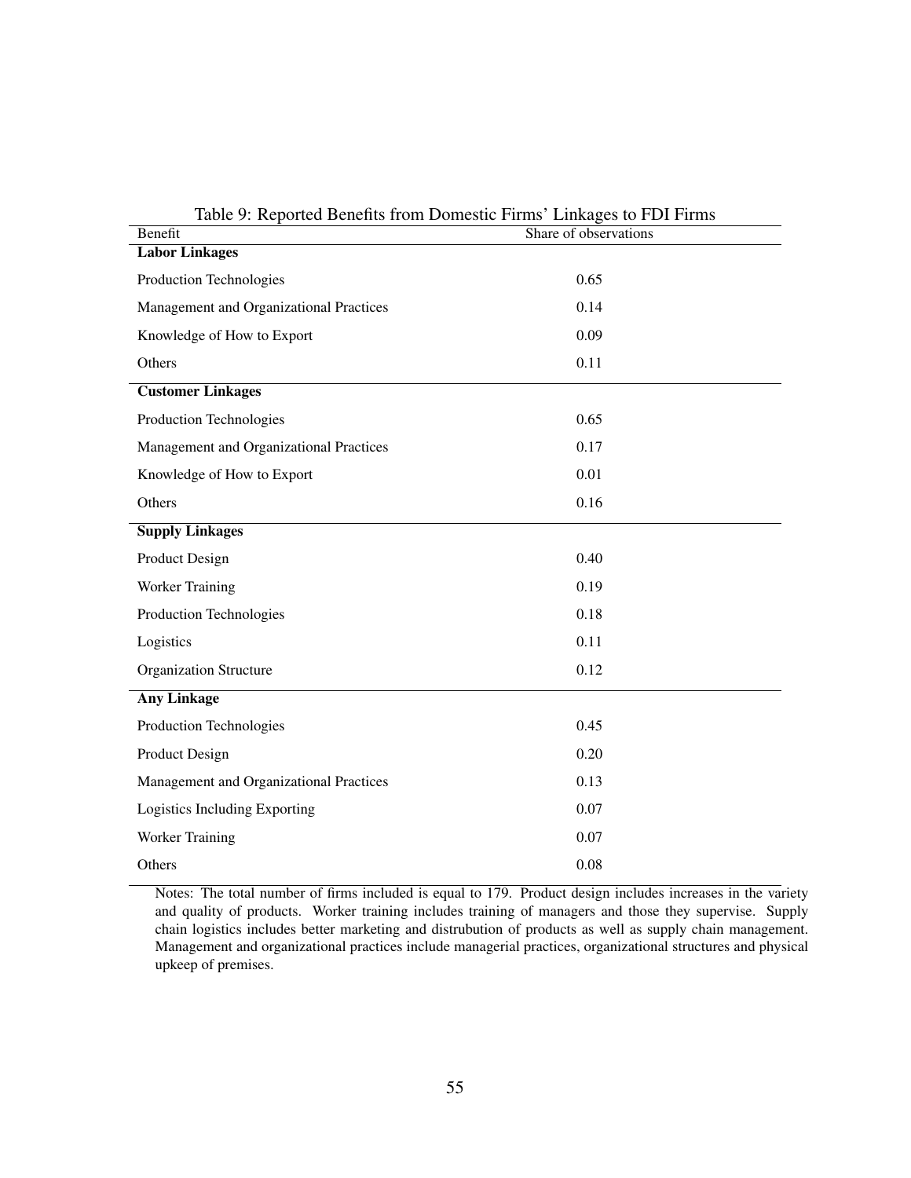Table 9: Reported Benefits from Domestic Firms' Linkages to FDI Firms

| Benefit | Share of observations |
|---|---|
| **Labor Linkages** | |
| Production Technologies | 0.65 |
| Management and Organizational Practices | 0.14 |
| Knowledge of How to Export | 0.09 |
| Others | 0.11 |
| **Customer Linkages** | |
| Production Technologies | 0.65 |
| Management and Organizational Practices | 0.17 |
| Knowledge of How to Export | 0.01 |
| Others | 0.16 |
| **Supply Linkages** | |
| Product Design | 0.40 |
| Worker Training | 0.19 |
| Production Technologies | 0.18 |
| Logistics | 0.11 |
| Organization Structure | 0.12 |
| **Any Linkage** | |
| Production Technologies | 0.45 |
| Product Design | 0.20 |
| Management and Organizational Practices | 0.13 |
| Logistics Including Exporting | 0.07 |
| Worker Training | 0.07 |
| Others | 0.08 |

Notes: The total number of firms included is equal to 179. Product design includes increases in the variety and quality of products. Worker training includes training of managers and those they supervise. Supply chain logistics includes better marketing and distrubution of products as well as supply chain management. Management and organizational practices include managerial practices, organizational structures and physical upkeep of premises.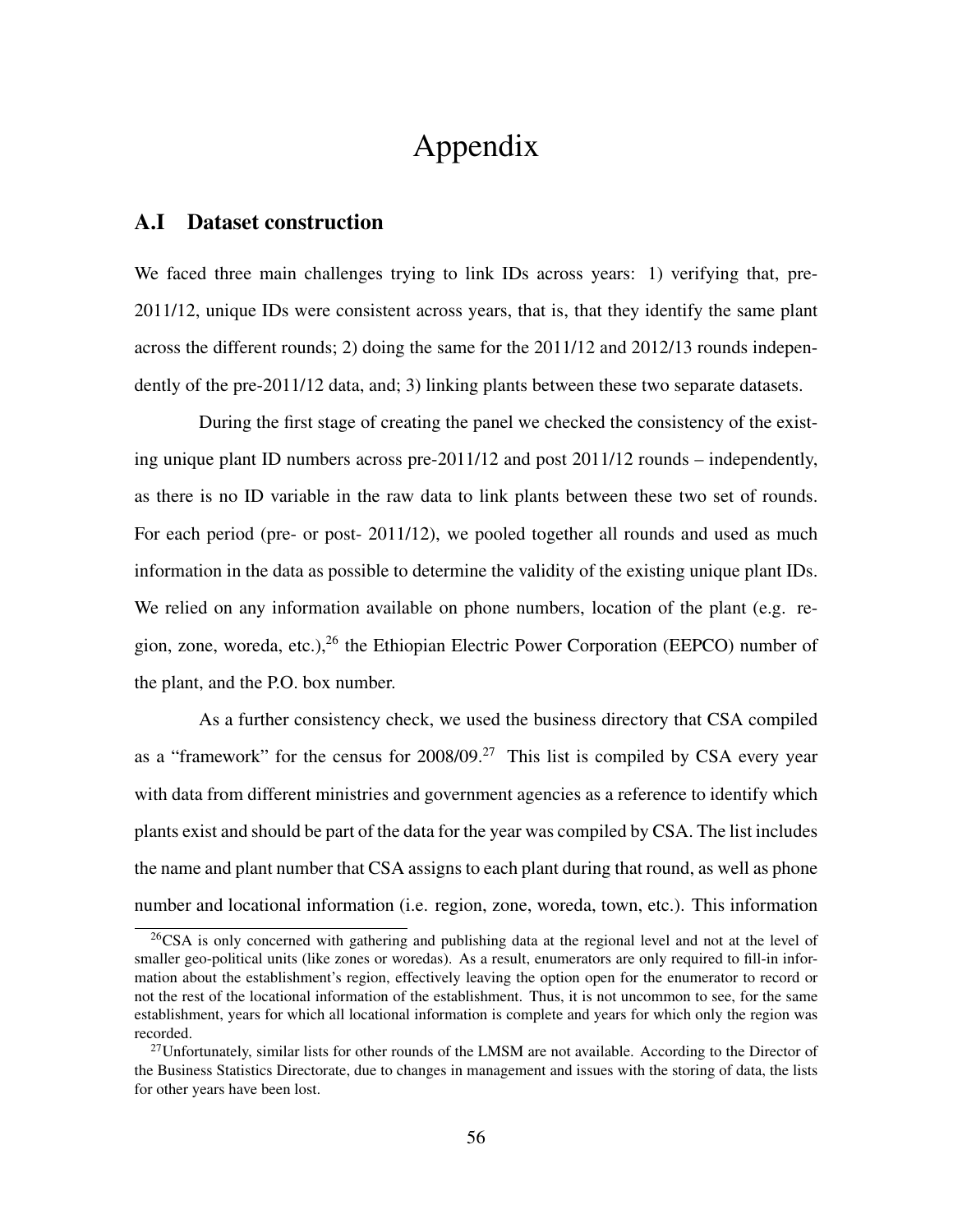# Appendix

## A.I Dataset construction

We faced three main challenges trying to link IDs across years: 1) verifying that, pre-2011/12, unique IDs were consistent across years, that is, that they identify the same plant across the different rounds; 2) doing the same for the 2011/12 and 2012/13 rounds independently of the pre-2011/12 data, and; 3) linking plants between these two separate datasets.

During the first stage of creating the panel we checked the consistency of the existing unique plant ID numbers across pre-2011/12 and post 2011/12 rounds – independently, as there is no ID variable in the raw data to link plants between these two set of rounds. For each period (pre- or post- 2011/12), we pooled together all rounds and used as much information in the data as possible to determine the validity of the existing unique plant IDs. We relied on any information available on phone numbers, location of the plant (e.g. region, zone, woreda, etc.),[26] the Ethiopian Electric Power Corporation (EEPCO) number of the plant, and the P.O. box number.

As a further consistency check, we used the business directory that CSA compiled as a "framework" for the census for 2008/09.[27] This list is compiled by CSA every year with data from different ministries and government agencies as a reference to identify which plants exist and should be part of the data for the year was compiled by CSA. The list includes the name and plant number that CSA assigns to each plant during that round, as well as phone number and locational information (i.e. region, zone, woreda, town, etc.). This information

[26] CSA is only concerned with gathering and publishing data at the regional level and not at the level of smaller geo-political units (like zones or woredas). As a result, enumerators are only required to fill-in information about the establishment's region, effectively leaving the option open for the enumerator to record or not the rest of the locational information of the establishment. Thus, it is not uncommon to see, for the same establishment, years for which all locational information is complete and years for which only the region was recorded.

[27] Unfortunately, similar lists for other rounds of the LMSM are not available. According to the Director of the Business Statistics Directorate, due to changes in management and issues with the storing of data, the lists for other years have been lost.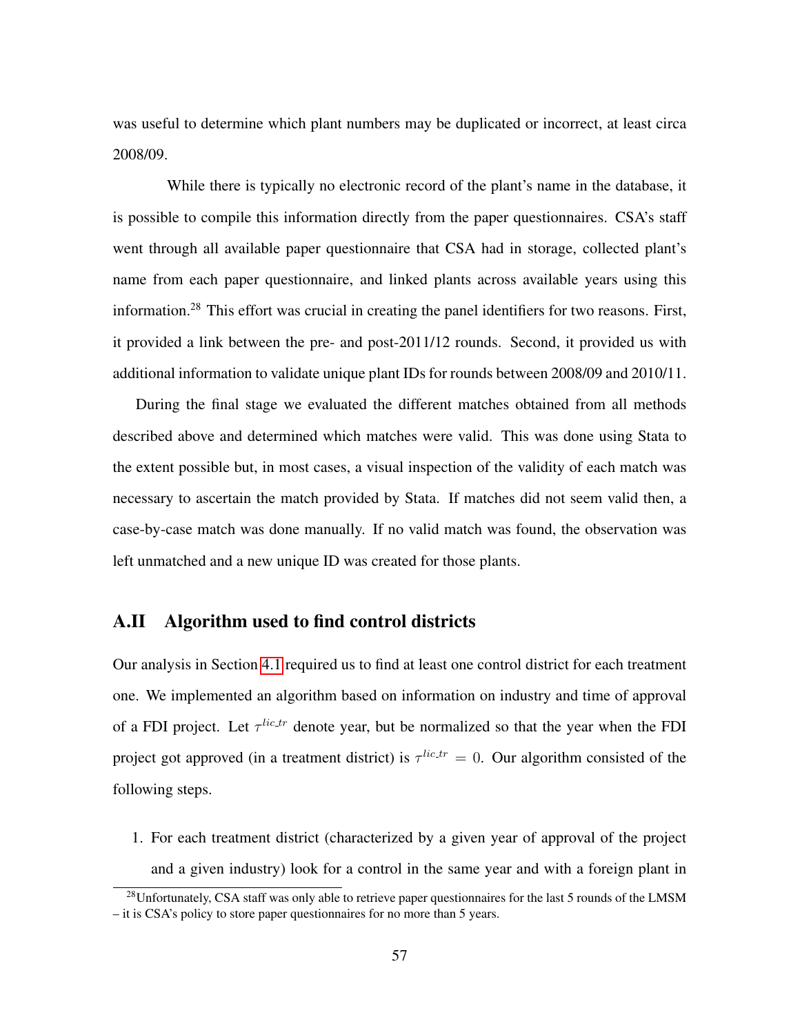was useful to determine which plant numbers may be duplicated or incorrect, at least circa 2008/09.

While there is typically no electronic record of the plant's name in the database, it is possible to compile this information directly from the paper questionnaires. CSA's staff went through all available paper questionnaire that CSA had in storage, collected plant's name from each paper questionnaire, and linked plants across available years using this information.[28] This effort was crucial in creating the panel identifiers for two reasons. First, it provided a link between the pre- and post-2011/12 rounds. Second, it provided us with additional information to validate unique plant IDs for rounds between 2008/09 and 2010/11.

During the final stage we evaluated the different matches obtained from all methods described above and determined which matches were valid. This was done using Stata to the extent possible but, in most cases, a visual inspection of the validity of each match was necessary to ascertain the match provided by Stata. If matches did not seem valid then, a case-by-case match was done manually. If no valid match was found, the observation was left unmatched and a new unique ID was created for those plants.

## A.II Algorithm used to find control districts

Our analysis in Section 4.1 required us to find at least one control district for each treatment one. We implemented an algorithm based on information on industry and time of approval of a FDI project. Let $\tau^{lic\_tr}$ denote year, but be normalized so that the year when the FDI project got approved (in a treatment district) is $\tau^{lic\_tr} = 0$. Our algorithm consisted of the following steps.

1. For each treatment district (characterized by a given year of approval of the project and a given industry) look for a control in the same year and with a foreign plant in

[28] Unfortunately, CSA staff was only able to retrieve paper questionnaires for the last 5 rounds of the LMSM – it is CSA's policy to store paper questionnaires for no more than 5 years.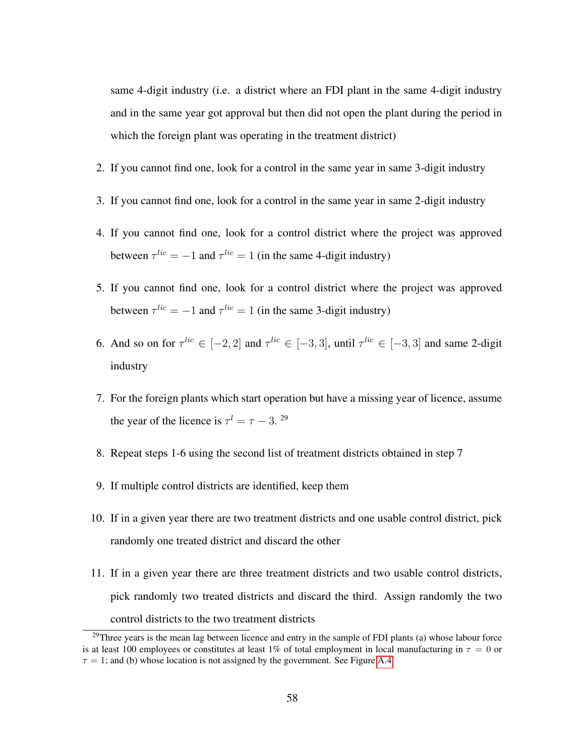same 4-digit industry (i.e. a district where an FDI plant in the same 4-digit industry and in the same year got approval but then did not open the plant during the period in which the foreign plant was operating in the treatment district)

2. If you cannot find one, look for a control in the same year in same 3-digit industry
3. If you cannot find one, look for a control in the same year in same 2-digit industry
4. If you cannot find one, look for a control district where the project was approved between $\tau^{lic} = -1$ and $\tau^{lic} = 1$ (in the same 4-digit industry)
5. If you cannot find one, look for a control district where the project was approved between $\tau^{lic} = -1$ and $\tau^{lic} = 1$ (in the same 3-digit industry)
6. And so on for $\tau^{lic} \in [-2, 2]$ and $\tau^{lic} \in [-3, 3]$, until $\tau^{lic} \in [-3, 3]$ and same 2-digit industry
7. For the foreign plants which start operation but have a missing year of licence, assume the year of the licence is $\tau^{l} = \tau - 3$. [29]
8. Repeat steps 1-6 using the second list of treatment districts obtained in step 7
9. If multiple control districts are identified, keep them
10. If in a given year there are two treatment districts and one usable control district, pick randomly one treated district and discard the other
11. If in a given year there are three treatment districts and two usable control districts, pick randomly two treated districts and discard the third. Assign randomly the two control districts to the two treatment districts

[29] Three years is the mean lag between licence and entry in the sample of FDI plants (a) whose labour force is at least 100 employees or constitutes at least 1% of total employment in local manufacturing in $\tau = 0$ or $\tau = 1$; and (b) whose location is not assigned by the government. See Figure A.4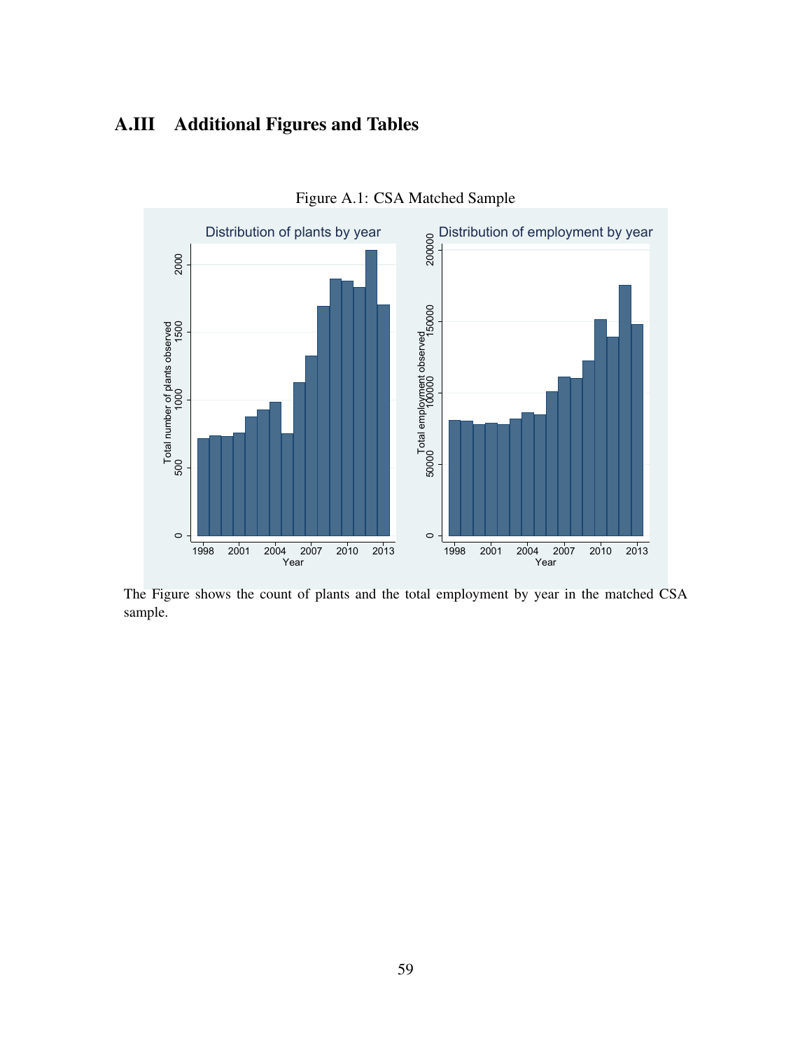## A.III Additional Figures and Tables

Figure A.1: CSA Matched Sample

The Figure shows the count of plants and the total employment by year in the matched CSA sample.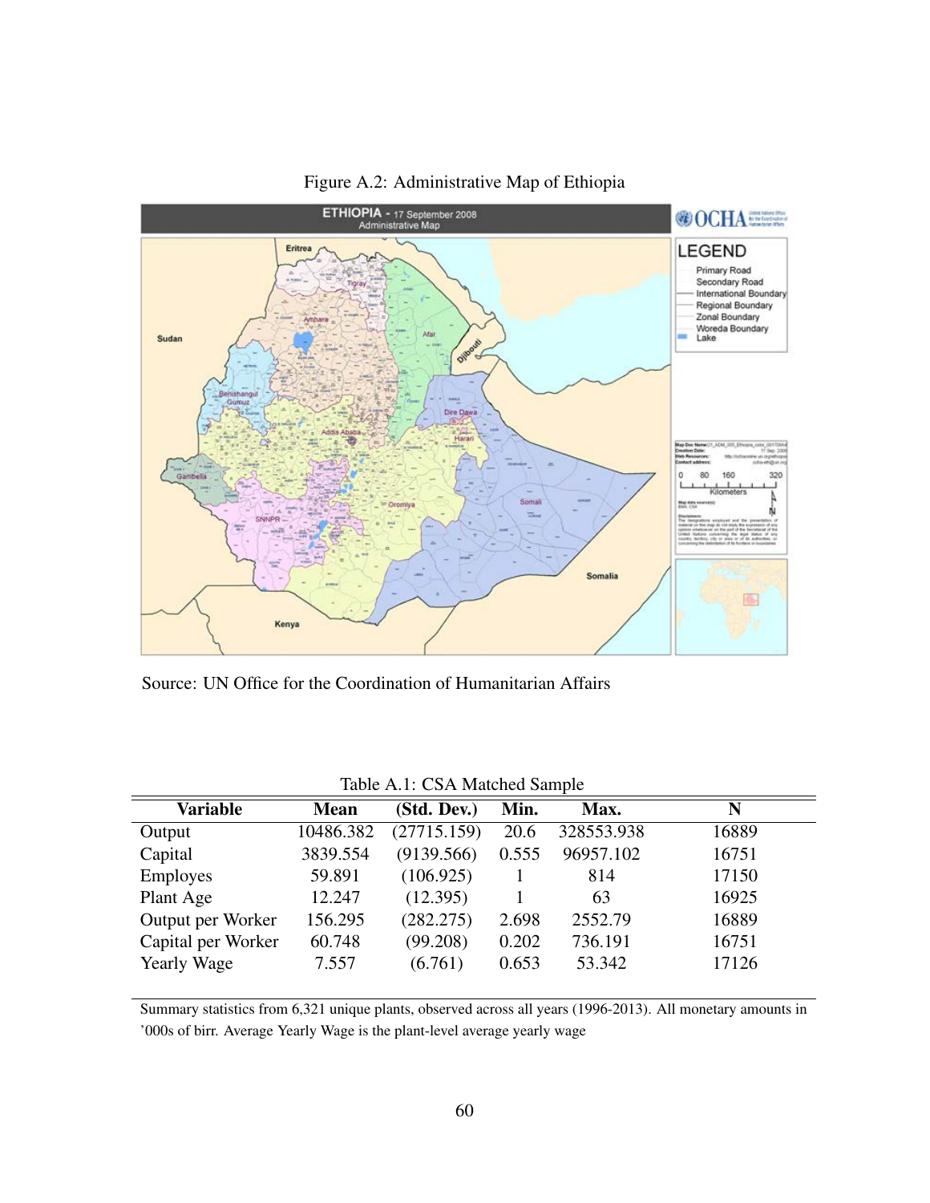Figure A.2: Administrative Map of Ethiopia

Source: UN Office for the Coordination of Humanitarian Affairs

Table A.1: CSA Matched Sample

| Variable | Mean | (Std. Dev.) | Min. | Max. | N |
|---|---|---|---|---|---|
| Output | 10486.382 | (27715.159) | 20.6 | 328553.938 | 16889 |
| Capital | 3839.554 | (9139.566) | 0.555 | 96957.102 | 16751 |
| Employes | 59.891 | (106.925) | 1 | 814 | 17150 |
| Plant Age | 12.247 | (12.395) | 1 | 63 | 16925 |
| Output per Worker | 156.295 | (282.275) | 2.698 | 2552.79 | 16889 |
| Capital per Worker | 60.748 | (99.208) | 0.202 | 736.191 | 16751 |
| Yearly Wage | 7.557 | (6.761) | 0.653 | 53.342 | 17126 |

Summary statistics from 6,321 unique plants, observed across all years (1996-2013). All monetary amounts in '000s of birr. Average Yearly Wage is the plant-level average yearly wage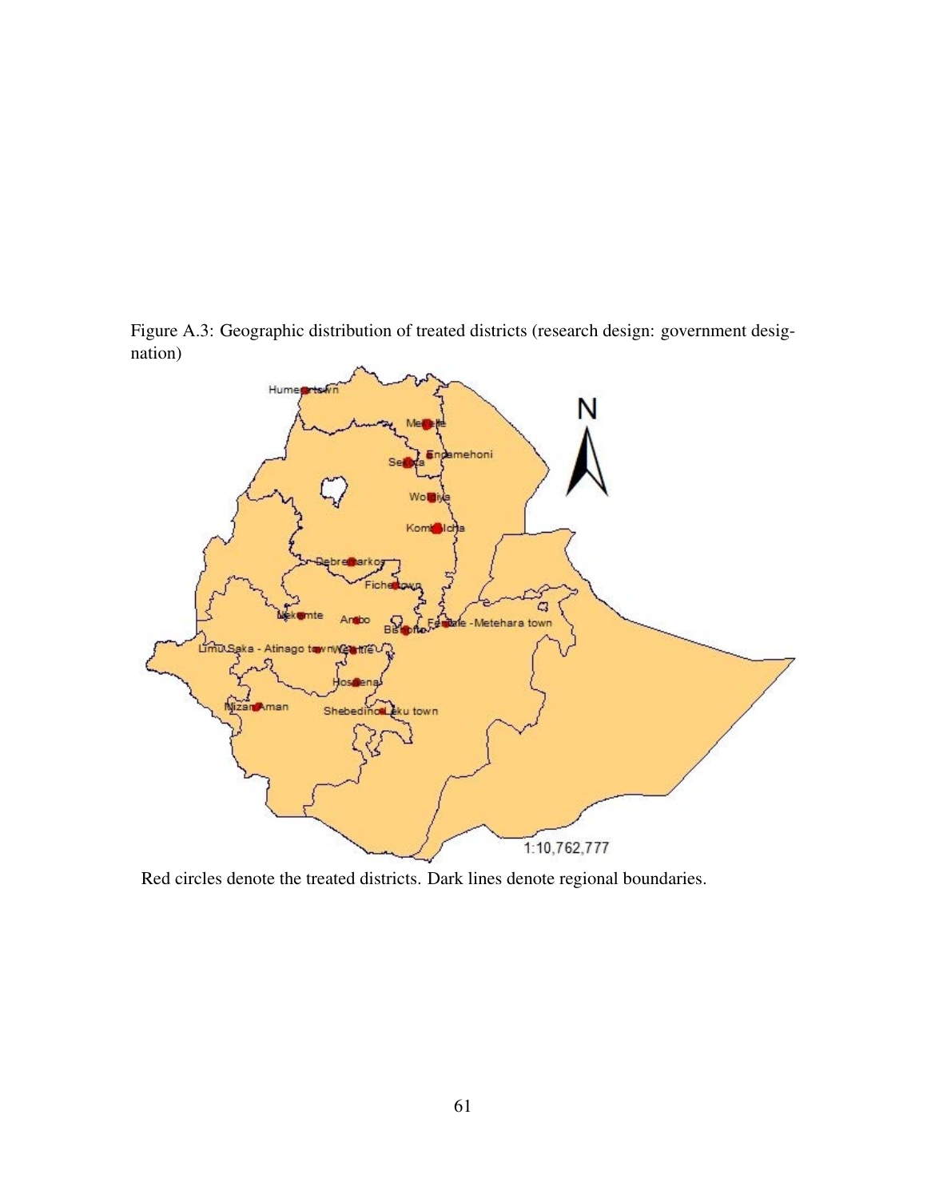Figure A.3: Geographic distribution of treated districts (research design: government designation)

Red circles denote the treated districts. Dark lines denote regional boundaries.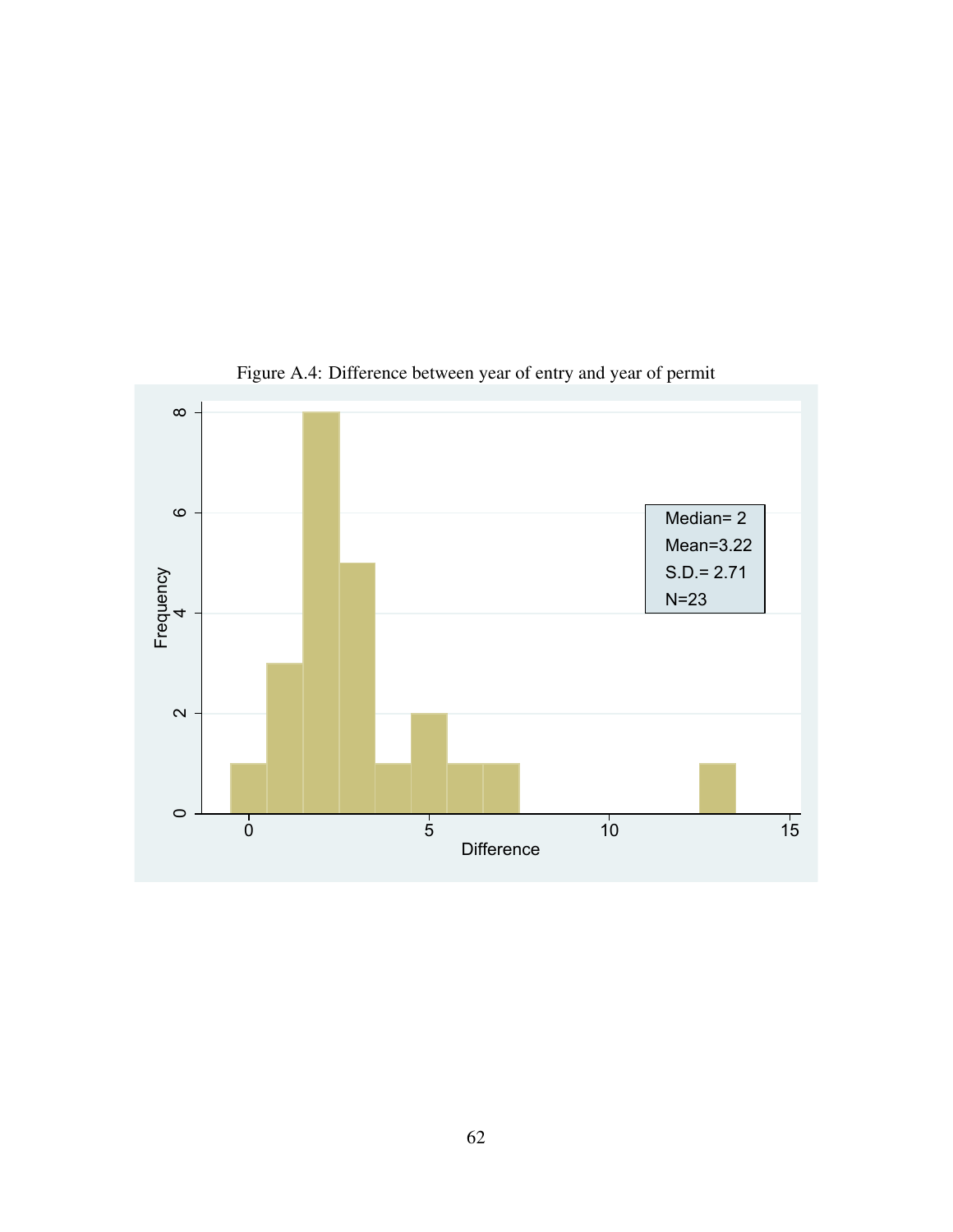Figure A.4: Difference between year of entry and year of permit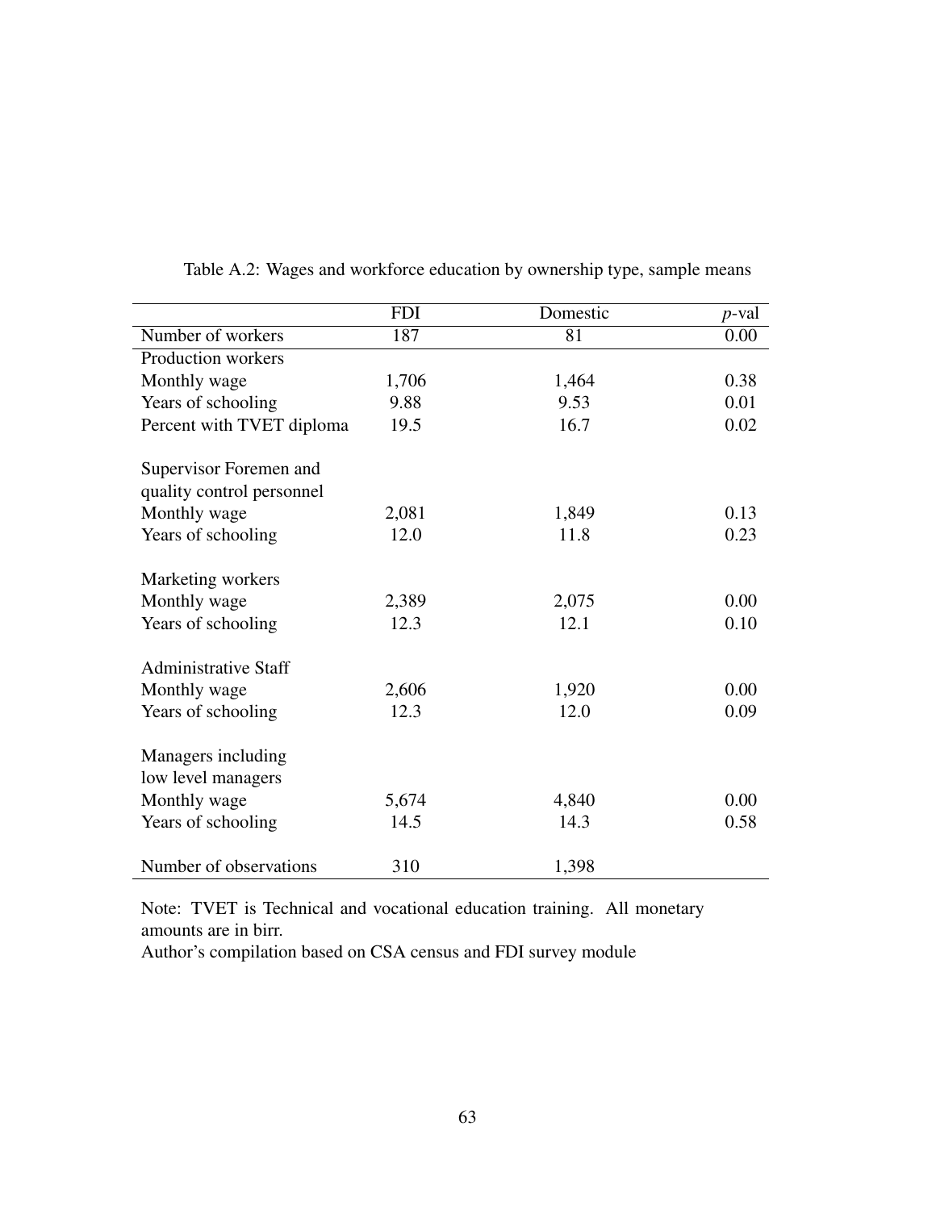Table A.2: Wages and workforce education by ownership type, sample means

| | FDI | Domestic | $p$-val |
|---|---|---|---|
| Number of workers | 187 | 81 | 0.00 |
| Production workers | | | |
| Monthly wage | 1,706 | 1,464 | 0.38 |
| Years of schooling | 9.88 | 9.53 | 0.01 |
| Percent with TVET diploma | 19.5 | 16.7 | 0.02 |
| | | | |
| Supervisor Foremen and quality control personnel | | | |
| Monthly wage | 2,081 | 1,849 | 0.13 |
| Years of schooling | 12.0 | 11.8 | 0.23 |
| | | | |
| Marketing workers | | | |
| Monthly wage | 2,389 | 2,075 | 0.00 |
| Years of schooling | 12.3 | 12.1 | 0.10 |
| | | | |
| Administrative Staff | | | |
| Monthly wage | 2,606 | 1,920 | 0.00 |
| Years of schooling | 12.3 | 12.0 | 0.09 |
| | | | |
| Managers including low level managers | | | |
| Monthly wage | 5,674 | 4,840 | 0.00 |
| Years of schooling | 14.5 | 14.3 | 0.58 |
| | | | |
| Number of observations | 310 | 1,398 | |

Note: TVET is Technical and vocational education training. All monetary amounts are in birr.
Author's compilation based on CSA census and FDI survey module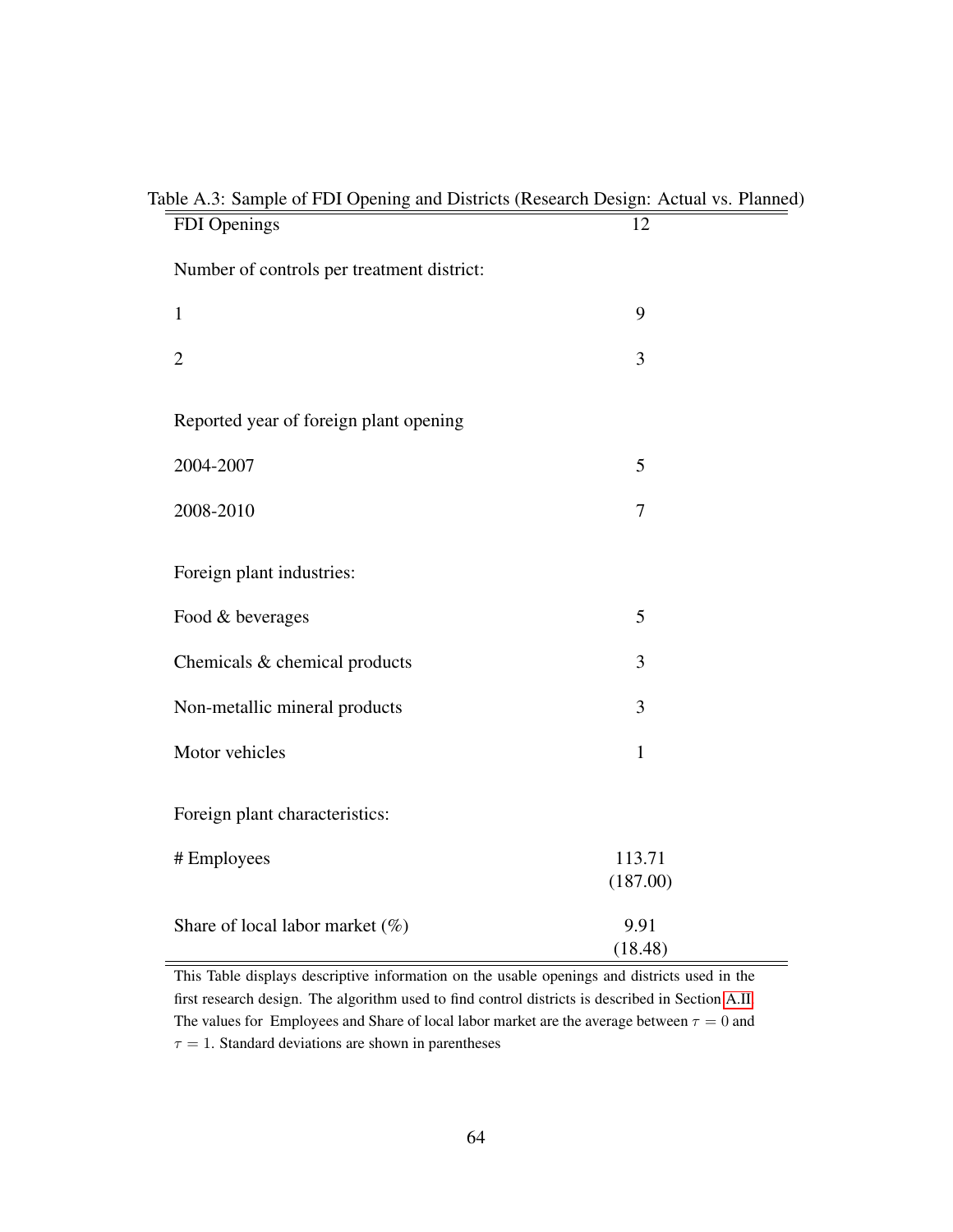Table A.3: Sample of FDI Opening and Districts (Research Design: Actual vs. Planned)

| | |
|---|---|
| FDI Openings | 12 |
| Number of controls per treatment district: | |
| 1 | 9 |
| 2 | 3 |
| Reported year of foreign plant opening | |
| 2004-2007 | 5 |
| 2008-2010 | 7 |
| Foreign plant industries: | |
| Food & beverages | 5 |
| Chemicals & chemical products | 3 |
| Non-metallic mineral products | 3 |
| Motor vehicles | 1 |
| Foreign plant characteristics: | |
| # Employees | 113.71 |
| | (187.00) |
| Share of local labor market (%) | 9.91 |
| | (18.48) |

This Table displays descriptive information on the usable openings and districts used in the first research design. The algorithm used to find control districts is described in Section A.II. The values for Employees and Share of local labor market are the average between $\tau = 0$ and $\tau = 1$. Standard deviations are shown in parentheses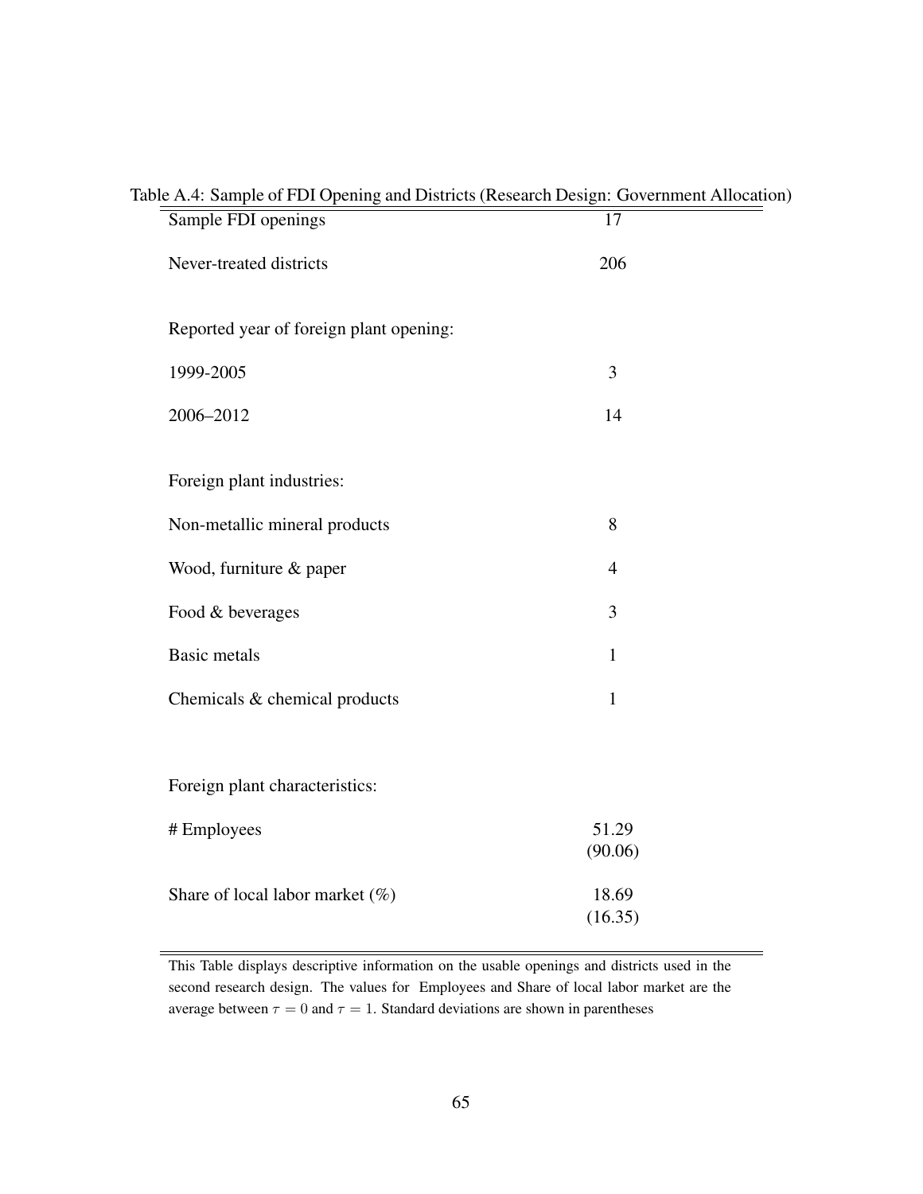Table A.4: Sample of FDI Opening and Districts (Research Design: Government Allocation)

| | |
|---|---|
| Sample FDI openings | 17 |
| Never-treated districts | 206 |
| Reported year of foreign plant opening: | |
| 1999-2005 | 3 |
| 2006–2012 | 14 |
| Foreign plant industries: | |
| Non-metallic mineral products | 8 |
| Wood, furniture & paper | 4 |
| Food & beverages | 3 |
| Basic metals | 1 |
| Chemicals & chemical products | 1 |
| Foreign plant characteristics: | |
| # Employees | 51.29 |
| | (90.06) |
| Share of local labor market (%) | 18.69 |
| | (16.35) |

This Table displays descriptive information on the usable openings and districts used in the second research design. The values for Employees and Share of local labor market are the average between $\tau = 0$ and $\tau = 1$. Standard deviations are shown in parentheses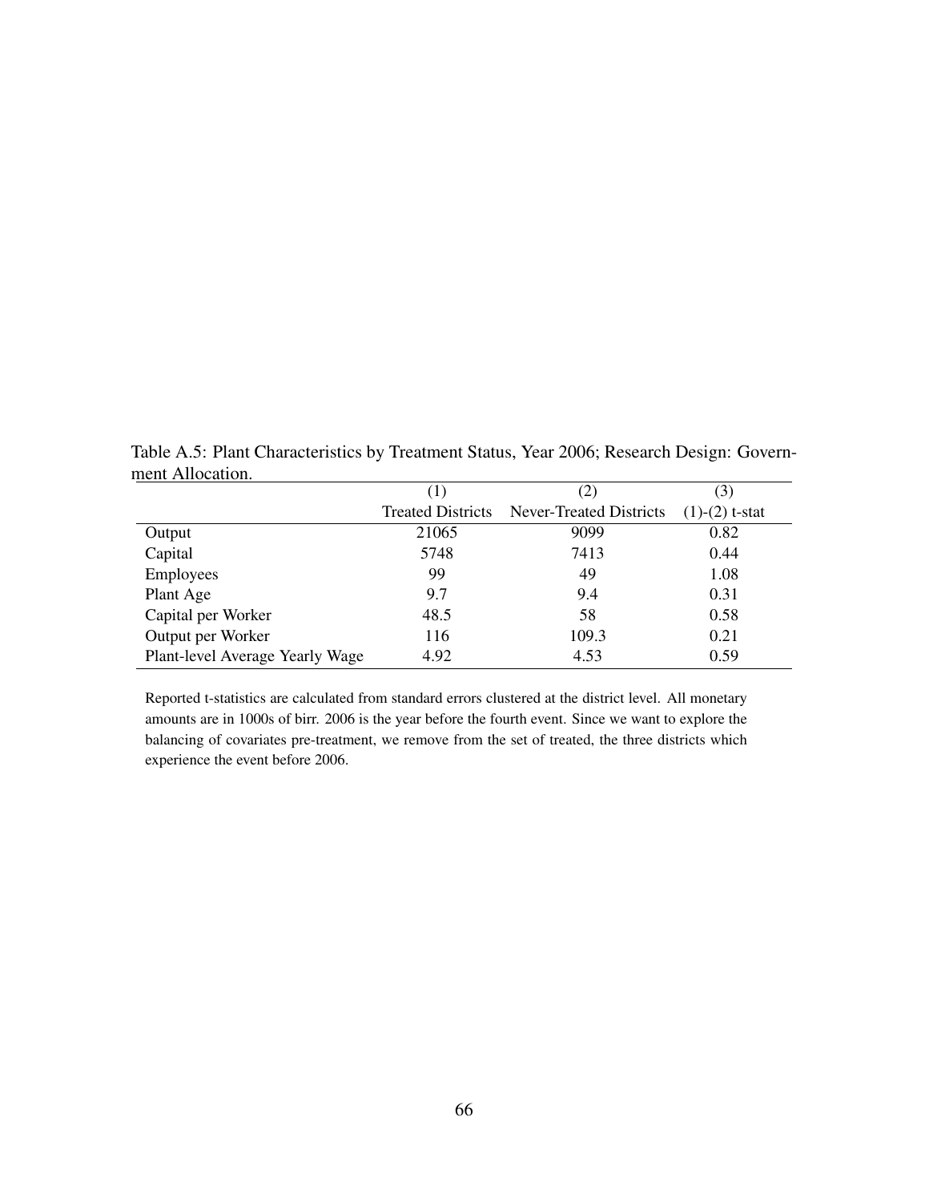Table A.5: Plant Characteristics by Treatment Status, Year 2006; Research Design: Government Allocation.

| | (1) | (2) | (3) |
|---|---|---|---|
| | Treated Districts | Never-Treated Districts | (1)-(2) t-stat |
| Output | 21065 | 9099 | 0.82 |
| Capital | 5748 | 7413 | 0.44 |
| Employees | 99 | 49 | 1.08 |
| Plant Age | 9.7 | 9.4 | 0.31 |
| Capital per Worker | 48.5 | 58 | 0.58 |
| Output per Worker | 116 | 109.3 | 0.21 |
| Plant-level Average Yearly Wage | 4.92 | 4.53 | 0.59 |

Reported t-statistics are calculated from standard errors clustered at the district level. All monetary amounts are in 1000s of birr. 2006 is the year before the fourth event. Since we want to explore the balancing of covariates pre-treatment, we remove from the set of treated, the three districts which experience the event before 2006.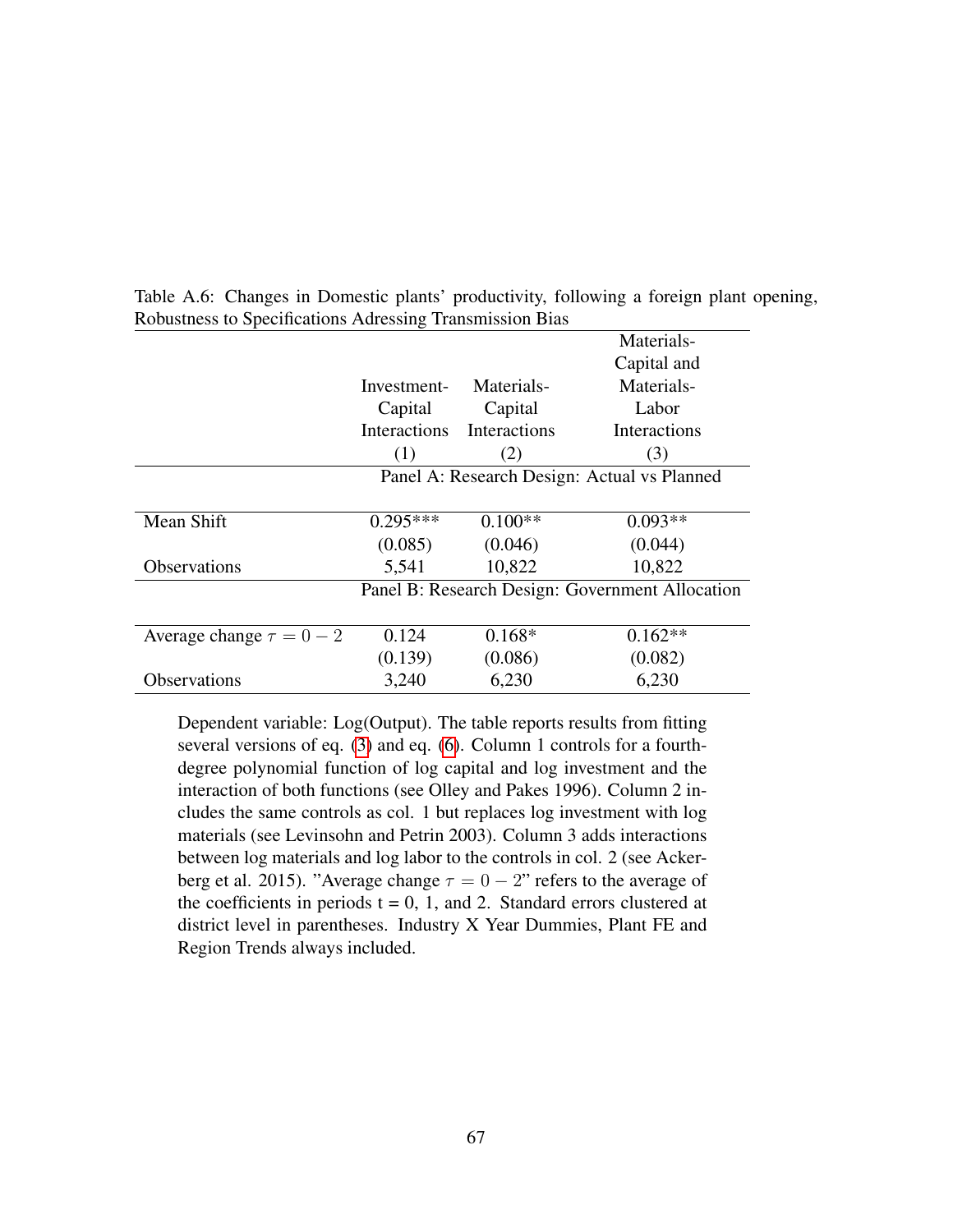Table A.6: Changes in Domestic plants' productivity, following a foreign plant opening, Robustness to Specifications Adressing Transmission Bias

| | Investment-Capital Interactions | Materials-Capital Interactions | Materials-Capital and Materials-Labor Interactions |
|---|---|---|---|
| | (1) | (2) | (3) |
| | Panel A: Research Design: Actual vs Planned | | |
| Mean Shift | 0.295*** | 0.100** | 0.093** |
| | (0.085) | (0.046) | (0.044) |
| Observations | 5,541 | 10,822 | 10,822 |
| | Panel B: Research Design: Government Allocation | | |
| Average change $\tau = 0 - 2$ | 0.124 | 0.168* | 0.162** |
| | (0.139) | (0.086) | (0.082) |
| Observations | 3,240 | 6,230 | 6,230 |

Dependent variable: Log(Output). The table reports results from fitting several versions of eq. (3) and eq. (6). Column 1 controls for a fourth-degree polynomial function of log capital and log investment and the interaction of both functions (see Olley and Pakes 1996). Column 2 includes the same controls as col. 1 but replaces log investment with log materials (see Levinsohn and Petrin 2003). Column 3 adds interactions between log materials and log labor to the controls in col. 2 (see Ackerberg et al. 2015). "Average change $\tau = 0 - 2$" refers to the average of the coefficients in periods t = 0, 1, and 2. Standard errors clustered at district level in parentheses. Industry X Year Dummies, Plant FE and Region Trends always included.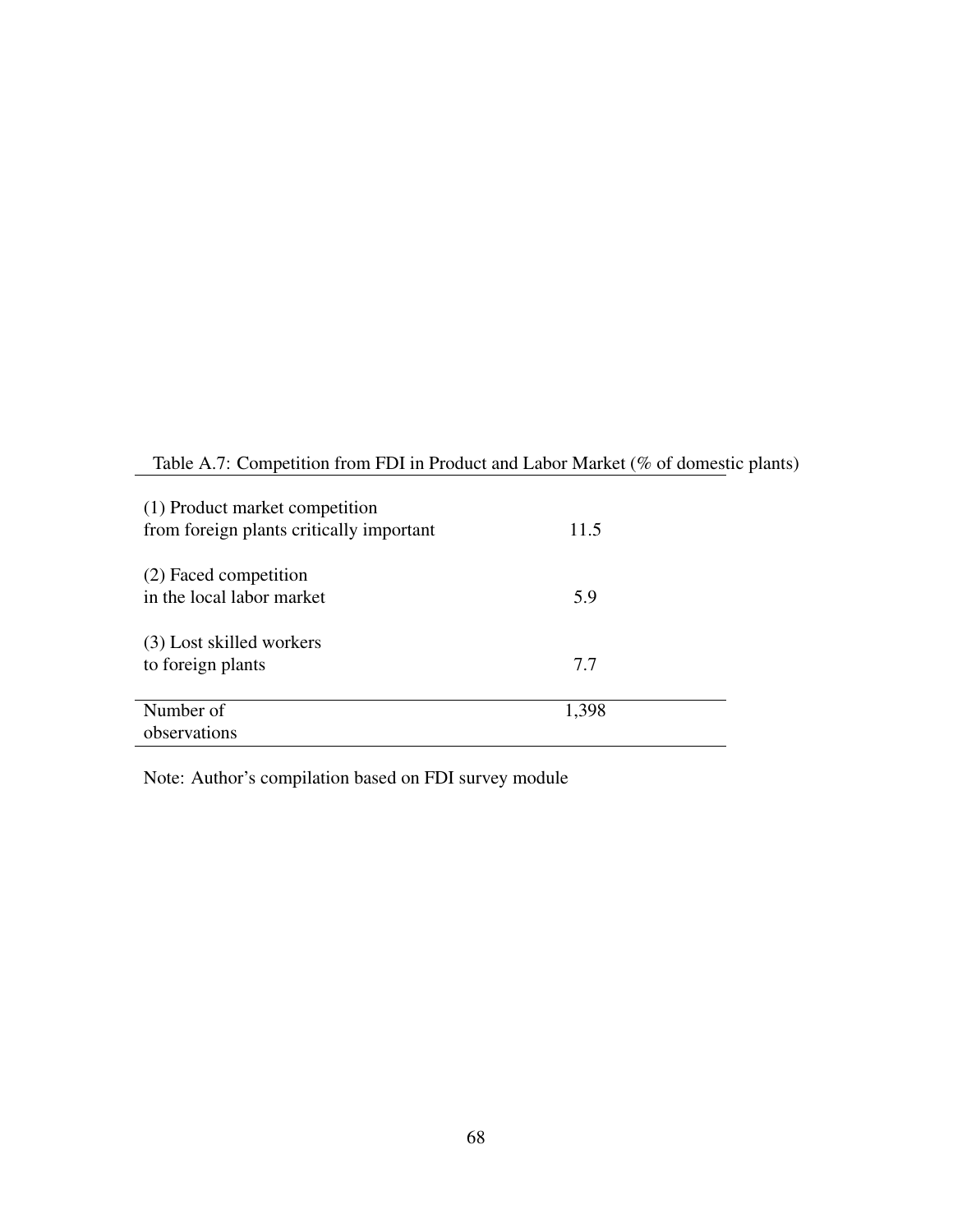Table A.7: Competition from FDI in Product and Labor Market (% of domestic plants)

| | |
|---|---|
| (1) Product market competition from foreign plants critically important | 11.5 |
| (2) Faced competition in the local labor market | 5.9 |
| (3) Lost skilled workers to foreign plants | 7.7 |
| Number of observations | 1,398 |

Note: Author's compilation based on FDI survey module